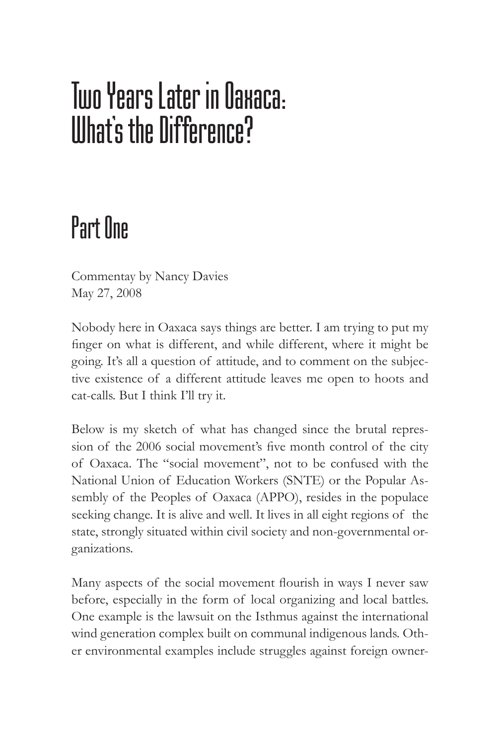# Two Years Later in Oaxaca: What's the Difference?

## Part One

Commentay by Nancy Davies
May 27, 2008

Nobody here in Oaxaca says things are better. I am trying to put my finger on what is different, and while different, where it might be going. It's all a question of attitude, and to comment on the subjective existence of a different attitude leaves me open to hoots and cat-calls. But I think I'll try it.

Below is my sketch of what has changed since the brutal repression of the 2006 social movement's five month control of the city of Oaxaca. The "social movement", not to be confused with the National Union of Education Workers (SNTE) or the Popular Assembly of the Peoples of Oaxaca (APPO), resides in the populace seeking change. It is alive and well. It lives in all eight regions of the state, strongly situated within civil society and non-governmental organizations.

Many aspects of the social movement flourish in ways I never saw before, especially in the form of local organizing and local battles. One example is the lawsuit on the Isthmus against the international wind generation complex built on communal indigenous lands. Other environmental examples include struggles against foreign owner-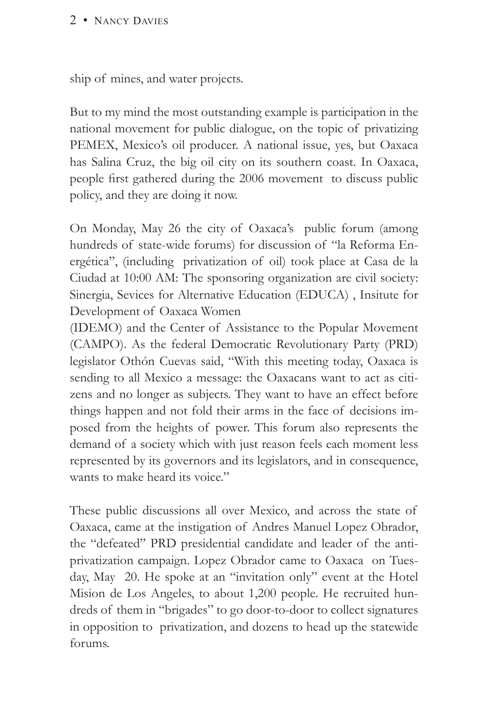ship of mines, and water projects.

But to my mind the most outstanding example is participation in the national movement for public dialogue, on the topic of privatizing PEMEX, Mexico's oil producer. A national issue, yes, but Oaxaca has Salina Cruz, the big oil city on its southern coast. In Oaxaca, people first gathered during the 2006 movement to discuss public policy, and they are doing it now.

On Monday, May 26 the city of Oaxaca's public forum (among hundreds of state-wide forums) for discussion of "la Reforma Energética", (including privatization of oil) took place at Casa de la Ciudad at 10:00 AM: The sponsoring organization are civil society: Sinergia, Sevices for Alternative Education (EDUCA) , Insitute for Development of Oaxaca Women (IDEMO) and the Center of Assistance to the Popular Movement (CAMPO). As the federal Democratic Revolutionary Party (PRD) legislator Othón Cuevas said, "With this meeting today, Oaxaca is sending to all Mexico a message: the Oaxacans want to act as citizens and no longer as subjects. They want to have an effect before things happen and not fold their arms in the face of decisions imposed from the heights of power. This forum also represents the demand of a society which with just reason feels each moment less represented by its governors and its legislators, and in consequence, wants to make heard its voice."

These public discussions all over Mexico, and across the state of Oaxaca, came at the instigation of Andres Manuel Lopez Obrador, the "defeated" PRD presidential candidate and leader of the anti-privatization campaign. Lopez Obrador came to Oaxaca on Tuesday, May 20. He spoke at an "invitation only" event at the Hotel Mision de Los Angeles, to about 1,200 people. He recruited hundreds of them in "brigades" to go door-to-door to collect signatures in opposition to privatization, and dozens to head up the statewide forums.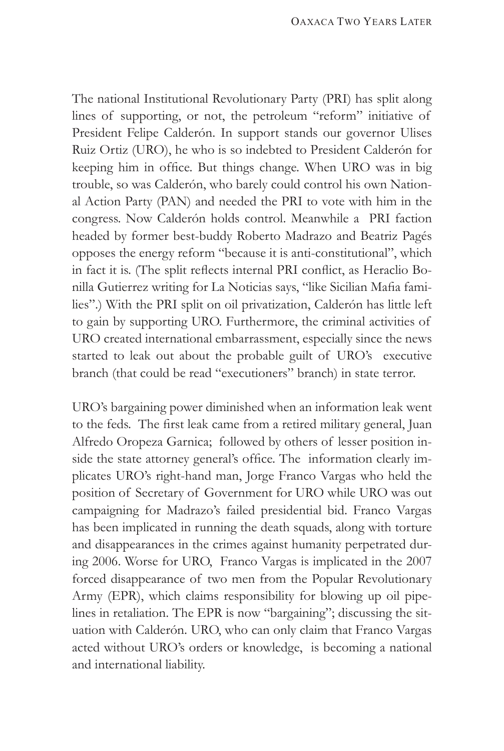The national Institutional Revolutionary Party (PRI) has split along lines of supporting, or not, the petroleum "reform" initiative of President Felipe Calderón. In support stands our governor Ulises Ruiz Ortiz (URO), he who is so indebted to President Calderón for keeping him in office. But things change. When URO was in big trouble, so was Calderón, who barely could control his own National Action Party (PAN) and needed the PRI to vote with him in the congress. Now Calderón holds control. Meanwhile a PRI faction headed by former best-buddy Roberto Madrazo and Beatriz Pagés opposes the energy reform "because it is anti-constitutional", which in fact it is. (The split reflects internal PRI conflict, as Heraclio Bonilla Gutierrez writing for La Noticias says, "like Sicilian Mafia families".) With the PRI split on oil privatization, Calderón has little left to gain by supporting URO. Furthermore, the criminal activities of URO created international embarrassment, especially since the news started to leak out about the probable guilt of URO's executive branch (that could be read "executioners" branch) in state terror.

URO's bargaining power diminished when an information leak went to the feds. The first leak came from a retired military general, Juan Alfredo Oropeza Garnica; followed by others of lesser position inside the state attorney general's office. The information clearly implicates URO's right-hand man, Jorge Franco Vargas who held the position of Secretary of Government for URO while URO was out campaigning for Madrazo's failed presidential bid. Franco Vargas has been implicated in running the death squads, along with torture and disappearances in the crimes against humanity perpetrated during 2006. Worse for URO, Franco Vargas is implicated in the 2007 forced disappearance of two men from the Popular Revolutionary Army (EPR), which claims responsibility for blowing up oil pipelines in retaliation. The EPR is now "bargaining"; discussing the situation with Calderón. URO, who can only claim that Franco Vargas acted without URO's orders or knowledge, is becoming a national and international liability.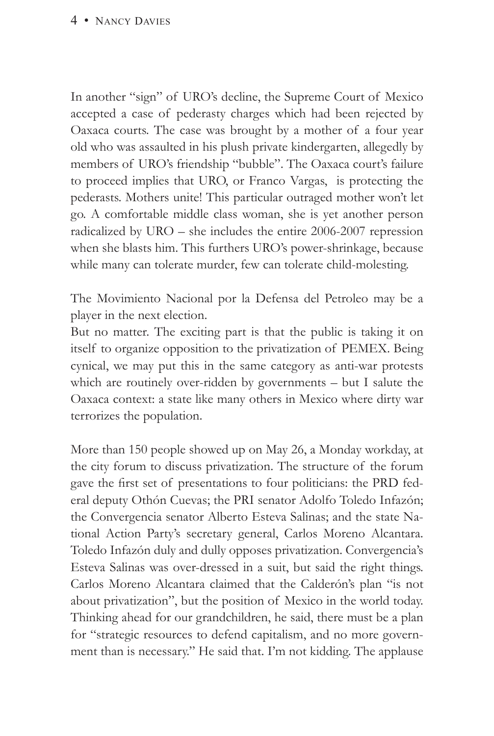In another "sign" of URO's decline, the Supreme Court of Mexico accepted a case of pederasty charges which had been rejected by Oaxaca courts. The case was brought by a mother of a four year old who was assaulted in his plush private kindergarten, allegedly by members of URO's friendship "bubble". The Oaxaca court's failure to proceed implies that URO, or Franco Vargas, is protecting the pederasts. Mothers unite! This particular outraged mother won't let go. A comfortable middle class woman, she is yet another person radicalized by URO – she includes the entire 2006-2007 repression when she blasts him. This furthers URO's power-shrinkage, because while many can tolerate murder, few can tolerate child-molesting.

The Movimiento Nacional por la Defensa del Petroleo may be a player in the next election.
But no matter. The exciting part is that the public is taking it on itself to organize opposition to the privatization of PEMEX. Being cynical, we may put this in the same category as anti-war protests which are routinely over-ridden by governments – but I salute the Oaxaca context: a state like many others in Mexico where dirty war terrorizes the population.

More than 150 people showed up on May 26, a Monday workday, at the city forum to discuss privatization. The structure of the forum gave the first set of presentations to four politicians: the PRD federal deputy Othón Cuevas; the PRI senator Adolfo Toledo Infazón; the Convergencia senator Alberto Esteva Salinas; and the state National Action Party's secretary general, Carlos Moreno Alcantara. Toledo Infazón duly and dully opposes privatization. Convergencia's Esteva Salinas was over-dressed in a suit, but said the right things. Carlos Moreno Alcantara claimed that the Calderón's plan "is not about privatization", but the position of Mexico in the world today. Thinking ahead for our grandchildren, he said, there must be a plan for "strategic resources to defend capitalism, and no more government than is necessary." He said that. I'm not kidding. The applause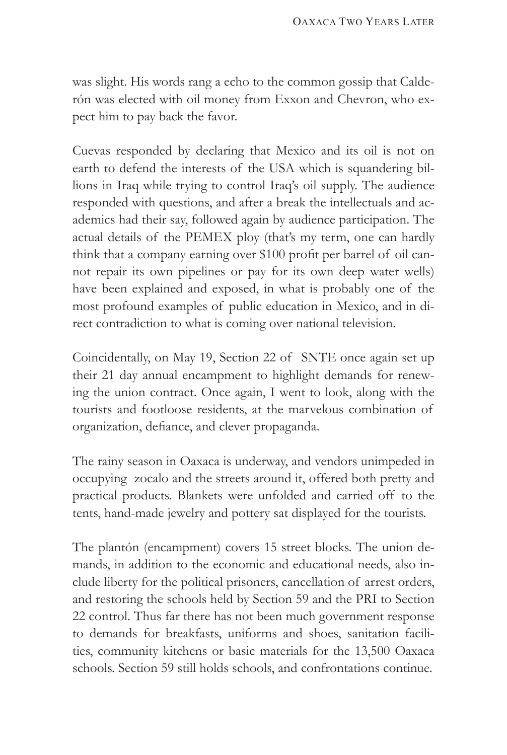was slight. His words rang a echo to the common gossip that Calderón was elected with oil money from Exxon and Chevron, who expect him to pay back the favor.

Cuevas responded by declaring that Mexico and its oil is not on earth to defend the interests of the USA which is squandering billions in Iraq while trying to control Iraq's oil supply. The audience responded with questions, and after a break the intellectuals and academics had their say, followed again by audience participation. The actual details of the PEMEX ploy (that's my term, one can hardly think that a company earning over $100 profit per barrel of oil cannot repair its own pipelines or pay for its own deep water wells) have been explained and exposed, in what is probably one of the most profound examples of public education in Mexico, and in direct contradiction to what is coming over national television.

Coincidentally, on May 19, Section 22 of SNTE once again set up their 21 day annual encampment to highlight demands for renewing the union contract. Once again, I went to look, along with the tourists and footloose residents, at the marvelous combination of organization, defiance, and clever propaganda.

The rainy season in Oaxaca is underway, and vendors unimpeded in occupying zocalo and the streets around it, offered both pretty and practical products. Blankets were unfolded and carried off to the tents, hand-made jewelry and pottery sat displayed for the tourists.

The plantón (encampment) covers 15 street blocks. The union demands, in addition to the economic and educational needs, also include liberty for the political prisoners, cancellation of arrest orders, and restoring the schools held by Section 59 and the PRI to Section 22 control. Thus far there has not been much government response to demands for breakfasts, uniforms and shoes, sanitation facilities, community kitchens or basic materials for the 13,500 Oaxaca schools. Section 59 still holds schools, and confrontations continue.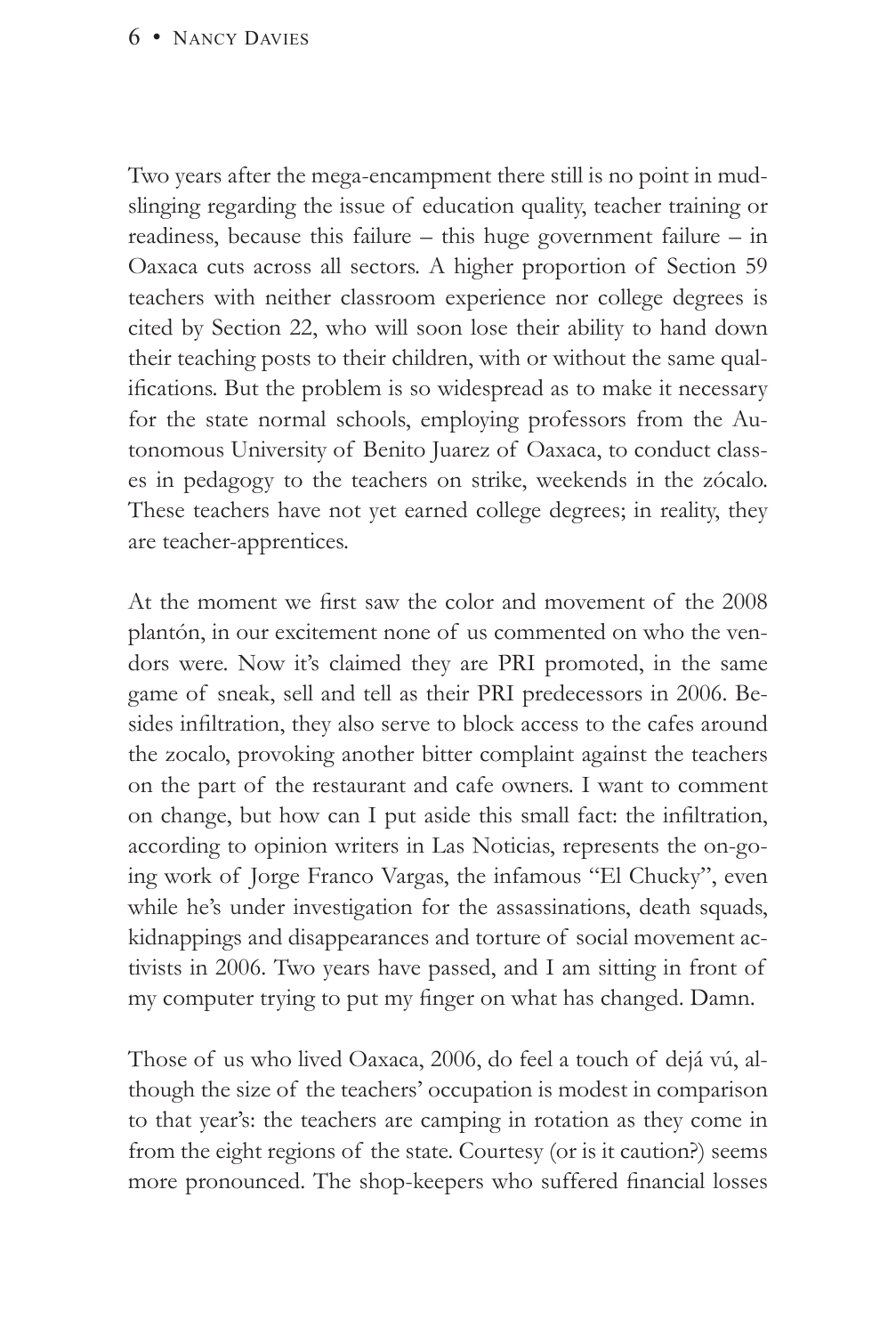Two years after the mega-encampment there still is no point in mudslinging regarding the issue of education quality, teacher training or readiness, because this failure – this huge government failure – in Oaxaca cuts across all sectors. A higher proportion of Section 59 teachers with neither classroom experience nor college degrees is cited by Section 22, who will soon lose their ability to hand down their teaching posts to their children, with or without the same qualifications. But the problem is so widespread as to make it necessary for the state normal schools, employing professors from the Autonomous University of Benito Juarez of Oaxaca, to conduct classes in pedagogy to the teachers on strike, weekends in the zócalo. These teachers have not yet earned college degrees; in reality, they are teacher-apprentices.

At the moment we first saw the color and movement of the 2008 plantón, in our excitement none of us commented on who the vendors were. Now it's claimed they are PRI promoted, in the same game of sneak, sell and tell as their PRI predecessors in 2006. Besides infiltration, they also serve to block access to the cafes around the zocalo, provoking another bitter complaint against the teachers on the part of the restaurant and cafe owners. I want to comment on change, but how can I put aside this small fact: the infiltration, according to opinion writers in Las Noticias, represents the on-going work of Jorge Franco Vargas, the infamous "El Chucky", even while he's under investigation for the assassinations, death squads, kidnappings and disappearances and torture of social movement activists in 2006. Two years have passed, and I am sitting in front of my computer trying to put my finger on what has changed. Damn.

Those of us who lived Oaxaca, 2006, do feel a touch of dejá vú, although the size of the teachers' occupation is modest in comparison to that year's: the teachers are camping in rotation as they come in from the eight regions of the state. Courtesy (or is it caution?) seems more pronounced. The shop-keepers who suffered financial losses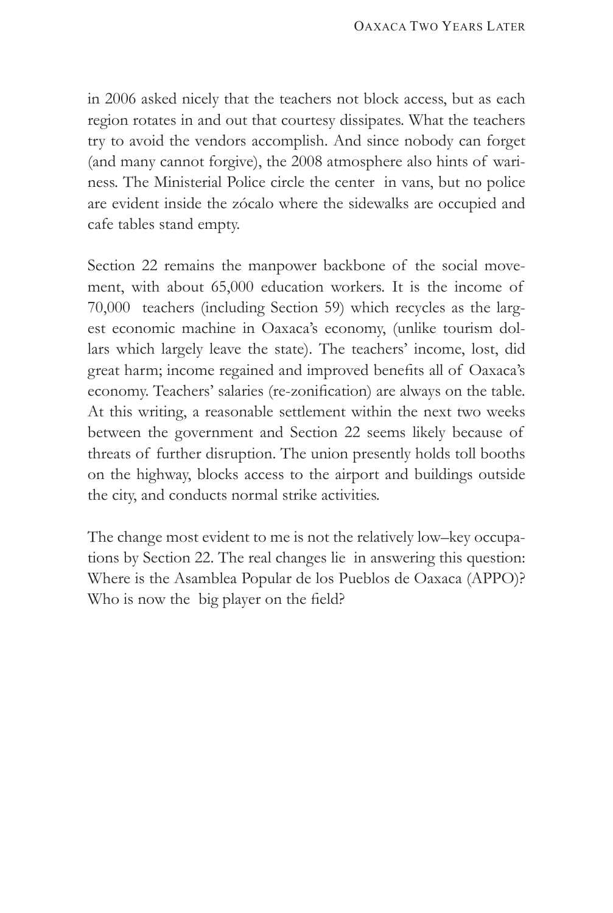in 2006 asked nicely that the teachers not block access, but as each region rotates in and out that courtesy dissipates. What the teachers try to avoid the vendors accomplish. And since nobody can forget (and many cannot forgive), the 2008 atmosphere also hints of wariness. The Ministerial Police circle the center in vans, but no police are evident inside the zócalo where the sidewalks are occupied and cafe tables stand empty.

Section 22 remains the manpower backbone of the social movement, with about 65,000 education workers. It is the income of 70,000 teachers (including Section 59) which recycles as the largest economic machine in Oaxaca's economy, (unlike tourism dollars which largely leave the state). The teachers' income, lost, did great harm; income regained and improved benefits all of Oaxaca's economy. Teachers' salaries (re-zonification) are always on the table. At this writing, a reasonable settlement within the next two weeks between the government and Section 22 seems likely because of threats of further disruption. The union presently holds toll booths on the highway, blocks access to the airport and buildings outside the city, and conducts normal strike activities.

The change most evident to me is not the relatively low–key occupations by Section 22. The real changes lie in answering this question: Where is the Asamblea Popular de los Pueblos de Oaxaca (APPO)? Who is now the big player on the field?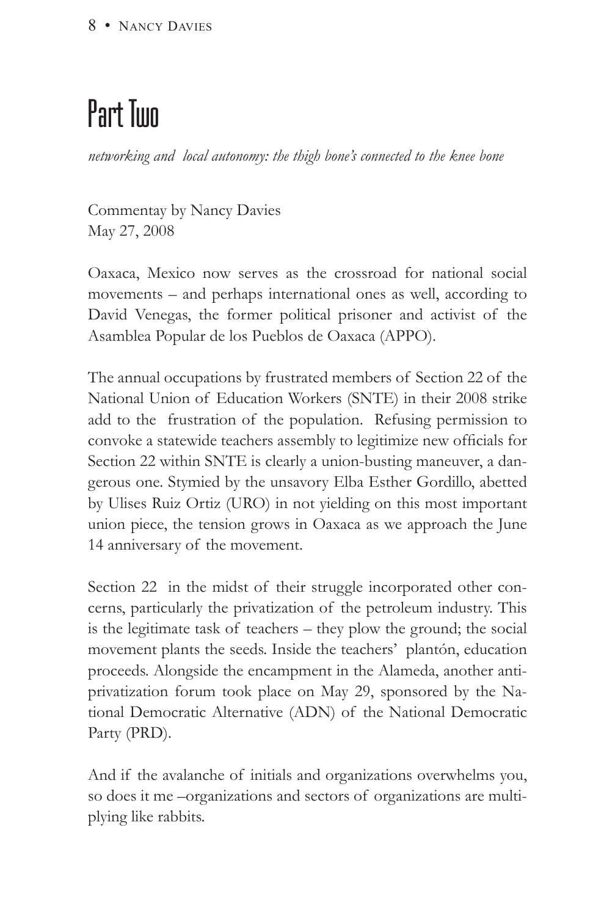# Part Two

*networking and local autonomy: the thigh bone's connected to the knee bone*

Commentay by Nancy Davies
May 27, 2008

Oaxaca, Mexico now serves as the crossroad for national social movements – and perhaps international ones as well, according to David Venegas, the former political prisoner and activist of the Asamblea Popular de los Pueblos de Oaxaca (APPO).

The annual occupations by frustrated members of Section 22 of the National Union of Education Workers (SNTE) in their 2008 strike add to the frustration of the population. Refusing permission to convoke a statewide teachers assembly to legitimize new officials for Section 22 within SNTE is clearly a union-busting maneuver, a dangerous one. Stymied by the unsavory Elba Esther Gordillo, abetted by Ulises Ruiz Ortiz (URO) in not yielding on this most important union piece, the tension grows in Oaxaca as we approach the June 14 anniversary of the movement.

Section 22 in the midst of their struggle incorporated other concerns, particularly the privatization of the petroleum industry. This is the legitimate task of teachers – they plow the ground; the social movement plants the seeds. Inside the teachers' plantón, education proceeds. Alongside the encampment in the Alameda, another anti-privatization forum took place on May 29, sponsored by the National Democratic Alternative (ADN) of the National Democratic Party (PRD).

And if the avalanche of initials and organizations overwhelms you, so does it me –organizations and sectors of organizations are multiplying like rabbits.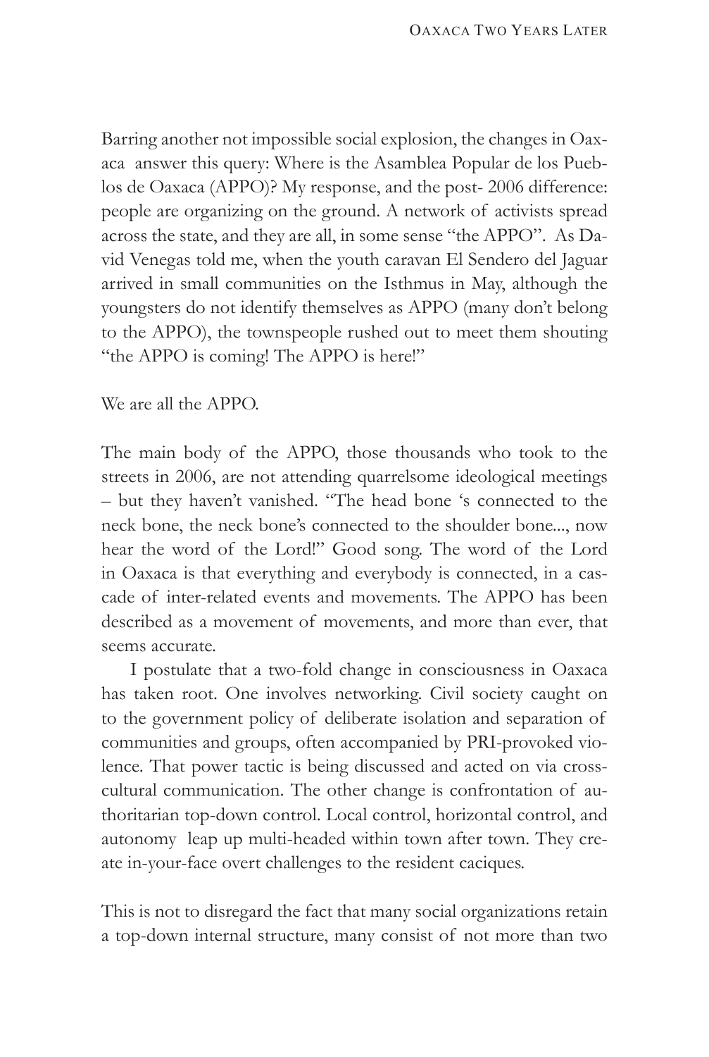Barring another not impossible social explosion, the changes in Oaxaca answer this query: Where is the Asamblea Popular de los Pueblos de Oaxaca (APPO)? My response, and the post- 2006 difference: people are organizing on the ground. A network of activists spread across the state, and they are all, in some sense "the APPO". As David Venegas told me, when the youth caravan El Sendero del Jaguar arrived in small communities on the Isthmus in May, although the youngsters do not identify themselves as APPO (many don't belong to the APPO), the townspeople rushed out to meet them shouting "the APPO is coming! The APPO is here!"

We are all the APPO.

The main body of the APPO, those thousands who took to the streets in 2006, are not attending quarrelsome ideological meetings – but they haven't vanished. "The head bone 's connected to the neck bone, the neck bone's connected to the shoulder bone..., now hear the word of the Lord!" Good song. The word of the Lord in Oaxaca is that everything and everybody is connected, in a cascade of inter-related events and movements. The APPO has been described as a movement of movements, and more than ever, that seems accurate.

I postulate that a two-fold change in consciousness in Oaxaca has taken root. One involves networking. Civil society caught on to the government policy of deliberate isolation and separation of communities and groups, often accompanied by PRI-provoked violence. That power tactic is being discussed and acted on via cross-cultural communication. The other change is confrontation of authoritarian top-down control. Local control, horizontal control, and autonomy leap up multi-headed within town after town. They create in-your-face overt challenges to the resident caciques.

This is not to disregard the fact that many social organizations retain a top-down internal structure, many consist of not more than two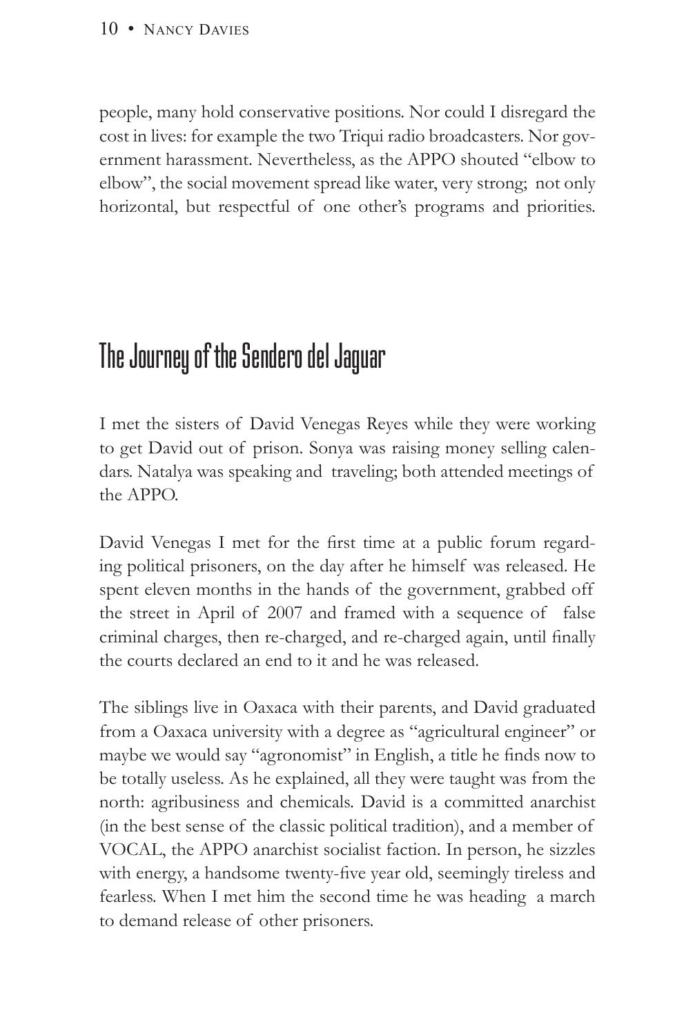people, many hold conservative positions. Nor could I disregard the cost in lives: for example the two Triqui radio broadcasters. Nor government harassment. Nevertheless, as the APPO shouted "elbow to elbow", the social movement spread like water, very strong; not only horizontal, but respectful of one other's programs and priorities.

## The Journey of the Sendero del Jaguar

I met the sisters of David Venegas Reyes while they were working to get David out of prison. Sonya was raising money selling calendars. Natalya was speaking and traveling; both attended meetings of the APPO.

David Venegas I met for the first time at a public forum regarding political prisoners, on the day after he himself was released. He spent eleven months in the hands of the government, grabbed off the street in April of 2007 and framed with a sequence of false criminal charges, then re-charged, and re-charged again, until finally the courts declared an end to it and he was released.

The siblings live in Oaxaca with their parents, and David graduated from a Oaxaca university with a degree as "agricultural engineer" or maybe we would say "agronomist" in English, a title he finds now to be totally useless. As he explained, all they were taught was from the north: agribusiness and chemicals. David is a committed anarchist (in the best sense of the classic political tradition), and a member of VOCAL, the APPO anarchist socialist faction. In person, he sizzles with energy, a handsome twenty-five year old, seemingly tireless and fearless. When I met him the second time he was heading a march to demand release of other prisoners.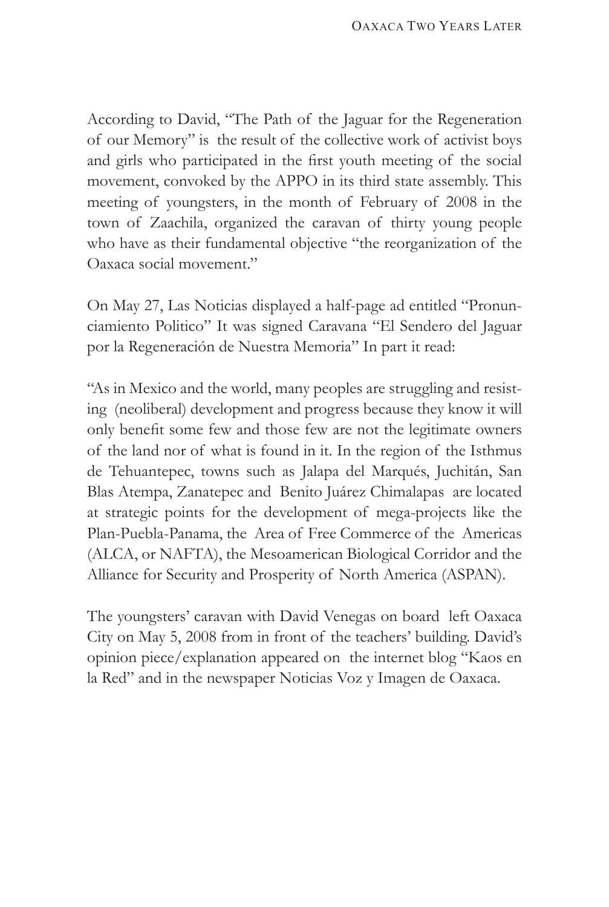According to David, "The Path of the Jaguar for the Regeneration of our Memory" is the result of the collective work of activist boys and girls who participated in the first youth meeting of the social movement, convoked by the APPO in its third state assembly. This meeting of youngsters, in the month of February of 2008 in the town of Zaachila, organized the caravan of thirty young people who have as their fundamental objective "the reorganization of the Oaxaca social movement."

On May 27, Las Noticias displayed a half-page ad entitled "Pronunciamiento Politico" It was signed Caravana "El Sendero del Jaguar por la Regeneración de Nuestra Memoria" In part it read:

"As in Mexico and the world, many peoples are struggling and resisting (neoliberal) development and progress because they know it will only benefit some few and those few are not the legitimate owners of the land nor of what is found in it. In the region of the Isthmus de Tehuantepec, towns such as Jalapa del Marqués, Juchitán, San Blas Atempa, Zanatepec and Benito Juárez Chimalapas are located at strategic points for the development of mega-projects like the Plan-Puebla-Panama, the Area of Free Commerce of the Americas (ALCA, or NAFTA), the Mesoamerican Biological Corridor and the Alliance for Security and Prosperity of North America (ASPAN).

The youngsters' caravan with David Venegas on board left Oaxaca City on May 5, 2008 from in front of the teachers' building. David's opinion piece/explanation appeared on the internet blog "Kaos en la Red" and in the newspaper Noticias Voz y Imagen de Oaxaca.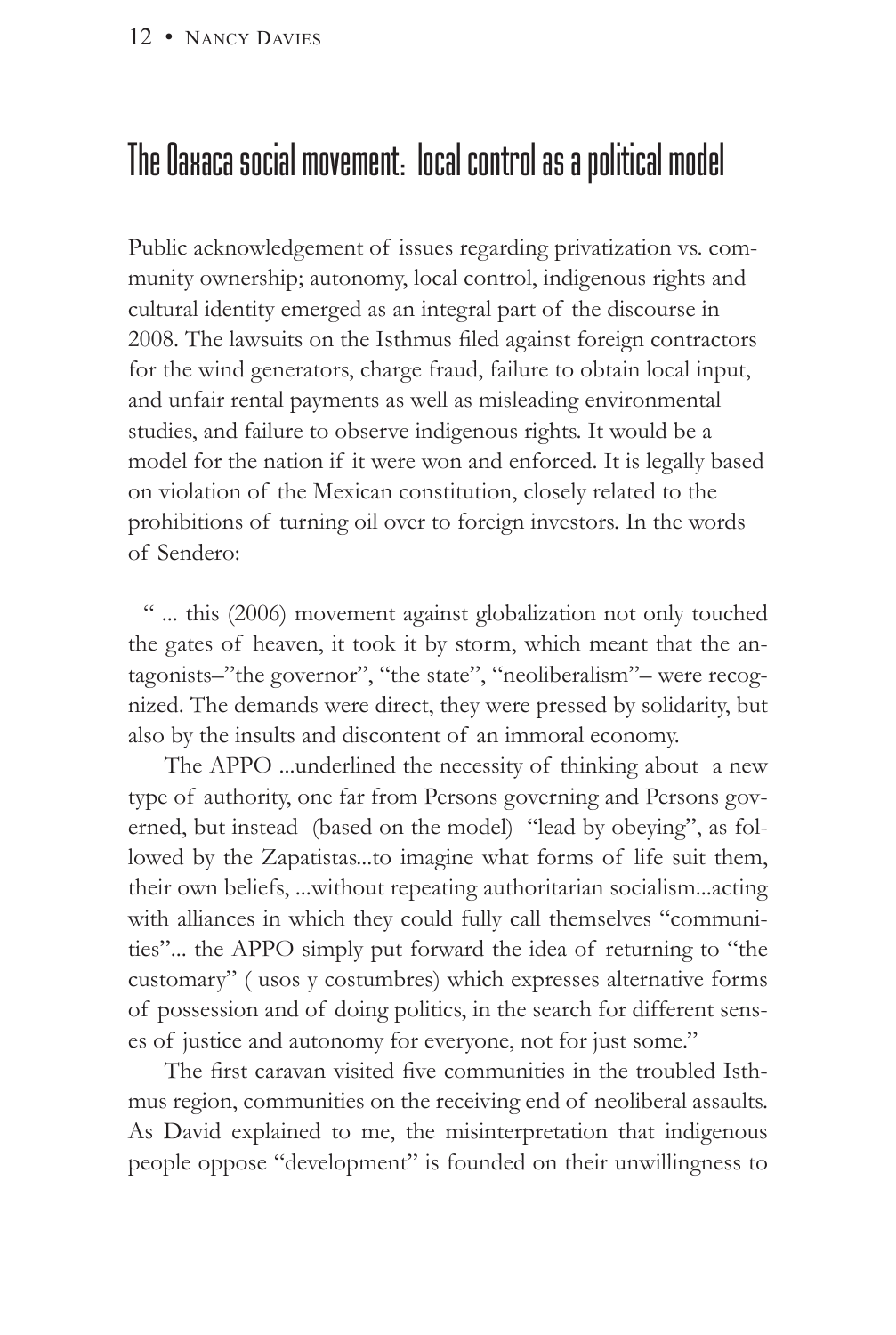## The Oaxaca social movement: local control as a political model

Public acknowledgement of issues regarding privatization vs. community ownership; autonomy, local control, indigenous rights and cultural identity emerged as an integral part of the discourse in 2008. The lawsuits on the Isthmus filed against foreign contractors for the wind generators, charge fraud, failure to obtain local input, and unfair rental payments as well as misleading environmental studies, and failure to observe indigenous rights. It would be a model for the nation if it were won and enforced. It is legally based on violation of the Mexican constitution, closely related to the prohibitions of turning oil over to foreign investors. In the words of Sendero:

> " ... this (2006) movement against globalization not only touched the gates of heaven, it took it by storm, which meant that the antagonists–"the governor", "the state", "neoliberalism"– were recognized. The demands were direct, they were pressed by solidarity, but also by the insults and discontent of an immoral economy.
>
> The APPO ...underlined the necessity of thinking about a new type of authority, one far from Persons governing and Persons governed, but instead (based on the model) "lead by obeying", as followed by the Zapatistas...to imagine what forms of life suit them, their own beliefs, ...without repeating authoritarian socialism...acting with alliances in which they could fully call themselves "communities"... the APPO simply put forward the idea of returning to "the customary" ( usos y costumbres) which expresses alternative forms of possession and of doing politics, in the search for different senses of justice and autonomy for everyone, not for just some."

The first caravan visited five communities in the troubled Isthmus region, communities on the receiving end of neoliberal assaults. As David explained to me, the misinterpretation that indigenous people oppose "development" is founded on their unwillingness to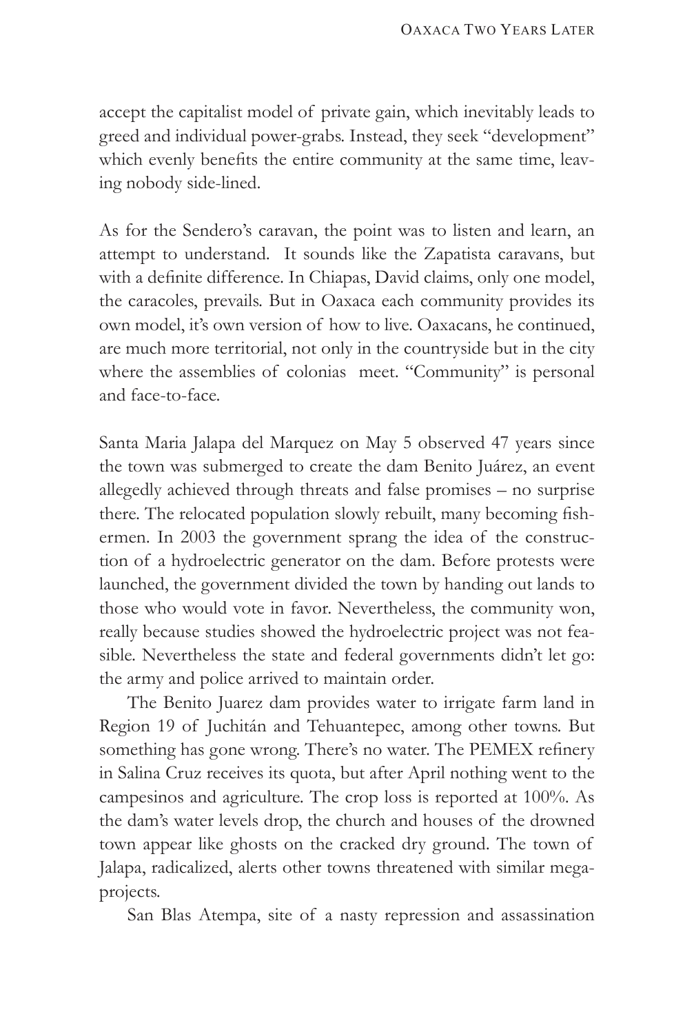accept the capitalist model of private gain, which inevitably leads to greed and individual power-grabs. Instead, they seek "development" which evenly benefits the entire community at the same time, leaving nobody side-lined.

As for the Sendero's caravan, the point was to listen and learn, an attempt to understand. It sounds like the Zapatista caravans, but with a definite difference. In Chiapas, David claims, only one model, the caracoles, prevails. But in Oaxaca each community provides its own model, it's own version of how to live. Oaxacans, he continued, are much more territorial, not only in the countryside but in the city where the assemblies of colonias meet. "Community" is personal and face-to-face.

Santa Maria Jalapa del Marquez on May 5 observed 47 years since the town was submerged to create the dam Benito Juárez, an event allegedly achieved through threats and false promises – no surprise there. The relocated population slowly rebuilt, many becoming fishermen. In 2003 the government sprang the idea of the construction of a hydroelectric generator on the dam. Before protests were launched, the government divided the town by handing out lands to those who would vote in favor. Nevertheless, the community won, really because studies showed the hydroelectric project was not feasible. Nevertheless the state and federal governments didn't let go: the army and police arrived to maintain order.

The Benito Juarez dam provides water to irrigate farm land in Region 19 of Juchitán and Tehuantepec, among other towns. But something has gone wrong. There's no water. The PEMEX refinery in Salina Cruz receives its quota, but after April nothing went to the campesinos and agriculture. The crop loss is reported at 100%. As the dam's water levels drop, the church and houses of the drowned town appear like ghosts on the cracked dry ground. The town of Jalapa, radicalized, alerts other towns threatened with similar mega-projects.

San Blas Atempa, site of a nasty repression and assassination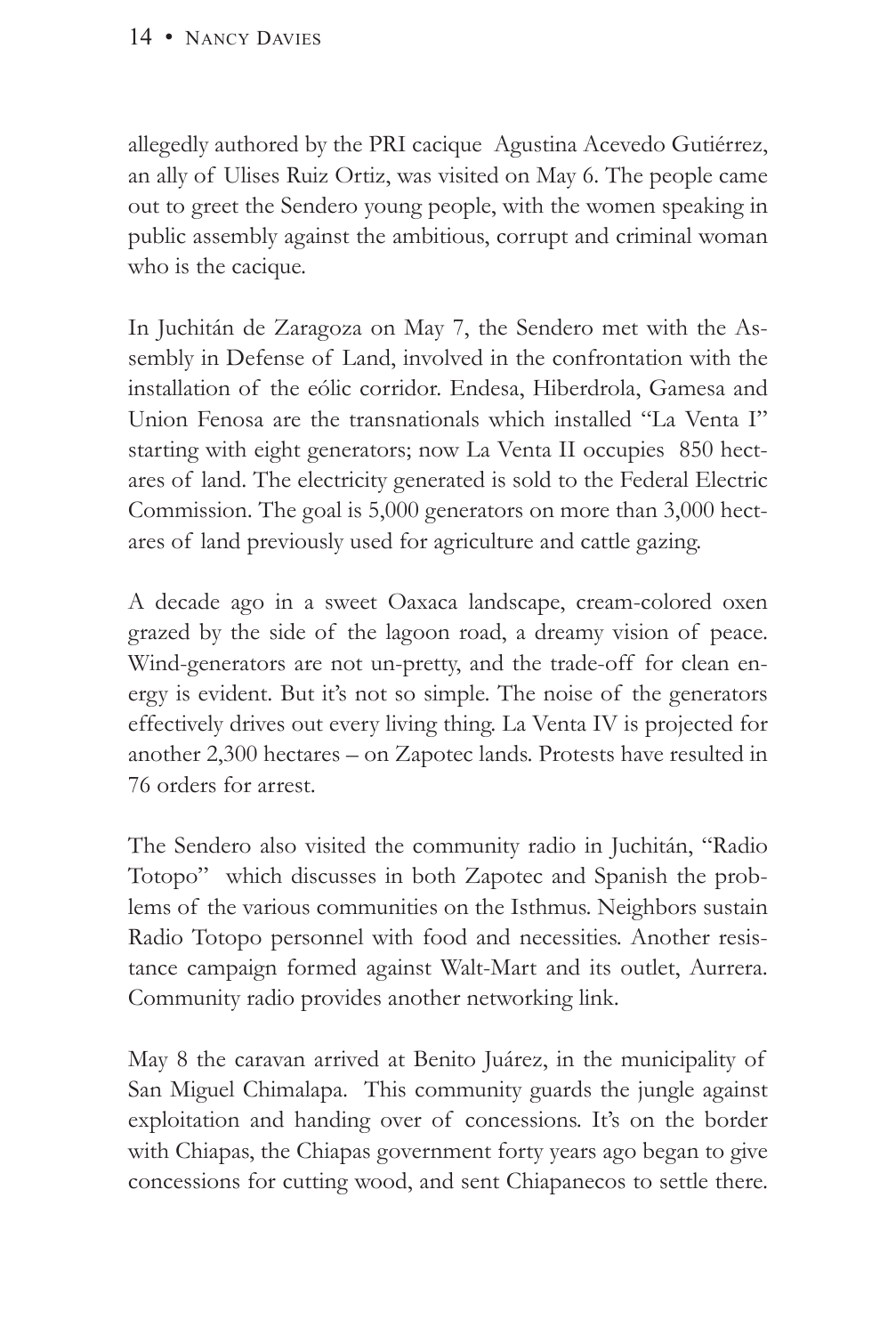allegedly authored by the PRI cacique Agustina Acevedo Gutiérrez, an ally of Ulises Ruiz Ortiz, was visited on May 6. The people came out to greet the Sendero young people, with the women speaking in public assembly against the ambitious, corrupt and criminal woman who is the cacique.

In Juchitán de Zaragoza on May 7, the Sendero met with the Assembly in Defense of Land, involved in the confrontation with the installation of the eólic corridor. Endesa, Hiberdrola, Gamesa and Union Fenosa are the transnationals which installed "La Venta I" starting with eight generators; now La Venta II occupies 850 hectares of land. The electricity generated is sold to the Federal Electric Commission. The goal is 5,000 generators on more than 3,000 hectares of land previously used for agriculture and cattle gazing.

A decade ago in a sweet Oaxaca landscape, cream-colored oxen grazed by the side of the lagoon road, a dreamy vision of peace. Wind-generators are not un-pretty, and the trade-off for clean energy is evident. But it's not so simple. The noise of the generators effectively drives out every living thing. La Venta IV is projected for another 2,300 hectares – on Zapotec lands. Protests have resulted in 76 orders for arrest.

The Sendero also visited the community radio in Juchitán, "Radio Totopo" which discusses in both Zapotec and Spanish the problems of the various communities on the Isthmus. Neighbors sustain Radio Totopo personnel with food and necessities. Another resistance campaign formed against Walt-Mart and its outlet, Aurrera. Community radio provides another networking link.

May 8 the caravan arrived at Benito Juárez, in the municipality of San Miguel Chimalapa. This community guards the jungle against exploitation and handing over of concessions. It's on the border with Chiapas, the Chiapas government forty years ago began to give concessions for cutting wood, and sent Chiapanecos to settle there.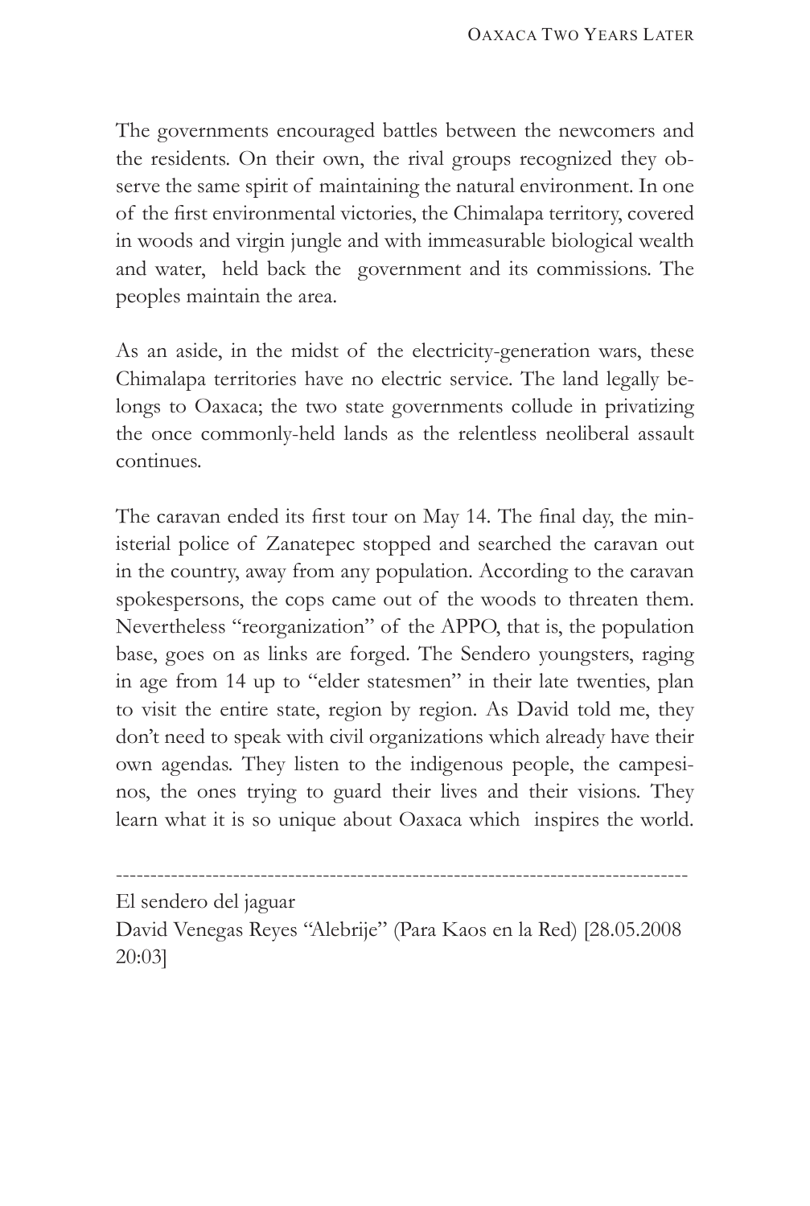The governments encouraged battles between the newcomers and the residents. On their own, the rival groups recognized they observe the same spirit of maintaining the natural environment. In one of the first environmental victories, the Chimalapa territory, covered in woods and virgin jungle and with immeasurable biological wealth and water, held back the government and its commissions. The peoples maintain the area.

As an aside, in the midst of the electricity-generation wars, these Chimalapa territories have no electric service. The land legally belongs to Oaxaca; the two state governments collude in privatizing the once commonly-held lands as the relentless neoliberal assault continues.

The caravan ended its first tour on May 14. The final day, the ministerial police of Zanatepec stopped and searched the caravan out in the country, away from any population. According to the caravan spokespersons, the cops came out of the woods to threaten them. Nevertheless "reorganization" of the APPO, that is, the population base, goes on as links are forged. The Sendero youngsters, raging in age from 14 up to "elder statesmen" in their late twenties, plan to visit the entire state, region by region. As David told me, they don't need to speak with civil organizations which already have their own agendas. They listen to the indigenous people, the campesinos, the ones trying to guard their lives and their visions. They learn what it is so unique about Oaxaca which inspires the world.

---

El sendero del jaguar
David Venegas Reyes "Alebrije" (Para Kaos en la Red) [28.05.2008 20:03]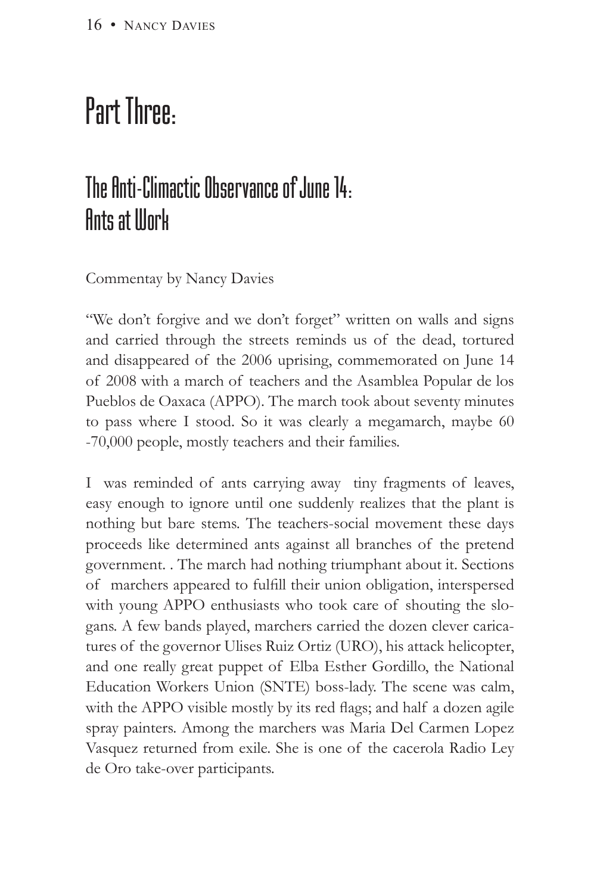# Part Three:

## The Anti-Climactic Observance of June 14: Ants at Work

Commentay by Nancy Davies

"We don't forgive and we don't forget" written on walls and signs and carried through the streets reminds us of the dead, tortured and disappeared of the 2006 uprising, commemorated on June 14 of 2008 with a march of teachers and the Asamblea Popular de los Pueblos de Oaxaca (APPO). The march took about seventy minutes to pass where I stood. So it was clearly a megamarch, maybe 60 -70,000 people, mostly teachers and their families.

I was reminded of ants carrying away tiny fragments of leaves, easy enough to ignore until one suddenly realizes that the plant is nothing but bare stems. The teachers-social movement these days proceeds like determined ants against all branches of the pretend government. . The march had nothing triumphant about it. Sections of marchers appeared to fulfill their union obligation, interspersed with young APPO enthusiasts who took care of shouting the slogans. A few bands played, marchers carried the dozen clever caricatures of the governor Ulises Ruiz Ortiz (URO), his attack helicopter, and one really great puppet of Elba Esther Gordillo, the National Education Workers Union (SNTE) boss-lady. The scene was calm, with the APPO visible mostly by its red flags; and half a dozen agile spray painters. Among the marchers was Maria Del Carmen Lopez Vasquez returned from exile. She is one of the cacerola Radio Ley de Oro take-over participants.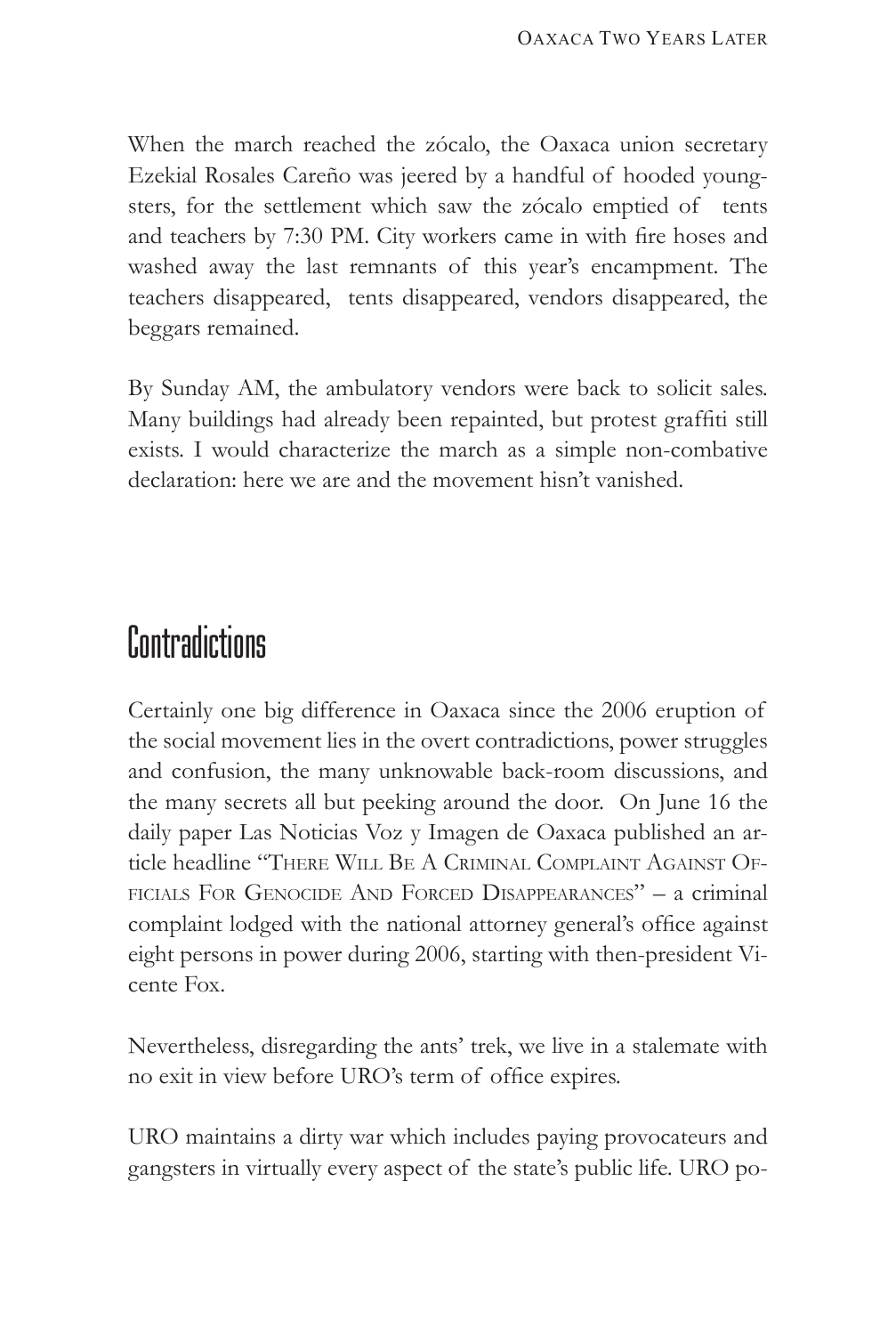When the march reached the zócalo, the Oaxaca union secretary Ezekial Rosales Careño was jeered by a handful of hooded youngsters, for the settlement which saw the zócalo emptied of tents and teachers by 7:30 PM. City workers came in with fire hoses and washed away the last remnants of this year's encampment. The teachers disappeared, tents disappeared, vendors disappeared, the beggars remained.

By Sunday AM, the ambulatory vendors were back to solicit sales. Many buildings had already been repainted, but protest graffiti still exists. I would characterize the march as a simple non-combative declaration: here we are and the movement hisn't vanished.

## Contradictions

Certainly one big difference in Oaxaca since the 2006 eruption of the social movement lies in the overt contradictions, power struggles and confusion, the many unknowable back-room discussions, and the many secrets all but peeking around the door. On June 16 the daily paper Las Noticias Voz y Imagen de Oaxaca published an article headline "There Will Be A Criminal Complaint Against Officials For Genocide And Forced Disappearances" – a criminal complaint lodged with the national attorney general's office against eight persons in power during 2006, starting with then-president Vicente Fox.

Nevertheless, disregarding the ants' trek, we live in a stalemate with no exit in view before URO's term of office expires.

URO maintains a dirty war which includes paying provocateurs and gangsters in virtually every aspect of the state's public life. URO po-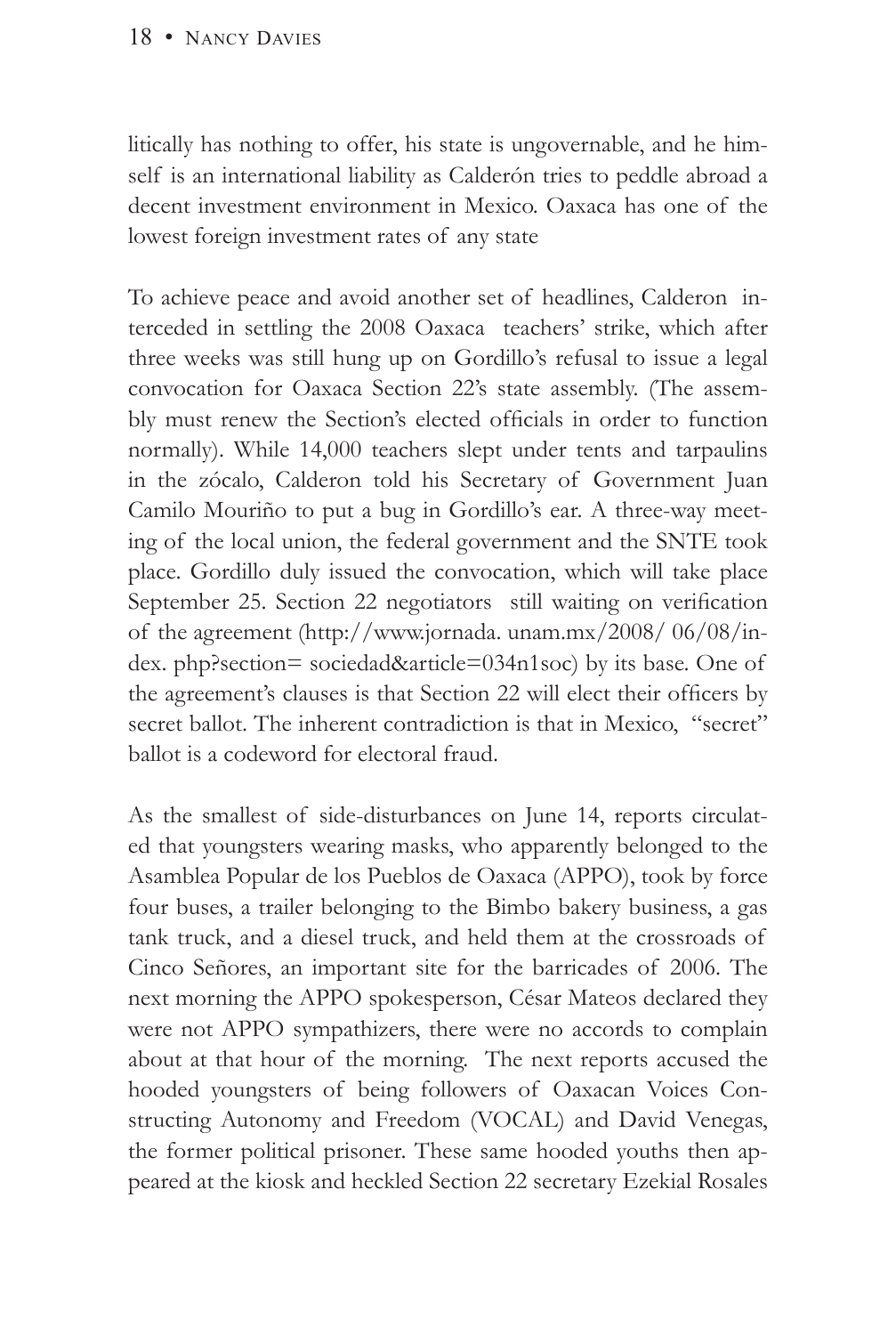litically has nothing to offer, his state is ungovernable, and he himself is an international liability as Calderón tries to peddle abroad a decent investment environment in Mexico. Oaxaca has one of the lowest foreign investment rates of any state

To achieve peace and avoid another set of headlines, Calderon interceded in settling the 2008 Oaxaca teachers' strike, which after three weeks was still hung up on Gordillo's refusal to issue a legal convocation for Oaxaca Section 22's state assembly. (The assembly must renew the Section's elected officials in order to function normally). While 14,000 teachers slept under tents and tarpaulins in the zócalo, Calderon told his Secretary of Government Juan Camilo Mouriño to put a bug in Gordillo's ear. A three-way meeting of the local union, the federal government and the SNTE took place. Gordillo duly issued the convocation, which will take place September 25. Section 22 negotiators still waiting on verification of the agreement (http://www.jornada. unam.mx/2008/ 06/08/index. php?section= sociedad&article=034n1soc) by its base. One of the agreement's clauses is that Section 22 will elect their officers by secret ballot. The inherent contradiction is that in Mexico, "secret" ballot is a codeword for electoral fraud.

As the smallest of side-disturbances on June 14, reports circulated that youngsters wearing masks, who apparently belonged to the Asamblea Popular de los Pueblos de Oaxaca (APPO), took by force four buses, a trailer belonging to the Bimbo bakery business, a gas tank truck, and a diesel truck, and held them at the crossroads of Cinco Señores, an important site for the barricades of 2006. The next morning the APPO spokesperson, César Mateos declared they were not APPO sympathizers, there were no accords to complain about at that hour of the morning. The next reports accused the hooded youngsters of being followers of Oaxacan Voices Constructing Autonomy and Freedom (VOCAL) and David Venegas, the former political prisoner. These same hooded youths then appeared at the kiosk and heckled Section 22 secretary Ezekial Rosales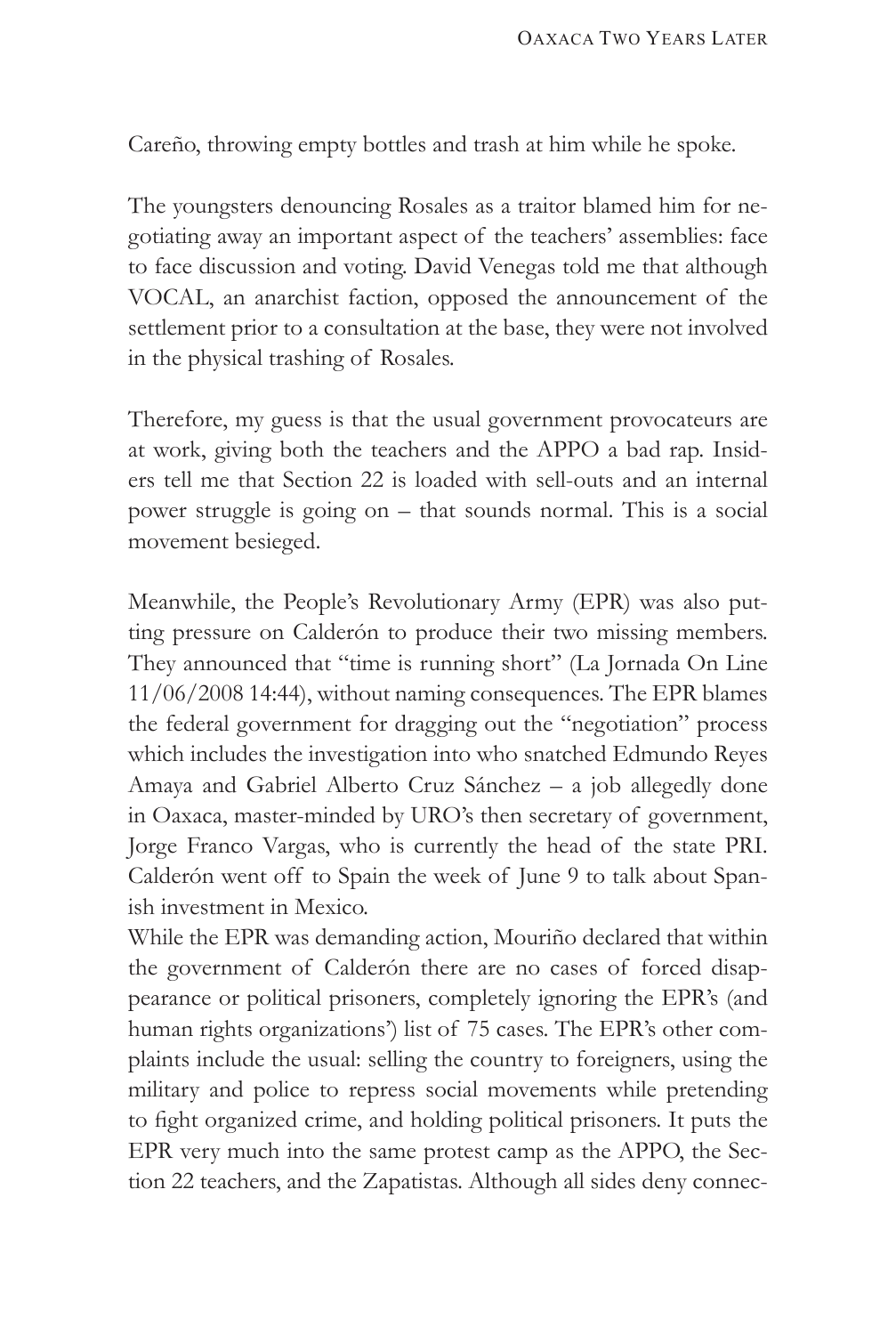Careño, throwing empty bottles and trash at him while he spoke.

The youngsters denouncing Rosales as a traitor blamed him for negotiating away an important aspect of the teachers' assemblies: face to face discussion and voting. David Venegas told me that although VOCAL, an anarchist faction, opposed the announcement of the settlement prior to a consultation at the base, they were not involved in the physical trashing of Rosales.

Therefore, my guess is that the usual government provocateurs are at work, giving both the teachers and the APPO a bad rap. Insiders tell me that Section 22 is loaded with sell-outs and an internal power struggle is going on – that sounds normal. This is a social movement besieged.

Meanwhile, the People's Revolutionary Army (EPR) was also putting pressure on Calderón to produce their two missing members. They announced that "time is running short" (La Jornada On Line 11/06/2008 14:44), without naming consequences. The EPR blames the federal government for dragging out the "negotiation" process which includes the investigation into who snatched Edmundo Reyes Amaya and Gabriel Alberto Cruz Sánchez – a job allegedly done in Oaxaca, master-minded by URO's then secretary of government, Jorge Franco Vargas, who is currently the head of the state PRI. Calderón went off to Spain the week of June 9 to talk about Spanish investment in Mexico.

While the EPR was demanding action, Mouriño declared that within the government of Calderón there are no cases of forced disappearance or political prisoners, completely ignoring the EPR's (and human rights organizations') list of 75 cases. The EPR's other complaints include the usual: selling the country to foreigners, using the military and police to repress social movements while pretending to fight organized crime, and holding political prisoners. It puts the EPR very much into the same protest camp as the APPO, the Section 22 teachers, and the Zapatistas. Although all sides deny connec-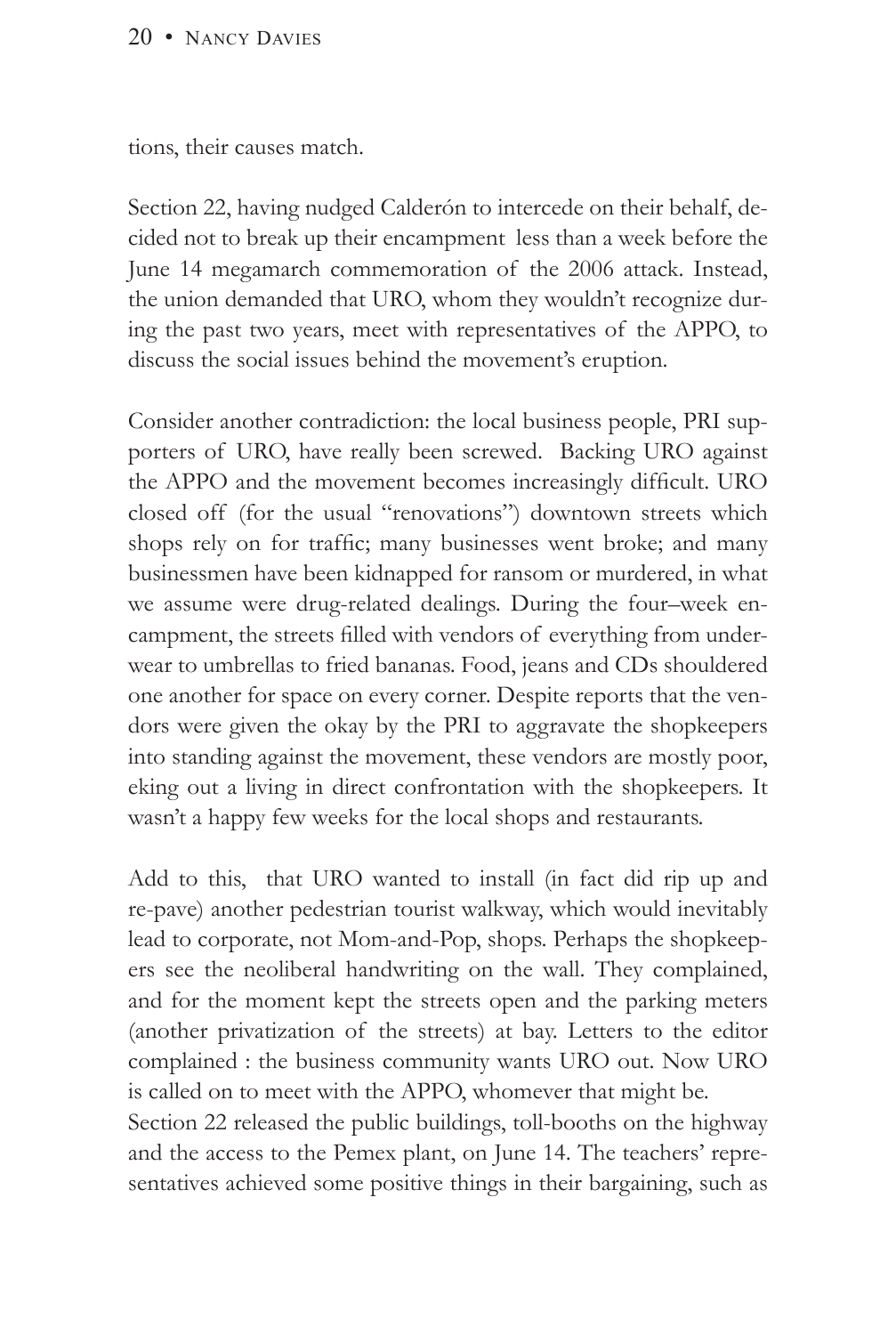tions, their causes match.

Section 22, having nudged Calderón to intercede on their behalf, decided not to break up their encampment less than a week before the June 14 megamarch commemoration of the 2006 attack. Instead, the union demanded that URO, whom they wouldn't recognize during the past two years, meet with representatives of the APPO, to discuss the social issues behind the movement's eruption.

Consider another contradiction: the local business people, PRI supporters of URO, have really been screwed. Backing URO against the APPO and the movement becomes increasingly difficult. URO closed off (for the usual "renovations") downtown streets which shops rely on for traffic; many businesses went broke; and many businessmen have been kidnapped for ransom or murdered, in what we assume were drug-related dealings. During the four–week encampment, the streets filled with vendors of everything from underwear to umbrellas to fried bananas. Food, jeans and CDs shouldered one another for space on every corner. Despite reports that the vendors were given the okay by the PRI to aggravate the shopkeepers into standing against the movement, these vendors are mostly poor, eking out a living in direct confrontation with the shopkeepers. It wasn't a happy few weeks for the local shops and restaurants.

Add to this, that URO wanted to install (in fact did rip up and re-pave) another pedestrian tourist walkway, which would inevitably lead to corporate, not Mom-and-Pop, shops. Perhaps the shopkeepers see the neoliberal handwriting on the wall. They complained, and for the moment kept the streets open and the parking meters (another privatization of the streets) at bay. Letters to the editor complained : the business community wants URO out. Now URO is called on to meet with the APPO, whomever that might be.

Section 22 released the public buildings, toll-booths on the highway and the access to the Pemex plant, on June 14. The teachers' representatives achieved some positive things in their bargaining, such as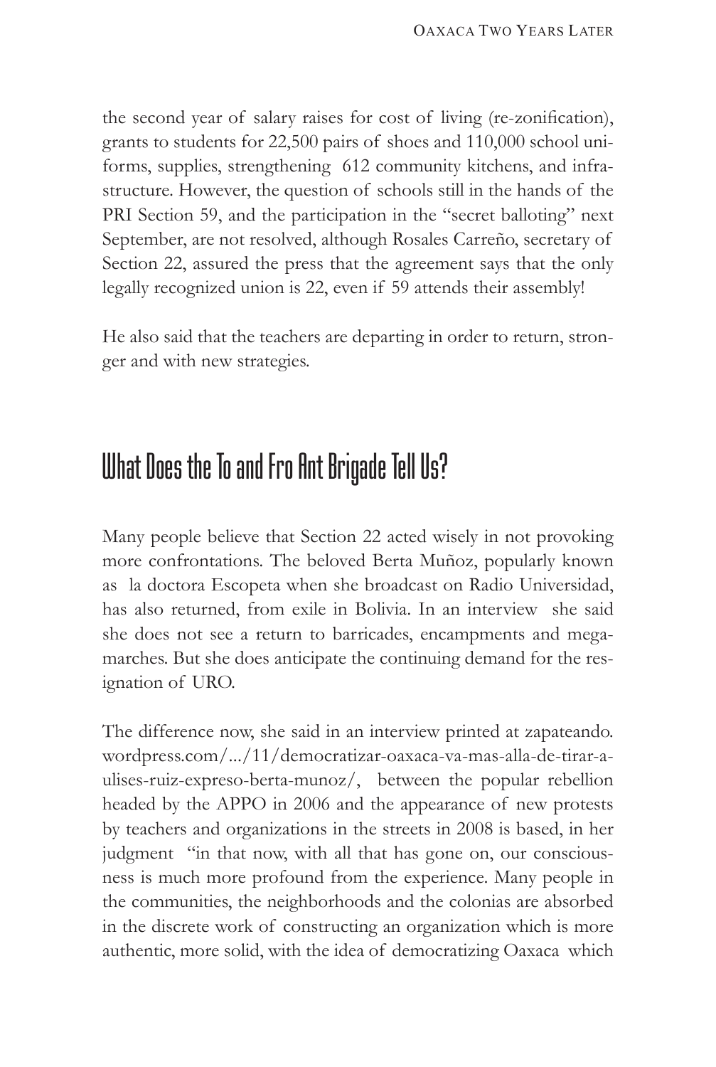the second year of salary raises for cost of living (re-zonification), grants to students for 22,500 pairs of shoes and 110,000 school uniforms, supplies, strengthening 612 community kitchens, and infrastructure. However, the question of schools still in the hands of the PRI Section 59, and the participation in the "secret balloting" next September, are not resolved, although Rosales Carreño, secretary of Section 22, assured the press that the agreement says that the only legally recognized union is 22, even if 59 attends their assembly!

He also said that the teachers are departing in order to return, stronger and with new strategies.

## What Does the To and Fro Ant Brigade Tell Us?

Many people believe that Section 22 acted wisely in not provoking more confrontations. The beloved Berta Muñoz, popularly known as la doctora Escopeta when she broadcast on Radio Universidad, has also returned, from exile in Bolivia. In an interview she said she does not see a return to barricades, encampments and mega-marches. But she does anticipate the continuing demand for the resignation of URO.

The difference now, she said in an interview printed at zapateando.wordpress.com/.../11/democratizar-oaxaca-va-mas-alla-de-tirar-a-ulises-ruiz-expreso-berta-munoz/, between the popular rebellion headed by the APPO in 2006 and the appearance of new protests by teachers and organizations in the streets in 2008 is based, in her judgment "in that now, with all that has gone on, our consciousness is much more profound from the experience. Many people in the communities, the neighborhoods and the colonias are absorbed in the discrete work of constructing an organization which is more authentic, more solid, with the idea of democratizing Oaxaca which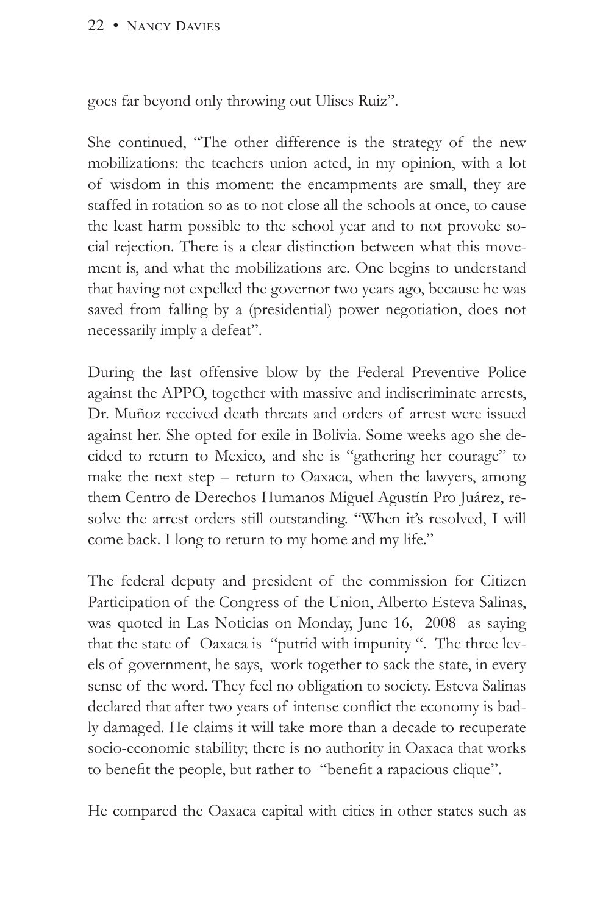goes far beyond only throwing out Ulises Ruiz".

She continued, "The other difference is the strategy of the new mobilizations: the teachers union acted, in my opinion, with a lot of wisdom in this moment: the encampments are small, they are staffed in rotation so as to not close all the schools at once, to cause the least harm possible to the school year and to not provoke social rejection. There is a clear distinction between what this movement is, and what the mobilizations are. One begins to understand that having not expelled the governor two years ago, because he was saved from falling by a (presidential) power negotiation, does not necessarily imply a defeat".

During the last offensive blow by the Federal Preventive Police against the APPO, together with massive and indiscriminate arrests, Dr. Muñoz received death threats and orders of arrest were issued against her. She opted for exile in Bolivia. Some weeks ago she decided to return to Mexico, and she is "gathering her courage" to make the next step – return to Oaxaca, when the lawyers, among them Centro de Derechos Humanos Miguel Agustín Pro Juárez, resolve the arrest orders still outstanding. "When it's resolved, I will come back. I long to return to my home and my life."

The federal deputy and president of the commission for Citizen Participation of the Congress of the Union, Alberto Esteva Salinas, was quoted in Las Noticias on Monday, June 16, 2008 as saying that the state of Oaxaca is "putrid with impunity ". The three levels of government, he says, work together to sack the state, in every sense of the word. They feel no obligation to society. Esteva Salinas declared that after two years of intense conflict the economy is badly damaged. He claims it will take more than a decade to recuperate socio-economic stability; there is no authority in Oaxaca that works to benefit the people, but rather to "benefit a rapacious clique".

He compared the Oaxaca capital with cities in other states such as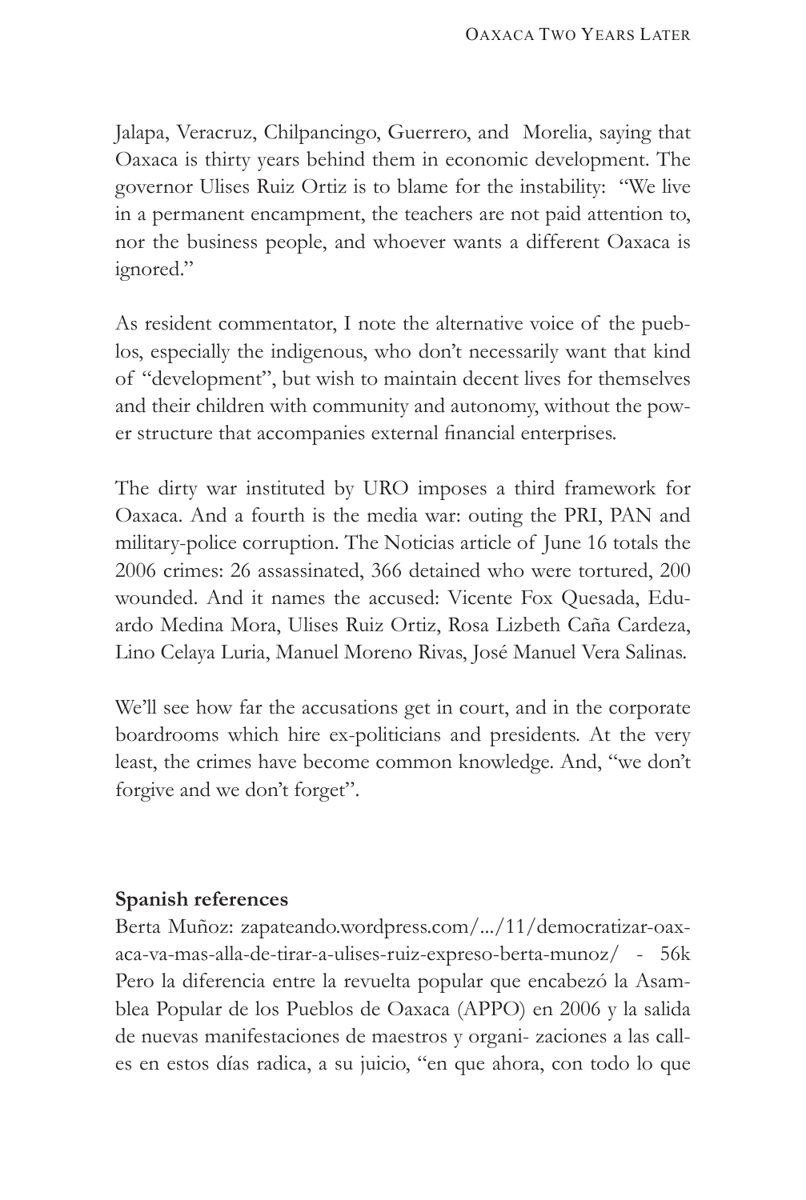Jalapa, Veracruz, Chilpancingo, Guerrero, and Morelia, saying that Oaxaca is thirty years behind them in economic development. The governor Ulises Ruiz Ortiz is to blame for the instability: "We live in a permanent encampment, the teachers are not paid attention to, nor the business people, and whoever wants a different Oaxaca is ignored."

As resident commentator, I note the alternative voice of the pueblos, especially the indigenous, who don't necessarily want that kind of "development", but wish to maintain decent lives for themselves and their children with community and autonomy, without the power structure that accompanies external financial enterprises.

The dirty war instituted by URO imposes a third framework for Oaxaca. And a fourth is the media war: outing the PRI, PAN and military-police corruption. The Noticias article of June 16 totals the 2006 crimes: 26 assassinated, 366 detained who were tortured, 200 wounded. And it names the accused: Vicente Fox Quesada, Eduardo Medina Mora, Ulises Ruiz Ortiz, Rosa Lizbeth Caña Cardeza, Lino Celaya Luria, Manuel Moreno Rivas, José Manuel Vera Salinas.

We'll see how far the accusations get in court, and in the corporate boardrooms which hire ex-politicians and presidents. At the very least, the crimes have become common knowledge. And, "we don't forgive and we don't forget".

**Spanish references**

Berta Muñoz: zapateando.wordpress.com/.../11/democratizar-oaxaca-va-mas-alla-de-tirar-a-ulises-ruiz-expreso-berta-munoz/ - 56k Pero la diferencia entre la revuelta popular que encabezó la Asamblea Popular de los Pueblos de Oaxaca (APPO) en 2006 y la salida de nuevas manifestaciones de maestros y organi- zaciones a las calles en estos días radica, a su juicio, "en que ahora, con todo lo que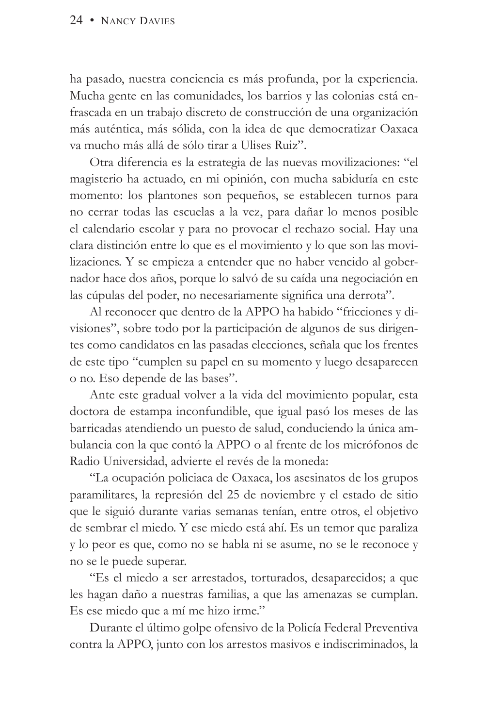ha pasado, nuestra conciencia es más profunda, por la experiencia. Mucha gente en las comunidades, los barrios y las colonias está enfrascada en un trabajo discreto de construcción de una organización más auténtica, más sólida, con la idea de que democratizar Oaxaca va mucho más allá de sólo tirar a Ulises Ruiz".

Otra diferencia es la estrategia de las nuevas movilizaciones: "el magisterio ha actuado, en mi opinión, con mucha sabiduría en este momento: los plantones son pequeños, se establecen turnos para no cerrar todas las escuelas a la vez, para dañar lo menos posible el calendario escolar y para no provocar el rechazo social. Hay una clara distinción entre lo que es el movimiento y lo que son las movilizaciones. Y se empieza a entender que no haber vencido al gobernador hace dos años, porque lo salvó de su caída una negociación en las cúpulas del poder, no necesariamente significa una derrota".

Al reconocer que dentro de la APPO ha habido "fricciones y divisiones", sobre todo por la participación de algunos de sus dirigentes como candidatos en las pasadas elecciones, señala que los frentes de este tipo "cumplen su papel en su momento y luego desaparecen o no. Eso depende de las bases".

Ante este gradual volver a la vida del movimiento popular, esta doctora de estampa inconfundible, que igual pasó los meses de las barricadas atendiendo un puesto de salud, conduciendo la única ambulancia con la que contó la APPO o al frente de los micrófonos de Radio Universidad, advierte el revés de la moneda:

"La ocupación policiaca de Oaxaca, los asesinatos de los grupos paramilitares, la represión del 25 de noviembre y el estado de sitio que le siguió durante varias semanas tenían, entre otros, el objetivo de sembrar el miedo. Y ese miedo está ahí. Es un temor que paraliza y lo peor es que, como no se habla ni se asume, no se le reconoce y no se le puede superar.

"Es el miedo a ser arrestados, torturados, desaparecidos; a que les hagan daño a nuestras familias, a que las amenazas se cumplan. Es ese miedo que a mí me hizo irme."

Durante el último golpe ofensivo de la Policía Federal Preventiva contra la APPO, junto con los arrestos masivos e indiscriminados, la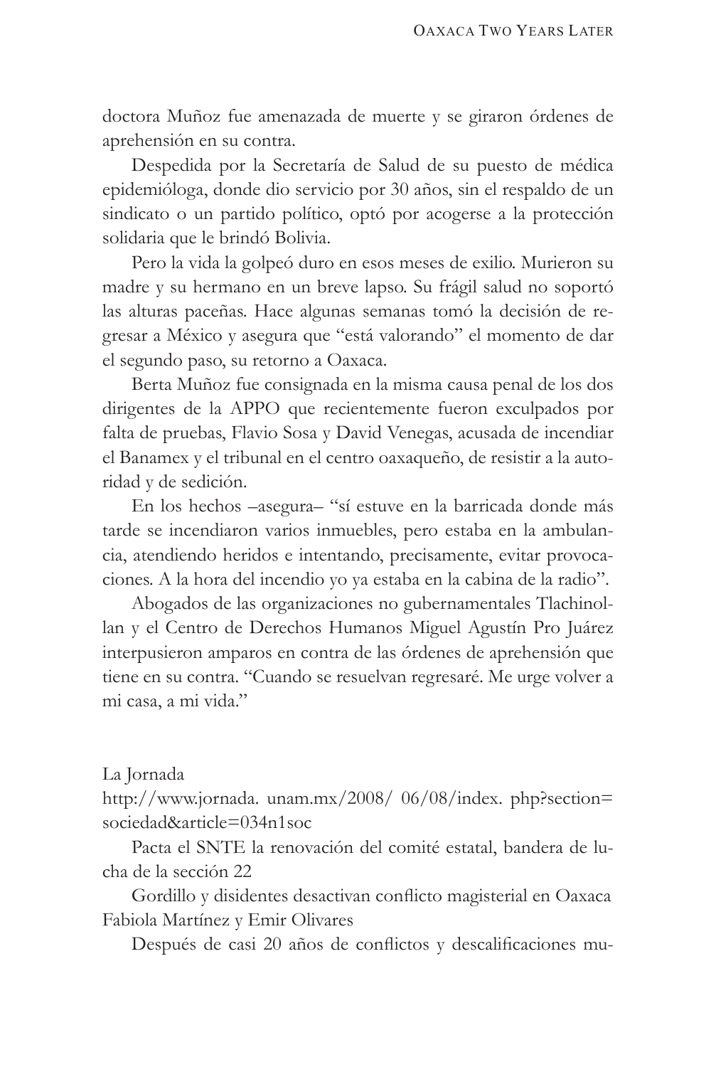doctora Muñoz fue amenazada de muerte y se giraron órdenes de aprehensión en su contra.

Despedida por la Secretaría de Salud de su puesto de médica epidemióloga, donde dio servicio por 30 años, sin el respaldo de un sindicato o un partido político, optó por acogerse a la protección solidaria que le brindó Bolivia.

Pero la vida la golpeó duro en esos meses de exilio. Murieron su madre y su hermano en un breve lapso. Su frágil salud no soportó las alturas paceñas. Hace algunas semanas tomó la decisión de regresar a México y asegura que "está valorando" el momento de dar el segundo paso, su retorno a Oaxaca.

Berta Muñoz fue consignada en la misma causa penal de los dos dirigentes de la APPO que recientemente fueron exculpados por falta de pruebas, Flavio Sosa y David Venegas, acusada de incendiar el Banamex y el tribunal en el centro oaxaqueño, de resistir a la autoridad y de sedición.

En los hechos –asegura– "sí estuve en la barricada donde más tarde se incendiaron varios inmuebles, pero estaba en la ambulancia, atendiendo heridos e intentando, precisamente, evitar provocaciones. A la hora del incendio yo ya estaba en la cabina de la radio".

Abogados de las organizaciones no gubernamentales Tlachinollan y el Centro de Derechos Humanos Miguel Agustín Pro Juárez interpusieron amparos en contra de las órdenes de aprehensión que tiene en su contra. "Cuando se resuelvan regresaré. Me urge volver a mi casa, a mi vida."

La Jornada
http://www.jornada. unam.mx/2008/ 06/08/index. php?section=sociedad&article=034n1soc

Pacta el SNTE la renovación del comité estatal, bandera de lucha de la sección 22

Gordillo y disidentes desactivan conflicto magisterial en Oaxaca
Fabiola Martínez y Emir Olivares

Después de casi 20 años de conflictos y descalificaciones mu-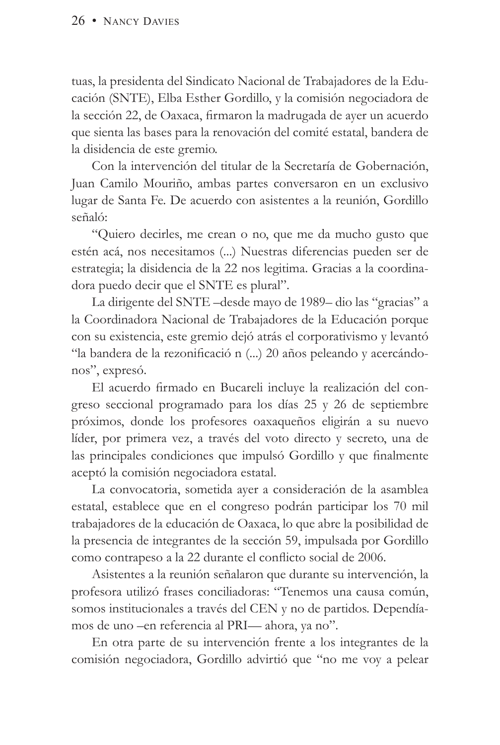tuas, la presidenta del Sindicato Nacional de Trabajadores de la Educación (SNTE), Elba Esther Gordillo, y la comisión negociadora de la sección 22, de Oaxaca, firmaron la madrugada de ayer un acuerdo que sienta las bases para la renovación del comité estatal, bandera de la disidencia de este gremio.

Con la intervención del titular de la Secretaría de Gobernación, Juan Camilo Mouriño, ambas partes conversaron en un exclusivo lugar de Santa Fe. De acuerdo con asistentes a la reunión, Gordillo señaló:

"Quiero decirles, me crean o no, que me da mucho gusto que estén acá, nos necesitamos (...) Nuestras diferencias pueden ser de estrategia; la disidencia de la 22 nos legitima. Gracias a la coordinadora puedo decir que el SNTE es plural".

La dirigente del SNTE –desde mayo de 1989– dio las "gracias" a la Coordinadora Nacional de Trabajadores de la Educación porque con su existencia, este gremio dejó atrás el corporativismo y levantó "la bandera de la rezonificació n (...) 20 años peleando y acercándonos", expresó.

El acuerdo firmado en Bucareli incluye la realización del congreso seccional programado para los días 25 y 26 de septiembre próximos, donde los profesores oaxaqueños eligirán a su nuevo líder, por primera vez, a través del voto directo y secreto, una de las principales condiciones que impulsó Gordillo y que finalmente aceptó la comisión negociadora estatal.

La convocatoria, sometida ayer a consideración de la asamblea estatal, establece que en el congreso podrán participar los 70 mil trabajadores de la educación de Oaxaca, lo que abre la posibilidad de la presencia de integrantes de la sección 59, impulsada por Gordillo como contrapeso a la 22 durante el conflicto social de 2006.

Asistentes a la reunión señalaron que durante su intervención, la profesora utilizó frases conciliadoras: "Tenemos una causa común, somos institucionales a través del CEN y no de partidos. Dependíamos de uno –en referencia al PRI— ahora, ya no".

En otra parte de su intervención frente a los integrantes de la comisión negociadora, Gordillo advirtió que "no me voy a pelear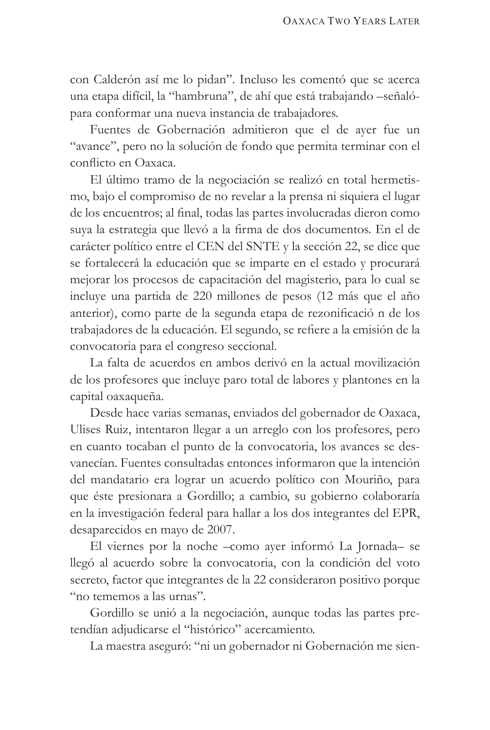con Calderón así me lo pidan". Incluso les comentó que se acerca una etapa difícil, la "hambruna", de ahí que está trabajando –señaló- para conformar una nueva instancia de trabajadores.

Fuentes de Gobernación admitieron que el de ayer fue un "avance", pero no la solución de fondo que permita terminar con el conflicto en Oaxaca.

El último tramo de la negociación se realizó en total hermetismo, bajo el compromiso de no revelar a la prensa ni siquiera el lugar de los encuentros; al final, todas las partes involucradas dieron como suya la estrategia que llevó a la firma de dos documentos. En el de carácter político entre el CEN del SNTE y la sección 22, se dice que se fortalecerá la educación que se imparte en el estado y procurará mejorar los procesos de capacitación del magisterio, para lo cual se incluye una partida de 220 millones de pesos (12 más que el año anterior), como parte de la segunda etapa de rezonificació n de los trabajadores de la educación. El segundo, se refiere a la emisión de la convocatoria para el congreso seccional.

La falta de acuerdos en ambos derivó en la actual movilización de los profesores que incluye paro total de labores y plantones en la capital oaxaqueña.

Desde hace varias semanas, enviados del gobernador de Oaxaca, Ulises Ruiz, intentaron llegar a un arreglo con los profesores, pero en cuanto tocaban el punto de la convocatoria, los avances se desvanecían. Fuentes consultadas entonces informaron que la intención del mandatario era lograr un acuerdo político con Mouriño, para que éste presionara a Gordillo; a cambio, su gobierno colaboraría en la investigación federal para hallar a los dos integrantes del EPR, desaparecidos en mayo de 2007.

El viernes por la noche –como ayer informó La Jornada– se llegó al acuerdo sobre la convocatoria, con la condición del voto secreto, factor que integrantes de la 22 consideraron positivo porque "no tememos a las urnas".

Gordillo se unió a la negociación, aunque todas las partes pretendían adjudicarse el "histórico" acercamiento.

La maestra aseguró: "ni un gobernador ni Gobernación me sien-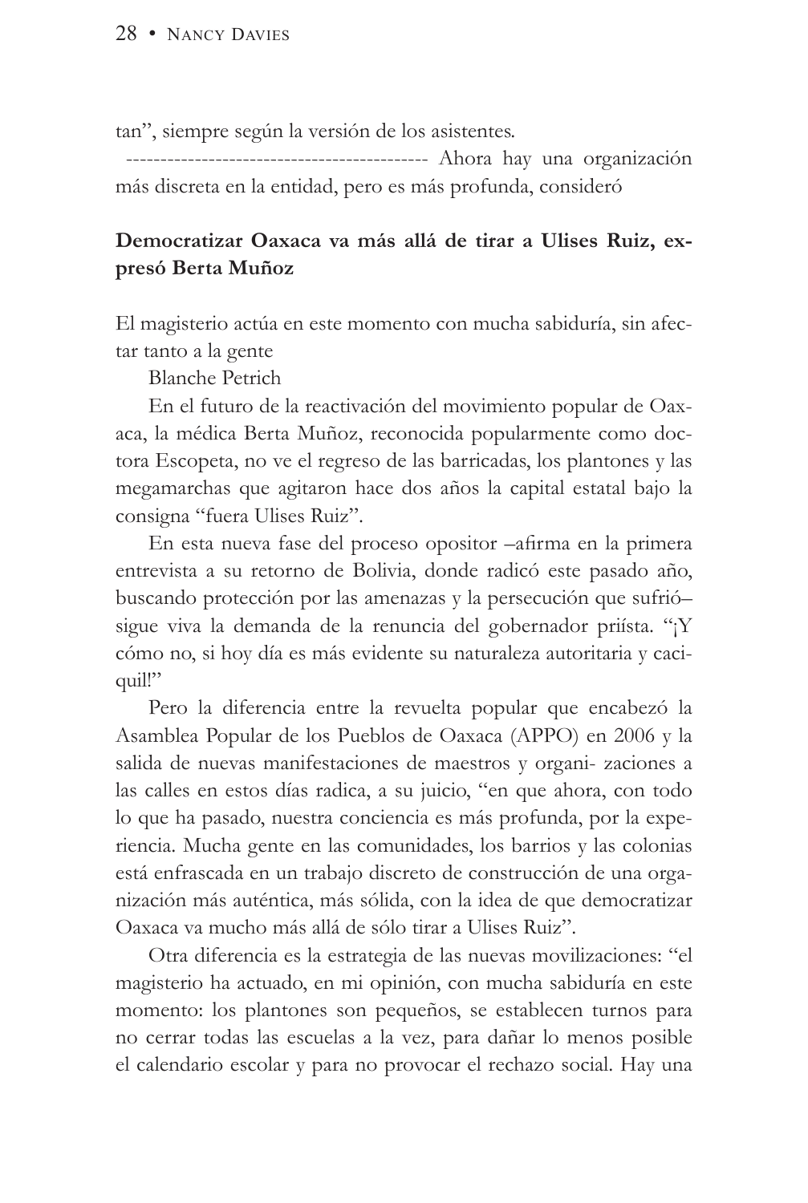tan", siempre según la versión de los asistentes.

------------------------------------------ Ahora hay una organización más discreta en la entidad, pero es más profunda, consideró

**Democratizar Oaxaca va más allá de tirar a Ulises Ruiz, expresó Berta Muñoz**

El magisterio actúa en este momento con mucha sabiduría, sin afectar tanto a la gente

Blanche Petrich

En el futuro de la reactivación del movimiento popular de Oaxaca, la médica Berta Muñoz, reconocida popularmente como doctora Escopeta, no ve el regreso de las barricadas, los plantones y las megamarchas que agitaron hace dos años la capital estatal bajo la consigna "fuera Ulises Ruiz".

En esta nueva fase del proceso opositor –afirma en la primera entrevista a su retorno de Bolivia, donde radicó este pasado año, buscando protección por las amenazas y la persecución que sufrió– sigue viva la demanda de la renuncia del gobernador priísta. "¡Y cómo no, si hoy día es más evidente su naturaleza autoritaria y caciquil!"

Pero la diferencia entre la revuelta popular que encabezó la Asamblea Popular de los Pueblos de Oaxaca (APPO) en 2006 y la salida de nuevas manifestaciones de maestros y organizaciones a las calles en estos días radica, a su juicio, "en que ahora, con todo lo que ha pasado, nuestra conciencia es más profunda, por la experiencia. Mucha gente en las comunidades, los barrios y las colonias está enfrascada en un trabajo discreto de construcción de una organización más auténtica, más sólida, con la idea de que democratizar Oaxaca va mucho más allá de sólo tirar a Ulises Ruiz".

Otra diferencia es la estrategia de las nuevas movilizaciones: "el magisterio ha actuado, en mi opinión, con mucha sabiduría en este momento: los plantones son pequeños, se establecen turnos para no cerrar todas las escuelas a la vez, para dañar lo menos posible el calendario escolar y para no provocar el rechazo social. Hay una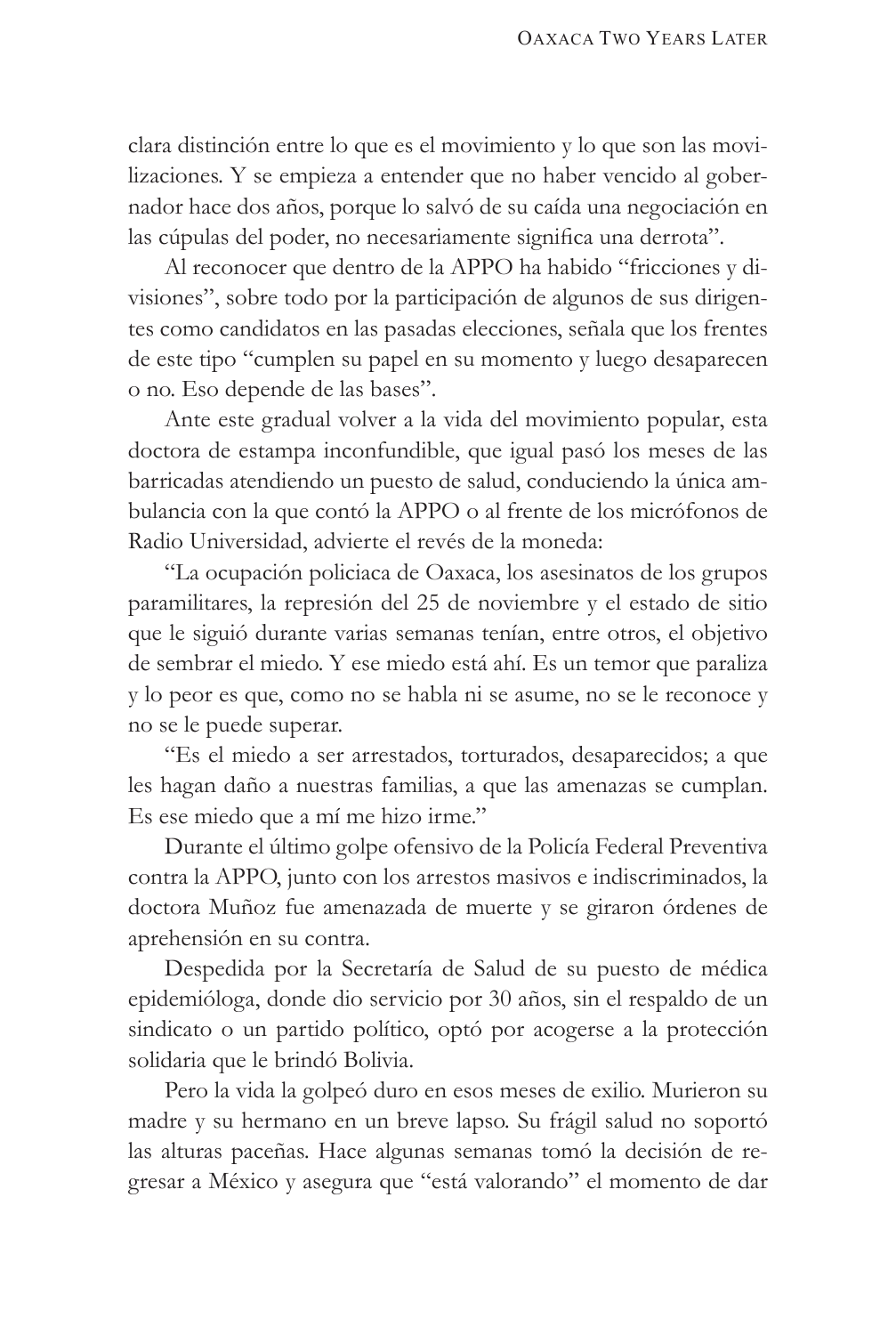clara distinción entre lo que es el movimiento y lo que son las movilizaciones. Y se empieza a entender que no haber vencido al gobernador hace dos años, porque lo salvó de su caída una negociación en las cúpulas del poder, no necesariamente significa una derrota".

Al reconocer que dentro de la APPO ha habido "fricciones y divisiones", sobre todo por la participación de algunos de sus dirigentes como candidatos en las pasadas elecciones, señala que los frentes de este tipo "cumplen su papel en su momento y luego desaparecen o no. Eso depende de las bases".

Ante este gradual volver a la vida del movimiento popular, esta doctora de estampa inconfundible, que igual pasó los meses de las barricadas atendiendo un puesto de salud, conduciendo la única ambulancia con la que contó la APPO o al frente de los micrófonos de Radio Universidad, advierte el revés de la moneda:

"La ocupación policiaca de Oaxaca, los asesinatos de los grupos paramilitares, la represión del 25 de noviembre y el estado de sitio que le siguió durante varias semanas tenían, entre otros, el objetivo de sembrar el miedo. Y ese miedo está ahí. Es un temor que paraliza y lo peor es que, como no se habla ni se asume, no se le reconoce y no se le puede superar.

"Es el miedo a ser arrestados, torturados, desaparecidos; a que les hagan daño a nuestras familias, a que las amenazas se cumplan. Es ese miedo que a mí me hizo irme."

Durante el último golpe ofensivo de la Policía Federal Preventiva contra la APPO, junto con los arrestos masivos e indiscriminados, la doctora Muñoz fue amenazada de muerte y se giraron órdenes de aprehensión en su contra.

Despedida por la Secretaría de Salud de su puesto de médica epidemióloga, donde dio servicio por 30 años, sin el respaldo de un sindicato o un partido político, optó por acogerse a la protección solidaria que le brindó Bolivia.

Pero la vida la golpeó duro en esos meses de exilio. Murieron su madre y su hermano en un breve lapso. Su frágil salud no soportó las alturas paceñas. Hace algunas semanas tomó la decisión de regresar a México y asegura que "está valorando" el momento de dar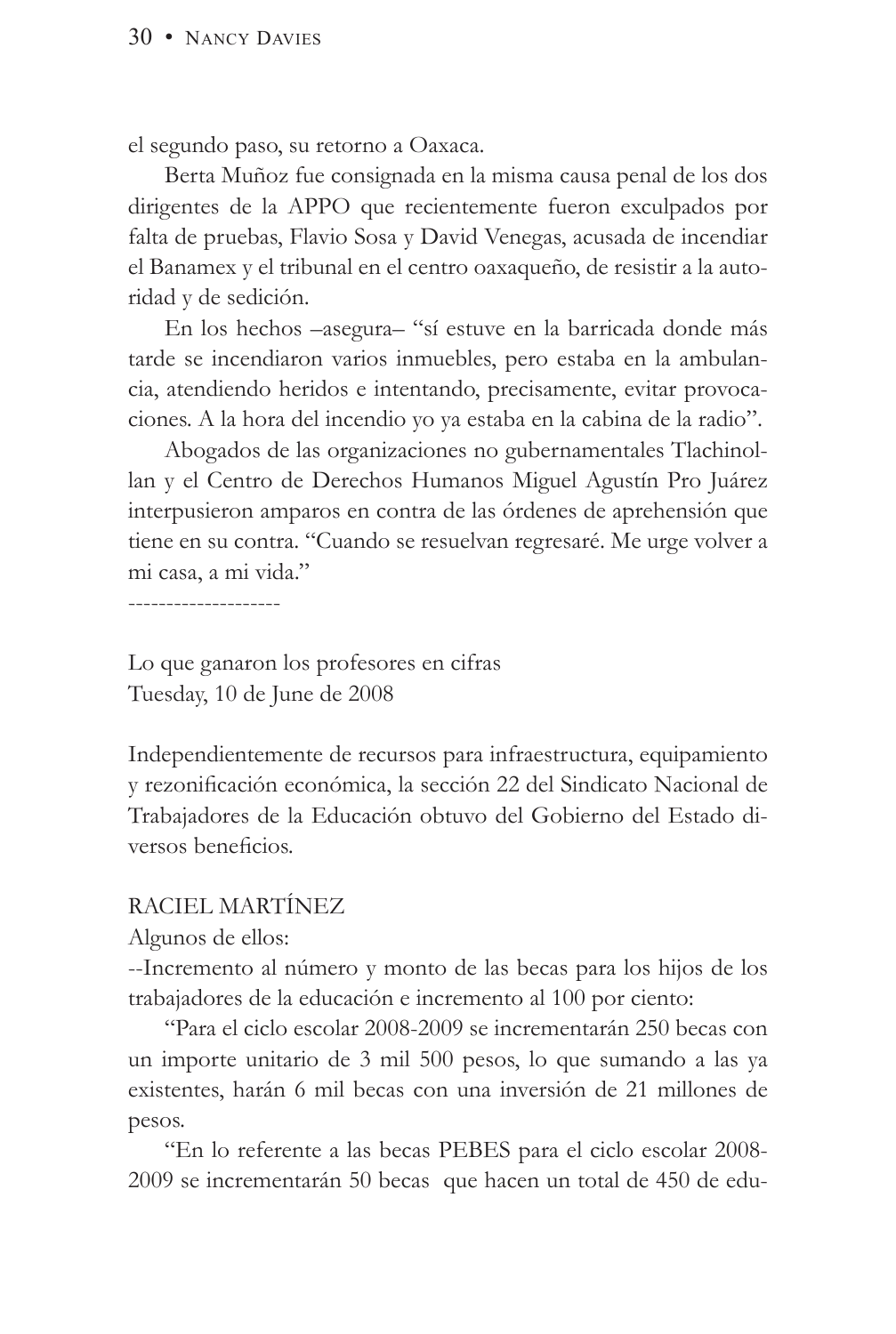el segundo paso, su retorno a Oaxaca.

Berta Muñoz fue consignada en la misma causa penal de los dos dirigentes de la APPO que recientemente fueron exculpados por falta de pruebas, Flavio Sosa y David Venegas, acusada de incendiar el Banamex y el tribunal en el centro oaxaqueño, de resistir a la autoridad y de sedición.

En los hechos –asegura– "sí estuve en la barricada donde más tarde se incendiaron varios inmuebles, pero estaba en la ambulancia, atendiendo heridos e intentando, precisamente, evitar provocaciones. A la hora del incendio yo ya estaba en la cabina de la radio".

Abogados de las organizaciones no gubernamentales Tlachinollan y el Centro de Derechos Humanos Miguel Agustín Pro Juárez interpusieron amparos en contra de las órdenes de aprehensión que tiene en su contra. "Cuando se resuelvan regresaré. Me urge volver a mi casa, a mi vida."

--------------------

Lo que ganaron los profesores en cifras
Tuesday, 10 de June de 2008

Independientemente de recursos para infraestructura, equipamiento y rezonificación económica, la sección 22 del Sindicato Nacional de Trabajadores de la Educación obtuvo del Gobierno del Estado diversos beneficios.

RACIEL MARTÍNEZ

Algunos de ellos:

--Incremento al número y monto de las becas para los hijos de los trabajadores de la educación e incremento al 100 por ciento:

"Para el ciclo escolar 2008-2009 se incrementarán 250 becas con un importe unitario de 3 mil 500 pesos, lo que sumando a las ya existentes, harán 6 mil becas con una inversión de 21 millones de pesos.

"En lo referente a las becas PEBES para el ciclo escolar 2008-2009 se incrementarán 50 becas que hacen un total de 450 de edu-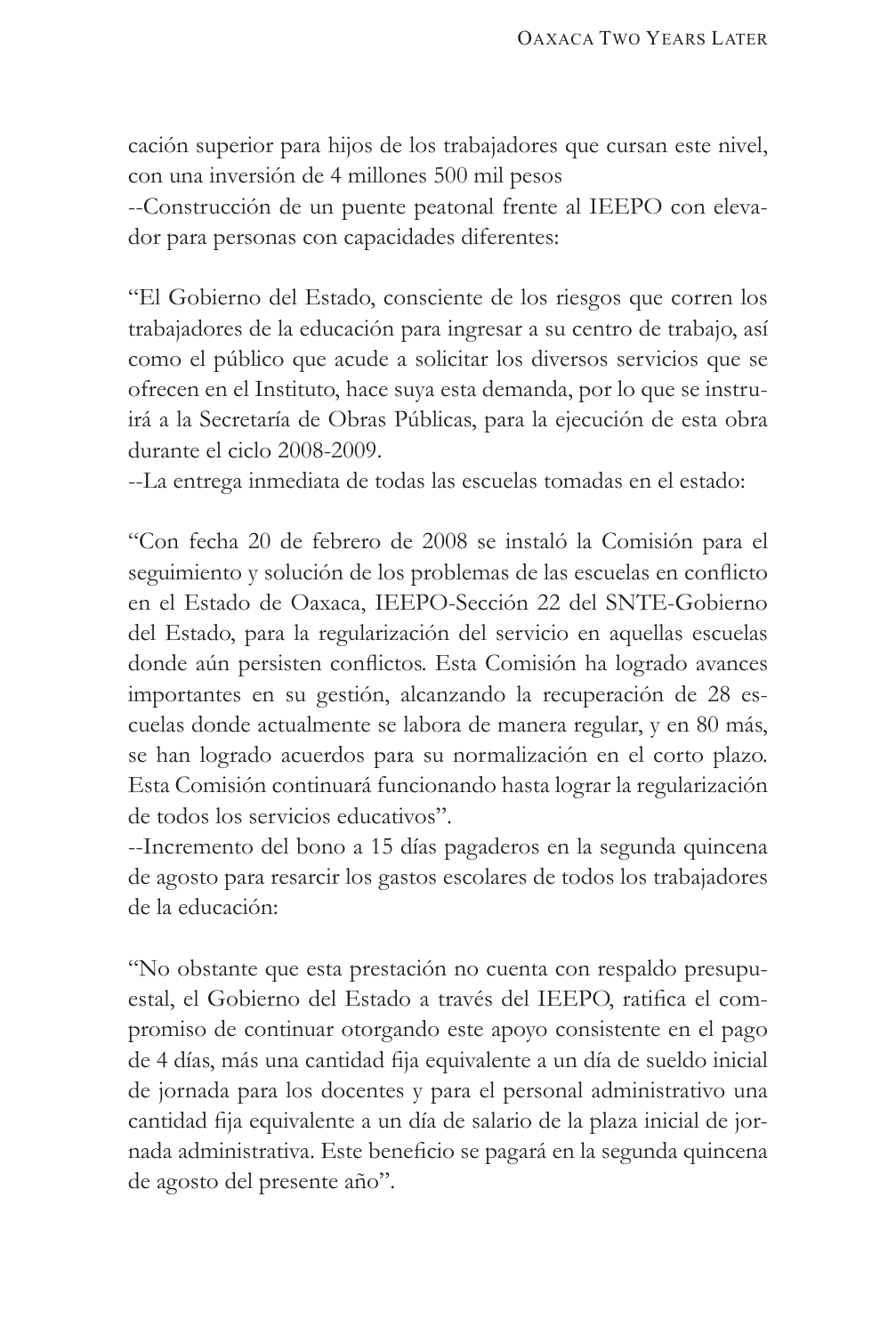cación superior para hijos de los trabajadores que cursan este nivel, con una inversión de 4 millones 500 mil pesos

--Construcción de un puente peatonal frente al IEEPO con elevador para personas con capacidades diferentes:

"El Gobierno del Estado, consciente de los riesgos que corren los trabajadores de la educación para ingresar a su centro de trabajo, así como el público que acude a solicitar los diversos servicios que se ofrecen en el Instituto, hace suya esta demanda, por lo que se instruirá a la Secretaría de Obras Públicas, para la ejecución de esta obra durante el ciclo 2008-2009.

--La entrega inmediata de todas las escuelas tomadas en el estado:

"Con fecha 20 de febrero de 2008 se instaló la Comisión para el seguimiento y solución de los problemas de las escuelas en conflicto en el Estado de Oaxaca, IEEPO-Sección 22 del SNTE-Gobierno del Estado, para la regularización del servicio en aquellas escuelas donde aún persisten conflictos. Esta Comisión ha logrado avances importantes en su gestión, alcanzando la recuperación de 28 escuelas donde actualmente se labora de manera regular, y en 80 más, se han logrado acuerdos para su normalización en el corto plazo. Esta Comisión continuará funcionando hasta lograr la regularización de todos los servicios educativos".

--Incremento del bono a 15 días pagaderos en la segunda quincena de agosto para resarcir los gastos escolares de todos los trabajadores de la educación:

"No obstante que esta prestación no cuenta con respaldo presupuestal, el Gobierno del Estado a través del IEEPO, ratifica el compromiso de continuar otorgando este apoyo consistente en el pago de 4 días, más una cantidad fija equivalente a un día de sueldo inicial de jornada para los docentes y para el personal administrativo una cantidad fija equivalente a un día de salario de la plaza inicial de jornada administrativa. Este beneficio se pagará en la segunda quincena de agosto del presente año".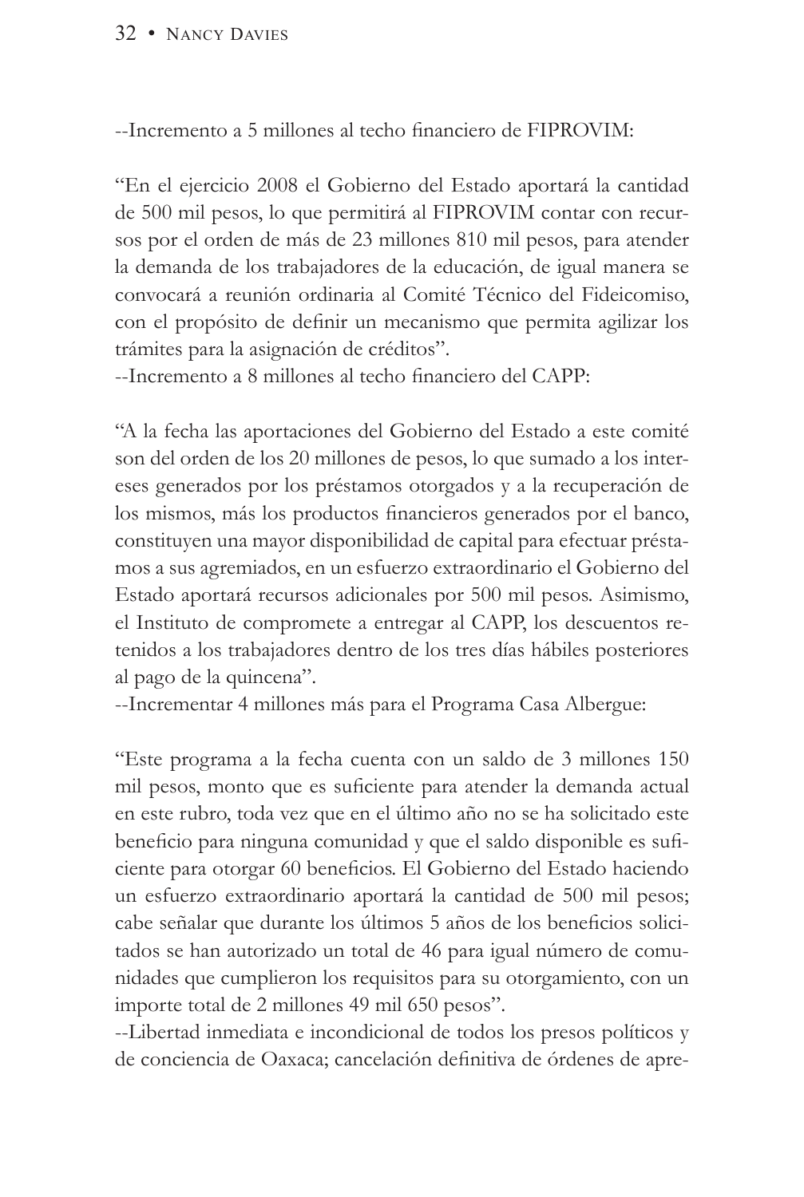--Incremento a 5 millones al techo financiero de FIPROVIM:

"En el ejercicio 2008 el Gobierno del Estado aportará la cantidad de 500 mil pesos, lo que permitirá al FIPROVIM contar con recursos por el orden de más de 23 millones 810 mil pesos, para atender la demanda de los trabajadores de la educación, de igual manera se convocará a reunión ordinaria al Comité Técnico del Fideicomiso, con el propósito de definir un mecanismo que permita agilizar los trámites para la asignación de créditos".

--Incremento a 8 millones al techo financiero del CAPP:

"A la fecha las aportaciones del Gobierno del Estado a este comité son del orden de los 20 millones de pesos, lo que sumado a los intereses generados por los préstamos otorgados y a la recuperación de los mismos, más los productos financieros generados por el banco, constituyen una mayor disponibilidad de capital para efectuar préstamos a sus agremiados, en un esfuerzo extraordinario el Gobierno del Estado aportará recursos adicionales por 500 mil pesos. Asimismo, el Instituto de compromete a entregar al CAPP, los descuentos retenidos a los trabajadores dentro de los tres días hábiles posteriores al pago de la quincena".

--Incrementar 4 millones más para el Programa Casa Albergue:

"Este programa a la fecha cuenta con un saldo de 3 millones 150 mil pesos, monto que es suficiente para atender la demanda actual en este rubro, toda vez que en el último año no se ha solicitado este beneficio para ninguna comunidad y que el saldo disponible es suficiente para otorgar 60 beneficios. El Gobierno del Estado haciendo un esfuerzo extraordinario aportará la cantidad de 500 mil pesos; cabe señalar que durante los últimos 5 años de los beneficios solicitados se han autorizado un total de 46 para igual número de comunidades que cumplieron los requisitos para su otorgamiento, con un importe total de 2 millones 49 mil 650 pesos".

--Libertad inmediata e incondicional de todos los presos políticos y de conciencia de Oaxaca; cancelación definitiva de órdenes de apre-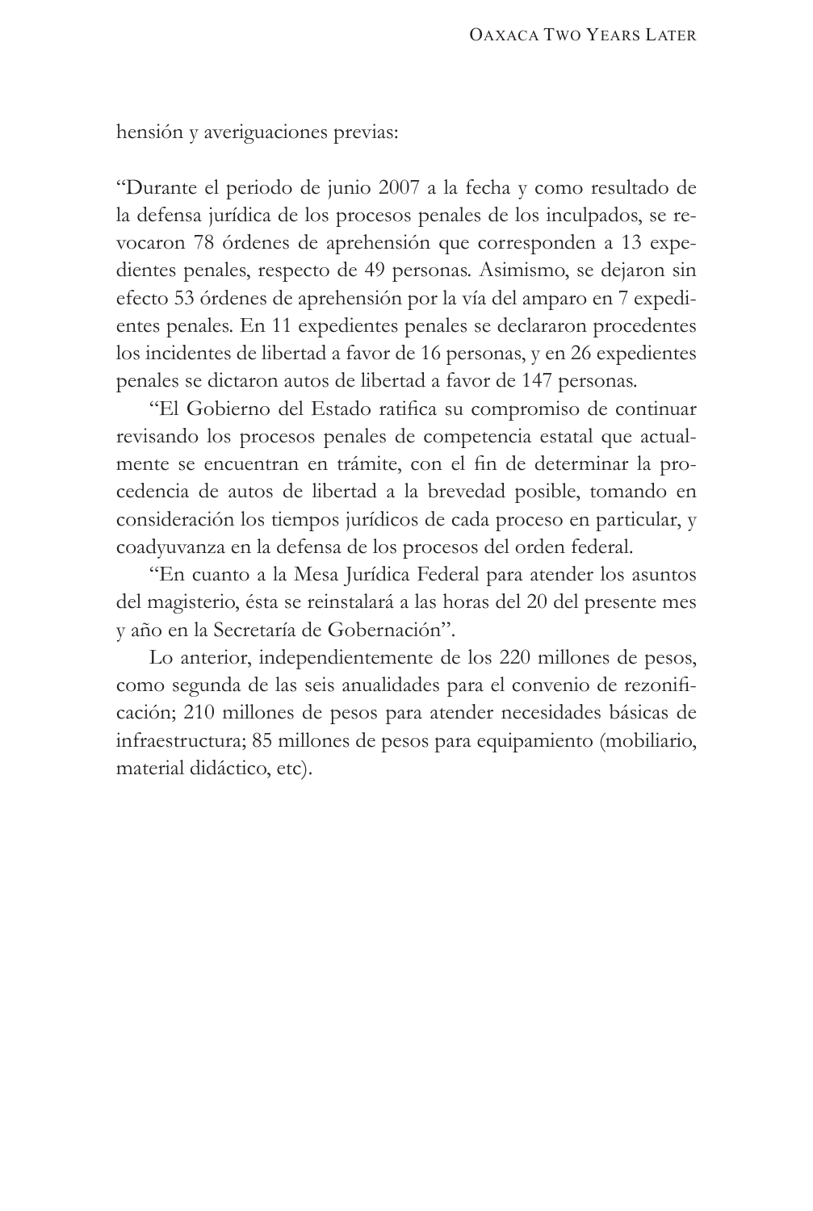hensión y averiguaciones previas:

"Durante el periodo de junio 2007 a la fecha y como resultado de la defensa jurídica de los procesos penales de los inculpados, se revocaron 78 órdenes de aprehensión que corresponden a 13 expedientes penales, respecto de 49 personas. Asimismo, se dejaron sin efecto 53 órdenes de aprehensión por la vía del amparo en 7 expedientes penales. En 11 expedientes penales se declararon procedentes los incidentes de libertad a favor de 16 personas, y en 26 expedientes penales se dictaron autos de libertad a favor de 147 personas.

"El Gobierno del Estado ratifica su compromiso de continuar revisando los procesos penales de competencia estatal que actualmente se encuentran en trámite, con el fin de determinar la procedencia de autos de libertad a la brevedad posible, tomando en consideración los tiempos jurídicos de cada proceso en particular, y coadyuvanza en la defensa de los procesos del orden federal.

"En cuanto a la Mesa Jurídica Federal para atender los asuntos del magisterio, ésta se reinstalará a las horas del 20 del presente mes y año en la Secretaría de Gobernación".

Lo anterior, independientemente de los 220 millones de pesos, como segunda de las seis anualidades para el convenio de rezonificación; 210 millones de pesos para atender necesidades básicas de infraestructura; 85 millones de pesos para equipamiento (mobiliario, material didáctico, etc).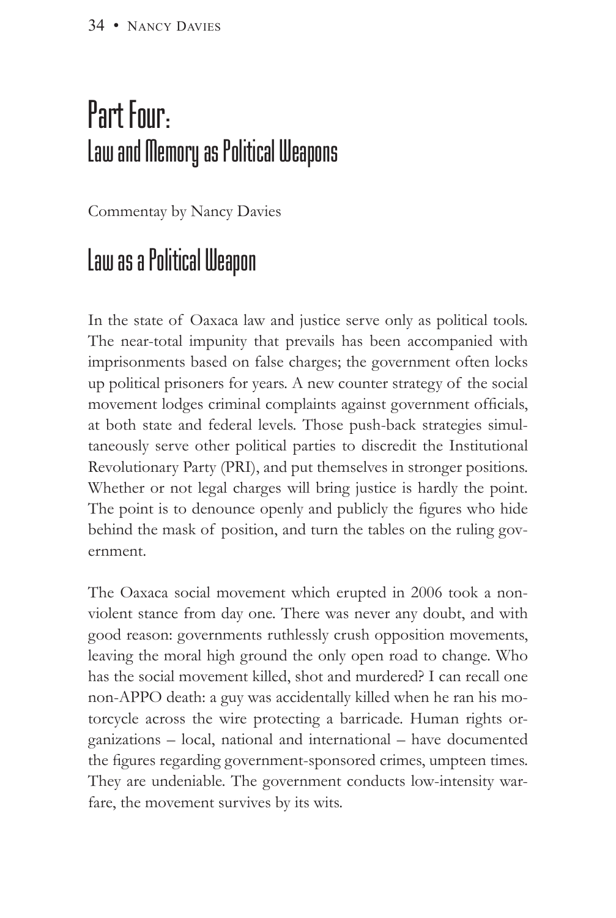# Part Four:
## Law and Memory as Political Weapons

Commentay by Nancy Davies

## Law as a Political Weapon

In the state of Oaxaca law and justice serve only as political tools. The near-total impunity that prevails has been accompanied with imprisonments based on false charges; the government often locks up political prisoners for years. A new counter strategy of the social movement lodges criminal complaints against government officials, at both state and federal levels. Those push-back strategies simultaneously serve other political parties to discredit the Institutional Revolutionary Party (PRI), and put themselves in stronger positions. Whether or not legal charges will bring justice is hardly the point. The point is to denounce openly and publicly the figures who hide behind the mask of position, and turn the tables on the ruling government.

The Oaxaca social movement which erupted in 2006 took a non-violent stance from day one. There was never any doubt, and with good reason: governments ruthlessly crush opposition movements, leaving the moral high ground the only open road to change. Who has the social movement killed, shot and murdered? I can recall one non-APPO death: a guy was accidentally killed when he ran his motorcycle across the wire protecting a barricade. Human rights organizations – local, national and international – have documented the figures regarding government-sponsored crimes, umpteen times. They are undeniable. The government conducts low-intensity warfare, the movement survives by its wits.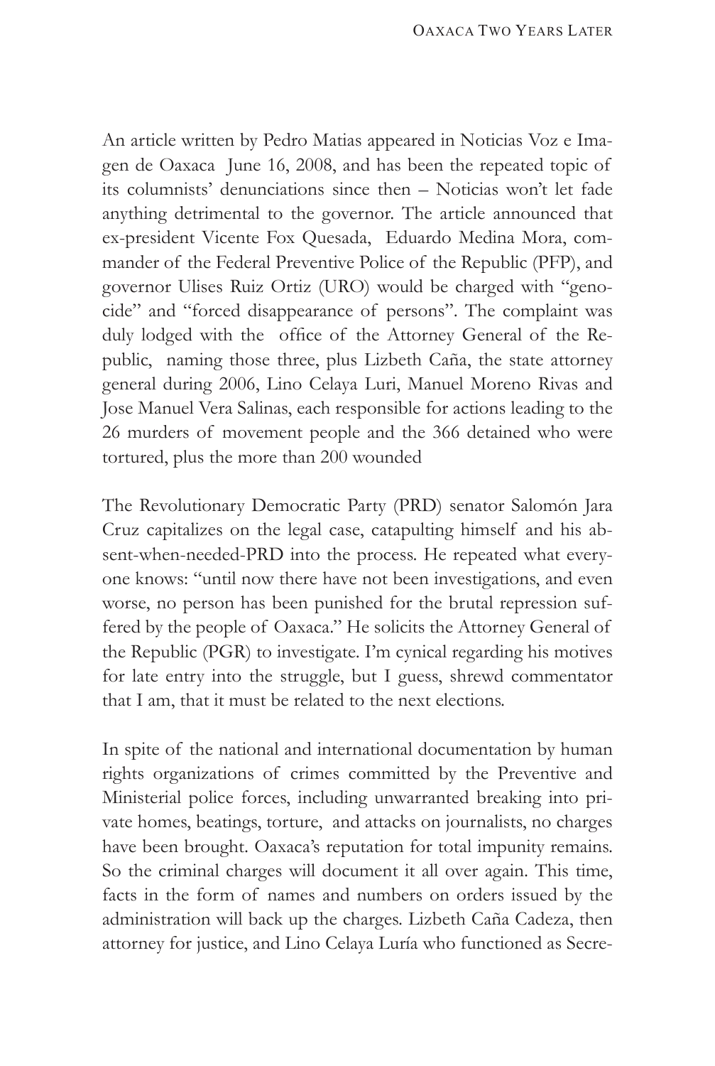An article written by Pedro Matias appeared in Noticias Voz e Imagen de Oaxaca June 16, 2008, and has been the repeated topic of its columnists' denunciations since then – Noticias won't let fade anything detrimental to the governor. The article announced that ex-president Vicente Fox Quesada, Eduardo Medina Mora, commander of the Federal Preventive Police of the Republic (PFP), and governor Ulises Ruiz Ortiz (URO) would be charged with "genocide" and "forced disappearance of persons". The complaint was duly lodged with the office of the Attorney General of the Republic, naming those three, plus Lizbeth Caña, the state attorney general during 2006, Lino Celaya Luri, Manuel Moreno Rivas and Jose Manuel Vera Salinas, each responsible for actions leading to the 26 murders of movement people and the 366 detained who were tortured, plus the more than 200 wounded

The Revolutionary Democratic Party (PRD) senator Salomón Jara Cruz capitalizes on the legal case, catapulting himself and his absent-when-needed-PRD into the process. He repeated what everyone knows: "until now there have not been investigations, and even worse, no person has been punished for the brutal repression suffered by the people of Oaxaca." He solicits the Attorney General of the Republic (PGR) to investigate. I'm cynical regarding his motives for late entry into the struggle, but I guess, shrewd commentator that I am, that it must be related to the next elections.

In spite of the national and international documentation by human rights organizations of crimes committed by the Preventive and Ministerial police forces, including unwarranted breaking into private homes, beatings, torture, and attacks on journalists, no charges have been brought. Oaxaca's reputation for total impunity remains. So the criminal charges will document it all over again. This time, facts in the form of names and numbers on orders issued by the administration will back up the charges. Lizbeth Caña Cadeza, then attorney for justice, and Lino Celaya Luría who functioned as Secre-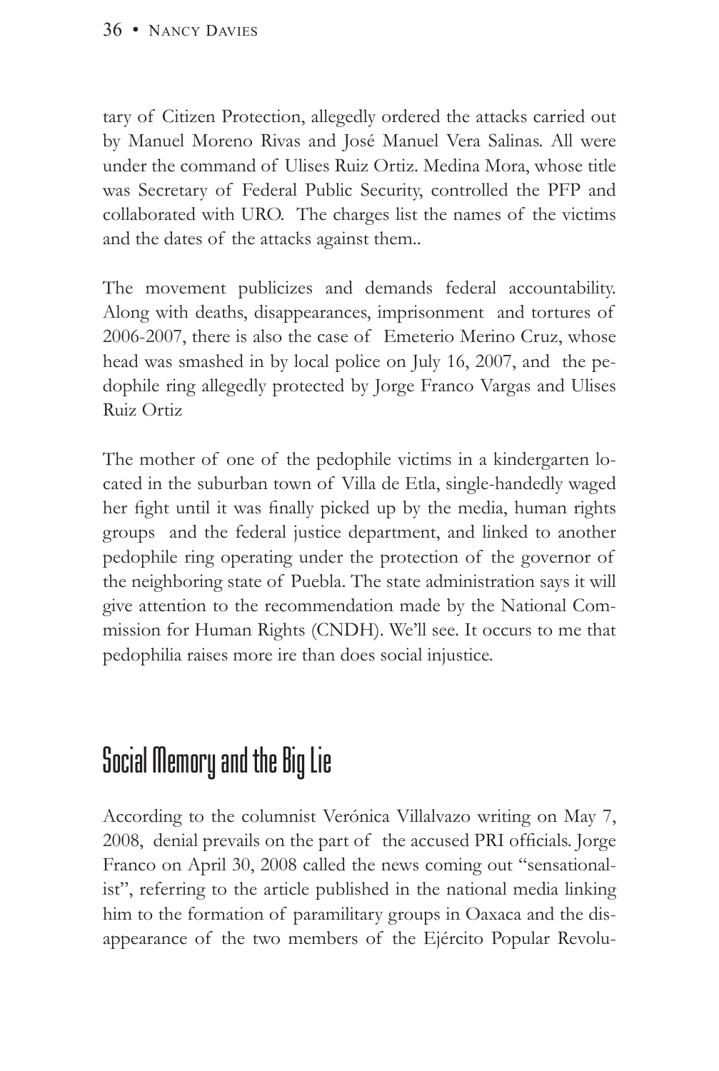tary of Citizen Protection, allegedly ordered the attacks carried out by Manuel Moreno Rivas and José Manuel Vera Salinas. All were under the command of Ulises Ruiz Ortiz. Medina Mora, whose title was Secretary of Federal Public Security, controlled the PFP and collaborated with URO. The charges list the names of the victims and the dates of the attacks against them..

The movement publicizes and demands federal accountability. Along with deaths, disappearances, imprisonment and tortures of 2006-2007, there is also the case of Emeterio Merino Cruz, whose head was smashed in by local police on July 16, 2007, and the pedophile ring allegedly protected by Jorge Franco Vargas and Ulises Ruiz Ortiz

The mother of one of the pedophile victims in a kindergarten located in the suburban town of Villa de Etla, single-handedly waged her fight until it was finally picked up by the media, human rights groups and the federal justice department, and linked to another pedophile ring operating under the protection of the governor of the neighboring state of Puebla. The state administration says it will give attention to the recommendation made by the National Commission for Human Rights (CNDH). We'll see. It occurs to me that pedophilia raises more ire than does social injustice.

## Social Memory and the Big Lie

According to the columnist Verónica Villalvazo writing on May 7, 2008, denial prevails on the part of the accused PRI officials. Jorge Franco on April 30, 2008 called the news coming out "sensationalist", referring to the article published in the national media linking him to the formation of paramilitary groups in Oaxaca and the disappearance of the two members of the Ejército Popular Revolu-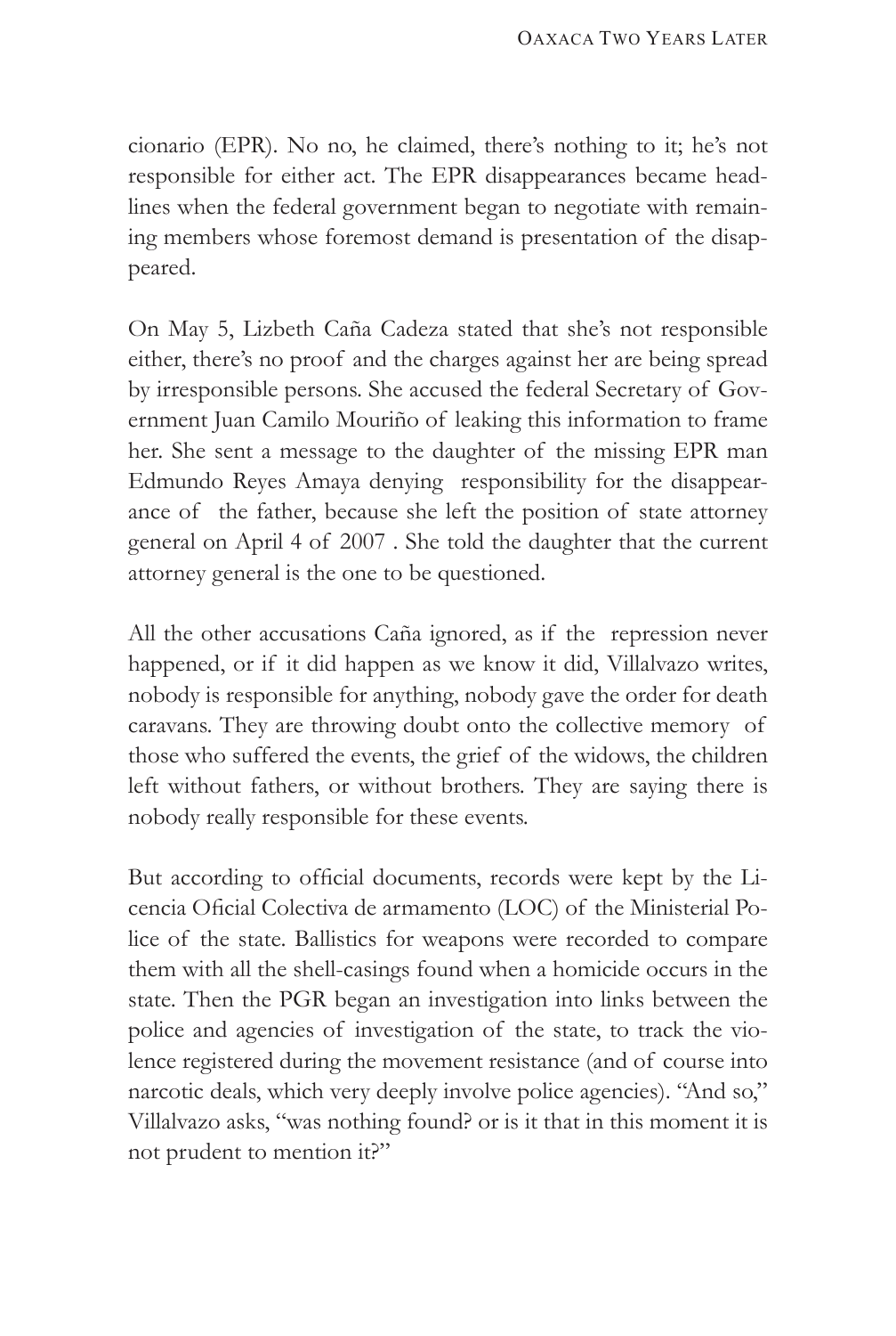cionario (EPR). No no, he claimed, there's nothing to it; he's not responsible for either act. The EPR disappearances became headlines when the federal government began to negotiate with remaining members whose foremost demand is presentation of the disappeared.

On May 5, Lizbeth Caña Cadeza stated that she's not responsible either, there's no proof and the charges against her are being spread by irresponsible persons. She accused the federal Secretary of Government Juan Camilo Mouriño of leaking this information to frame her. She sent a message to the daughter of the missing EPR man Edmundo Reyes Amaya denying responsibility for the disappearance of the father, because she left the position of state attorney general on April 4 of 2007 . She told the daughter that the current attorney general is the one to be questioned.

All the other accusations Caña ignored, as if the repression never happened, or if it did happen as we know it did, Villalvazo writes, nobody is responsible for anything, nobody gave the order for death caravans. They are throwing doubt onto the collective memory of those who suffered the events, the grief of the widows, the children left without fathers, or without brothers. They are saying there is nobody really responsible for these events.

But according to official documents, records were kept by the Licencia Oficial Colectiva de armamento (LOC) of the Ministerial Police of the state. Ballistics for weapons were recorded to compare them with all the shell-casings found when a homicide occurs in the state. Then the PGR began an investigation into links between the police and agencies of investigation of the state, to track the violence registered during the movement resistance (and of course into narcotic deals, which very deeply involve police agencies). "And so," Villalvazo asks, "was nothing found? or is it that in this moment it is not prudent to mention it?"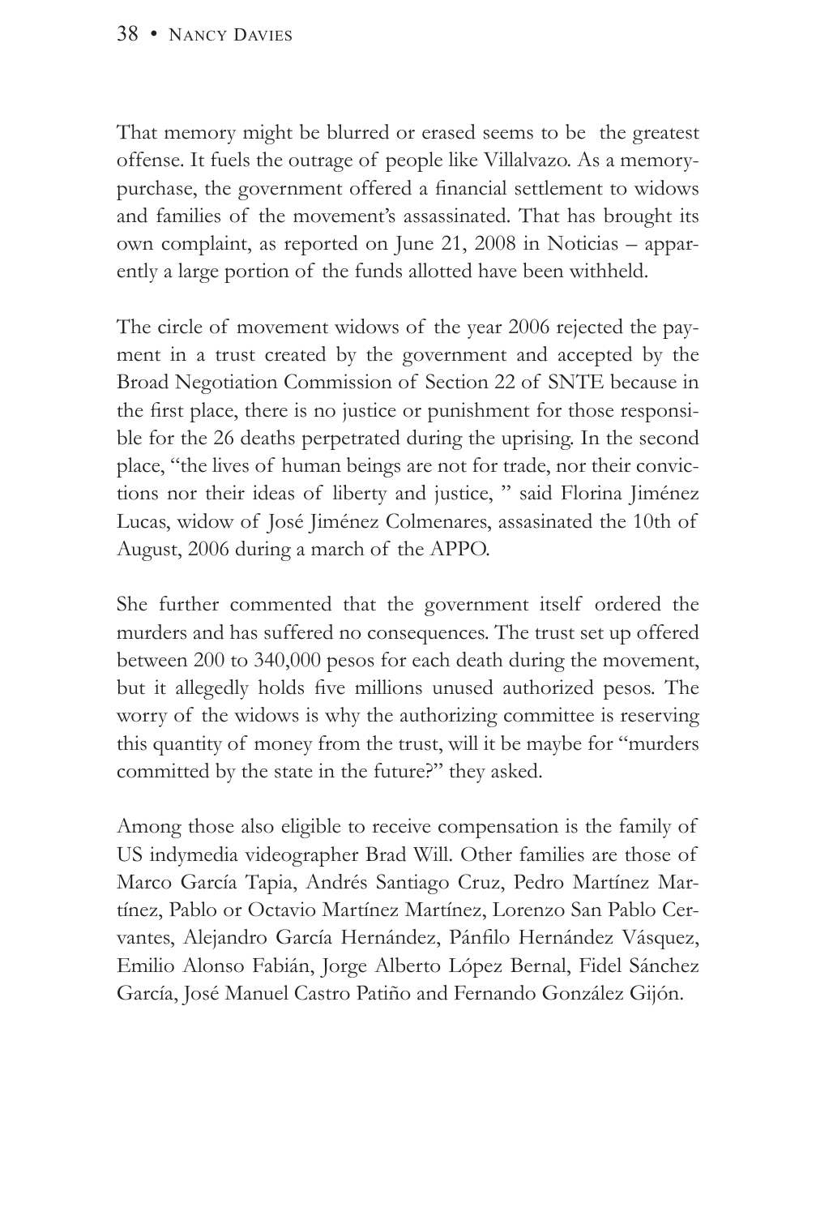That memory might be blurred or erased seems to be the greatest offense. It fuels the outrage of people like Villalvazo. As a memory-purchase, the government offered a financial settlement to widows and families of the movement's assassinated. That has brought its own complaint, as reported on June 21, 2008 in Noticias – apparently a large portion of the funds allotted have been withheld.

The circle of movement widows of the year 2006 rejected the payment in a trust created by the government and accepted by the Broad Negotiation Commission of Section 22 of SNTE because in the first place, there is no justice or punishment for those responsible for the 26 deaths perpetrated during the uprising. In the second place, "the lives of human beings are not for trade, nor their convictions nor their ideas of liberty and justice, " said Florina Jiménez Lucas, widow of José Jiménez Colmenares, assasinated the 10th of August, 2006 during a march of the APPO.

She further commented that the government itself ordered the murders and has suffered no consequences. The trust set up offered between 200 to 340,000 pesos for each death during the movement, but it allegedly holds five millions unused authorized pesos. The worry of the widows is why the authorizing committee is reserving this quantity of money from the trust, will it be maybe for "murders committed by the state in the future?" they asked.

Among those also eligible to receive compensation is the family of US indymedia videographer Brad Will. Other families are those of Marco García Tapia, Andrés Santiago Cruz, Pedro Martínez Martínez, Pablo or Octavio Martínez Martínez, Lorenzo San Pablo Cervantes, Alejandro García Hernández, Pánfilo Hernández Vásquez, Emilio Alonso Fabián, Jorge Alberto López Bernal, Fidel Sánchez García, José Manuel Castro Patiño and Fernando González Gijón.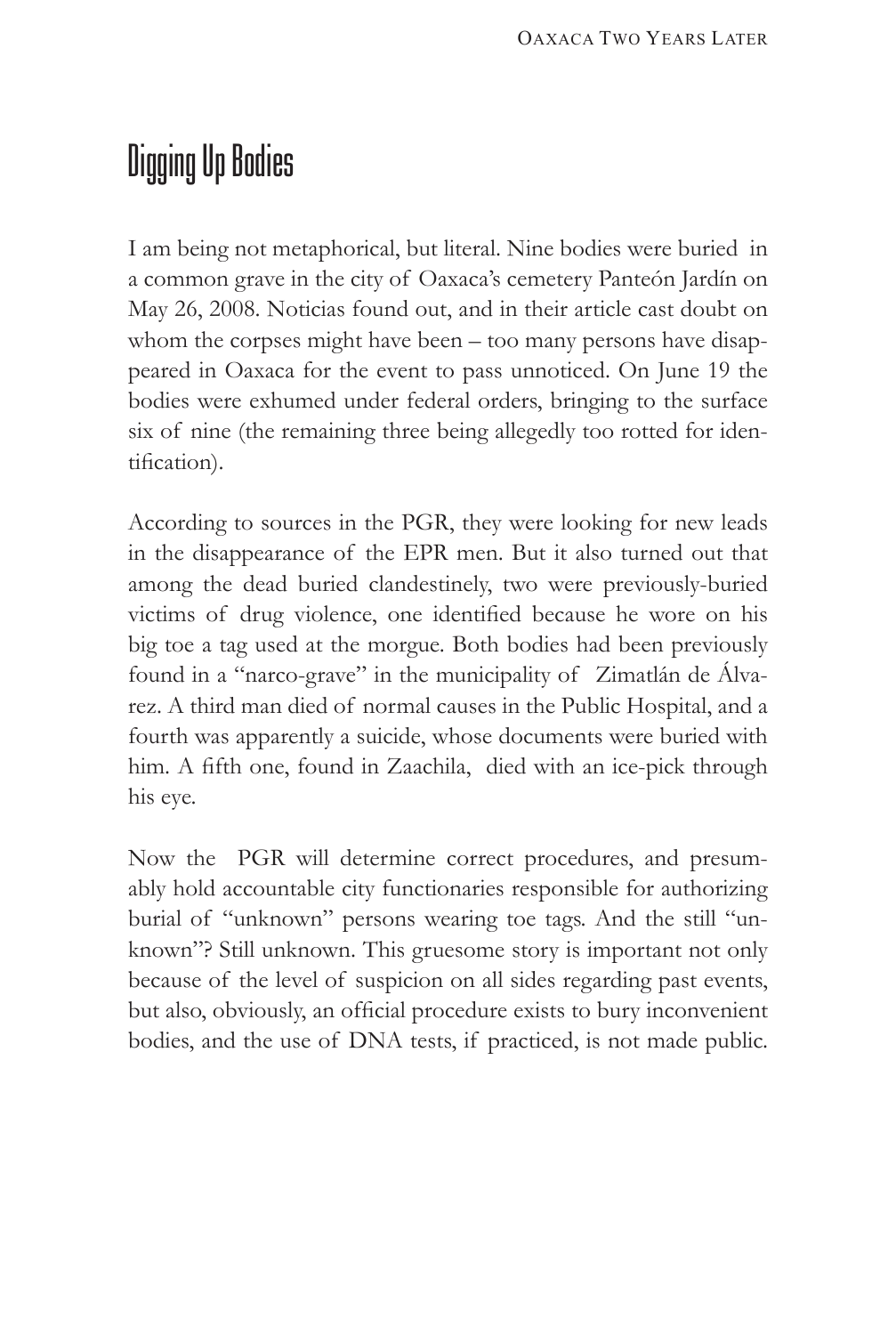# Digging Up Bodies

I am being not metaphorical, but literal. Nine bodies were buried in a common grave in the city of Oaxaca's cemetery Panteón Jardín on May 26, 2008. Noticias found out, and in their article cast doubt on whom the corpses might have been – too many persons have disappeared in Oaxaca for the event to pass unnoticed. On June 19 the bodies were exhumed under federal orders, bringing to the surface six of nine (the remaining three being allegedly too rotted for identification).

According to sources in the PGR, they were looking for new leads in the disappearance of the EPR men. But it also turned out that among the dead buried clandestinely, two were previously-buried victims of drug violence, one identified because he wore on his big toe a tag used at the morgue. Both bodies had been previously found in a "narco-grave" in the municipality of Zimatlán de Álvarez. A third man died of normal causes in the Public Hospital, and a fourth was apparently a suicide, whose documents were buried with him. A fifth one, found in Zaachila, died with an ice-pick through his eye.

Now the PGR will determine correct procedures, and presumably hold accountable city functionaries responsible for authorizing burial of "unknown" persons wearing toe tags. And the still "unknown"? Still unknown. This gruesome story is important not only because of the level of suspicion on all sides regarding past events, but also, obviously, an official procedure exists to bury inconvenient bodies, and the use of DNA tests, if practiced, is not made public.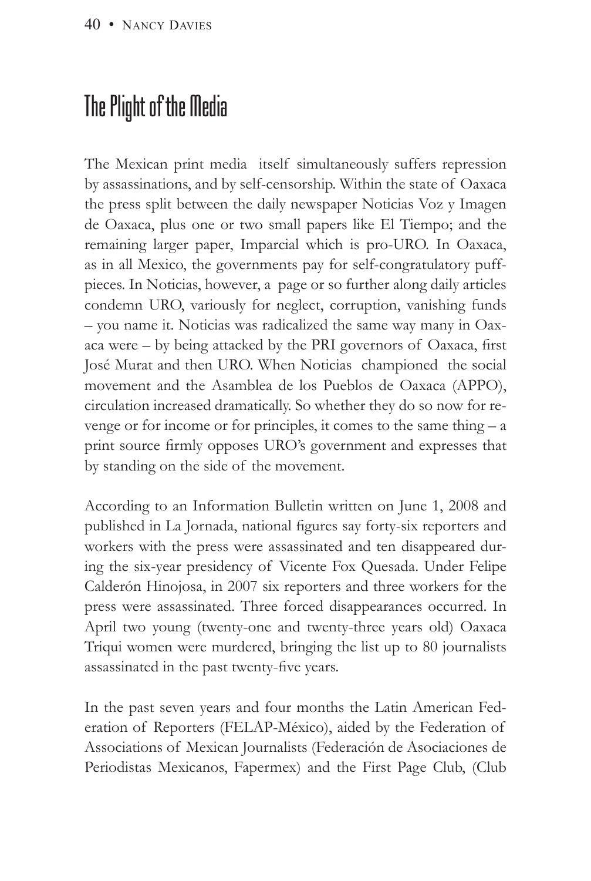## The Plight of the Media

The Mexican print media itself simultaneously suffers repression by assassinations, and by self-censorship. Within the state of Oaxaca the press split between the daily newspaper Noticias Voz y Imagen de Oaxaca, plus one or two small papers like El Tiempo; and the remaining larger paper, Imparcial which is pro-URO. In Oaxaca, as in all Mexico, the governments pay for self-congratulatory puff-pieces. In Noticias, however, a page or so further along daily articles condemn URO, variously for neglect, corruption, vanishing funds – you name it. Noticias was radicalized the same way many in Oaxaca were – by being attacked by the PRI governors of Oaxaca, first José Murat and then URO. When Noticias championed the social movement and the Asamblea de los Pueblos de Oaxaca (APPO), circulation increased dramatically. So whether they do so now for revenge or for income or for principles, it comes to the same thing – a print source firmly opposes URO's government and expresses that by standing on the side of the movement.

According to an Information Bulletin written on June 1, 2008 and published in La Jornada, national figures say forty-six reporters and workers with the press were assassinated and ten disappeared during the six-year presidency of Vicente Fox Quesada. Under Felipe Calderón Hinojosa, in 2007 six reporters and three workers for the press were assassinated. Three forced disappearances occurred. In April two young (twenty-one and twenty-three years old) Oaxaca Triqui women were murdered, bringing the list up to 80 journalists assassinated in the past twenty-five years.

In the past seven years and four months the Latin American Federation of Reporters (FELAP-México), aided by the Federation of Associations of Mexican Journalists (Federación de Asociaciones de Periodistas Mexicanos, Fapermex) and the First Page Club, (Club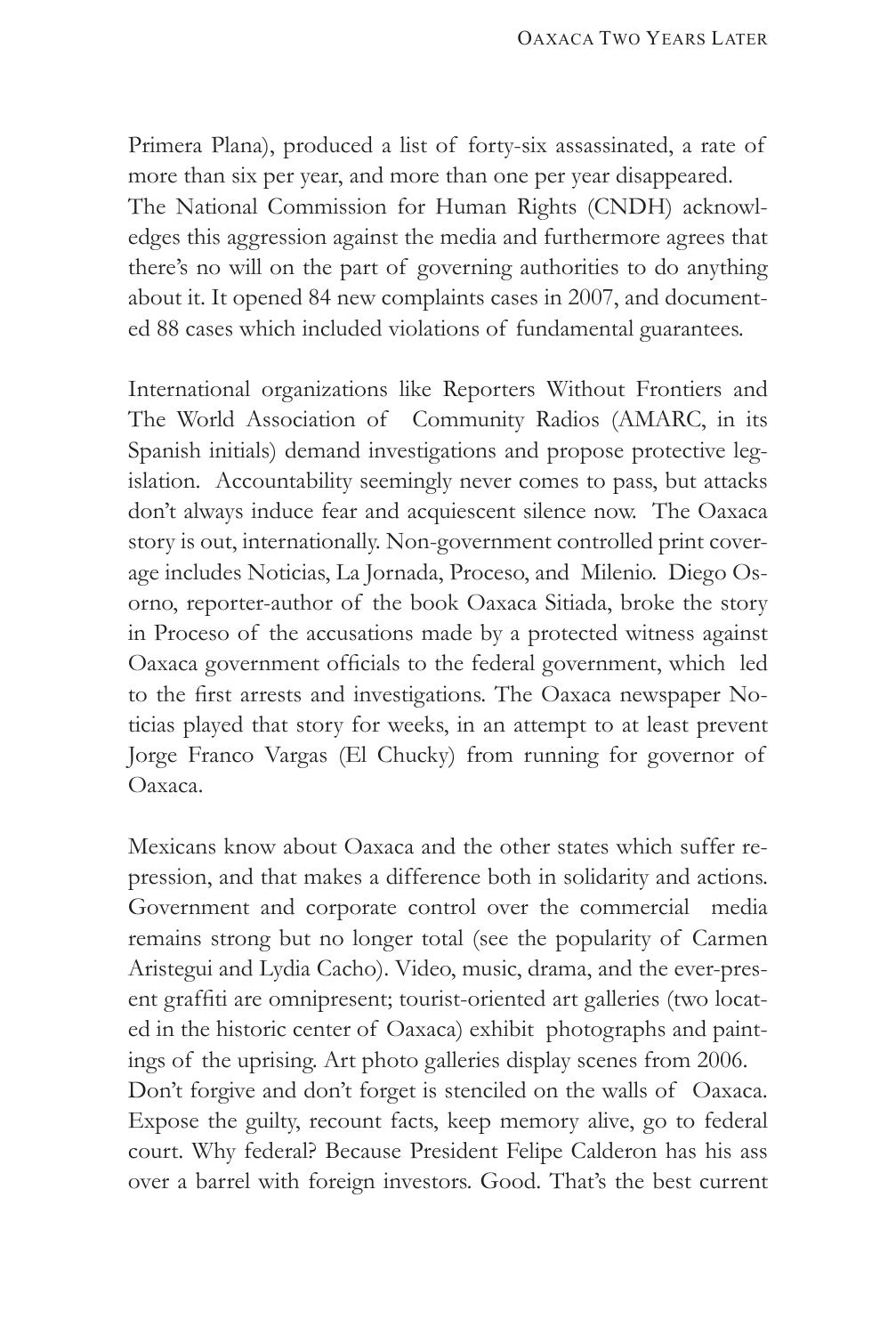Primera Plana), produced a list of forty-six assassinated, a rate of more than six per year, and more than one per year disappeared.
The National Commission for Human Rights (CNDH) acknowledges this aggression against the media and furthermore agrees that there's no will on the part of governing authorities to do anything about it. It opened 84 new complaints cases in 2007, and documented 88 cases which included violations of fundamental guarantees.

International organizations like Reporters Without Frontiers and The World Association of Community Radios (AMARC, in its Spanish initials) demand investigations and propose protective legislation. Accountability seemingly never comes to pass, but attacks don't always induce fear and acquiescent silence now. The Oaxaca story is out, internationally. Non-government controlled print coverage includes Noticias, La Jornada, Proceso, and Milenio. Diego Osorno, reporter-author of the book Oaxaca Sitiada, broke the story in Proceso of the accusations made by a protected witness against Oaxaca government officials to the federal government, which led to the first arrests and investigations. The Oaxaca newspaper Noticias played that story for weeks, in an attempt to at least prevent Jorge Franco Vargas (El Chucky) from running for governor of Oaxaca.

Mexicans know about Oaxaca and the other states which suffer repression, and that makes a difference both in solidarity and actions. Government and corporate control over the commercial media remains strong but no longer total (see the popularity of Carmen Aristegui and Lydia Cacho). Video, music, drama, and the ever-present graffiti are omnipresent; tourist-oriented art galleries (two located in the historic center of Oaxaca) exhibit photographs and paintings of the uprising. Art photo galleries display scenes from 2006.
Don't forgive and don't forget is stenciled on the walls of Oaxaca. Expose the guilty, recount facts, keep memory alive, go to federal court. Why federal? Because President Felipe Calderon has his ass over a barrel with foreign investors. Good. That's the best current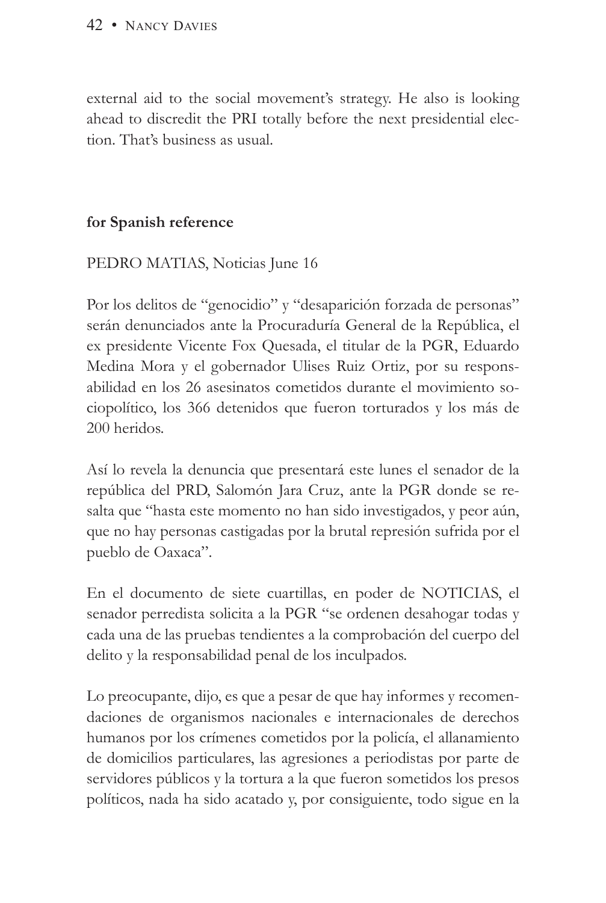external aid to the social movement's strategy. He also is looking ahead to discredit the PRI totally before the next presidential election. That's business as usual.

**for Spanish reference**

PEDRO MATIAS, Noticias June 16

Por los delitos de "genocidio" y "desaparición forzada de personas" serán denunciados ante la Procuraduría General de la República, el ex presidente Vicente Fox Quesada, el titular de la PGR, Eduardo Medina Mora y el gobernador Ulises Ruiz Ortiz, por su responsabilidad en los 26 asesinatos cometidos durante el movimiento sociopolítico, los 366 detenidos que fueron torturados y los más de 200 heridos.

Así lo revela la denuncia que presentará este lunes el senador de la república del PRD, Salomón Jara Cruz, ante la PGR donde se resalta que "hasta este momento no han sido investigados, y peor aún, que no hay personas castigadas por la brutal represión sufrida por el pueblo de Oaxaca".

En el documento de siete cuartillas, en poder de NOTICIAS, el senador perredista solicita a la PGR "se ordenen desahogar todas y cada una de las pruebas tendientes a la comprobación del cuerpo del delito y la responsabilidad penal de los inculpados.

Lo preocupante, dijo, es que a pesar de que hay informes y recomendaciones de organismos nacionales e internacionales de derechos humanos por los crímenes cometidos por la policía, el allanamiento de domicilios particulares, las agresiones a periodistas por parte de servidores públicos y la tortura a la que fueron sometidos los presos políticos, nada ha sido acatado y, por consiguiente, todo sigue en la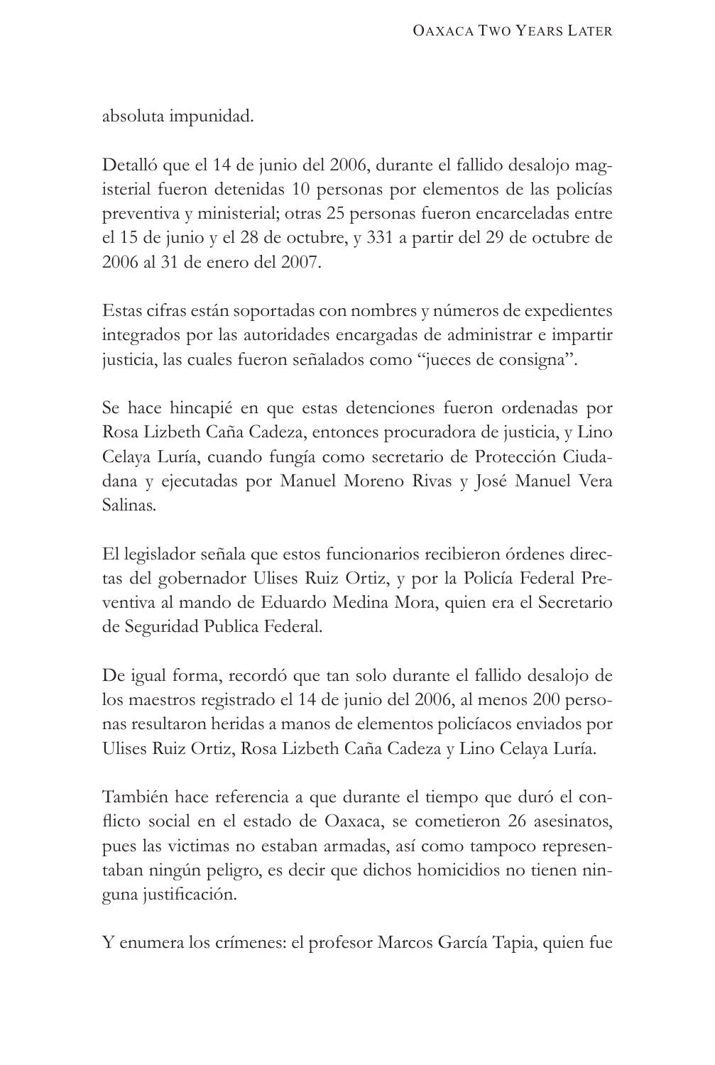absoluta impunidad.

Detalló que el 14 de junio del 2006, durante el fallido desalojo magisterial fueron detenidas 10 personas por elementos de las policías preventiva y ministerial; otras 25 personas fueron encarceladas entre el 15 de junio y el 28 de octubre, y 331 a partir del 29 de octubre de 2006 al 31 de enero del 2007.

Estas cifras están soportadas con nombres y números de expedientes integrados por las autoridades encargadas de administrar e impartir justicia, las cuales fueron señalados como "jueces de consigna".

Se hace hincapié en que estas detenciones fueron ordenadas por Rosa Lizbeth Caña Cadeza, entonces procuradora de justicia, y Lino Celaya Luría, cuando fungía como secretario de Protección Ciudadana y ejecutadas por Manuel Moreno Rivas y José Manuel Vera Salinas.

El legislador señala que estos funcionarios recibieron órdenes directas del gobernador Ulises Ruiz Ortiz, y por la Policía Federal Preventiva al mando de Eduardo Medina Mora, quien era el Secretario de Seguridad Publica Federal.

De igual forma, recordó que tan solo durante el fallido desalojo de los maestros registrado el 14 de junio del 2006, al menos 200 personas resultaron heridas a manos de elementos policíacos enviados por Ulises Ruiz Ortiz, Rosa Lizbeth Caña Cadeza y Lino Celaya Luría.

También hace referencia a que durante el tiempo que duró el conflicto social en el estado de Oaxaca, se cometieron 26 asesinatos, pues las victimas no estaban armadas, así como tampoco representaban ningún peligro, es decir que dichos homicidios no tienen ninguna justificación.

Y enumera los crímenes: el profesor Marcos García Tapia, quien fue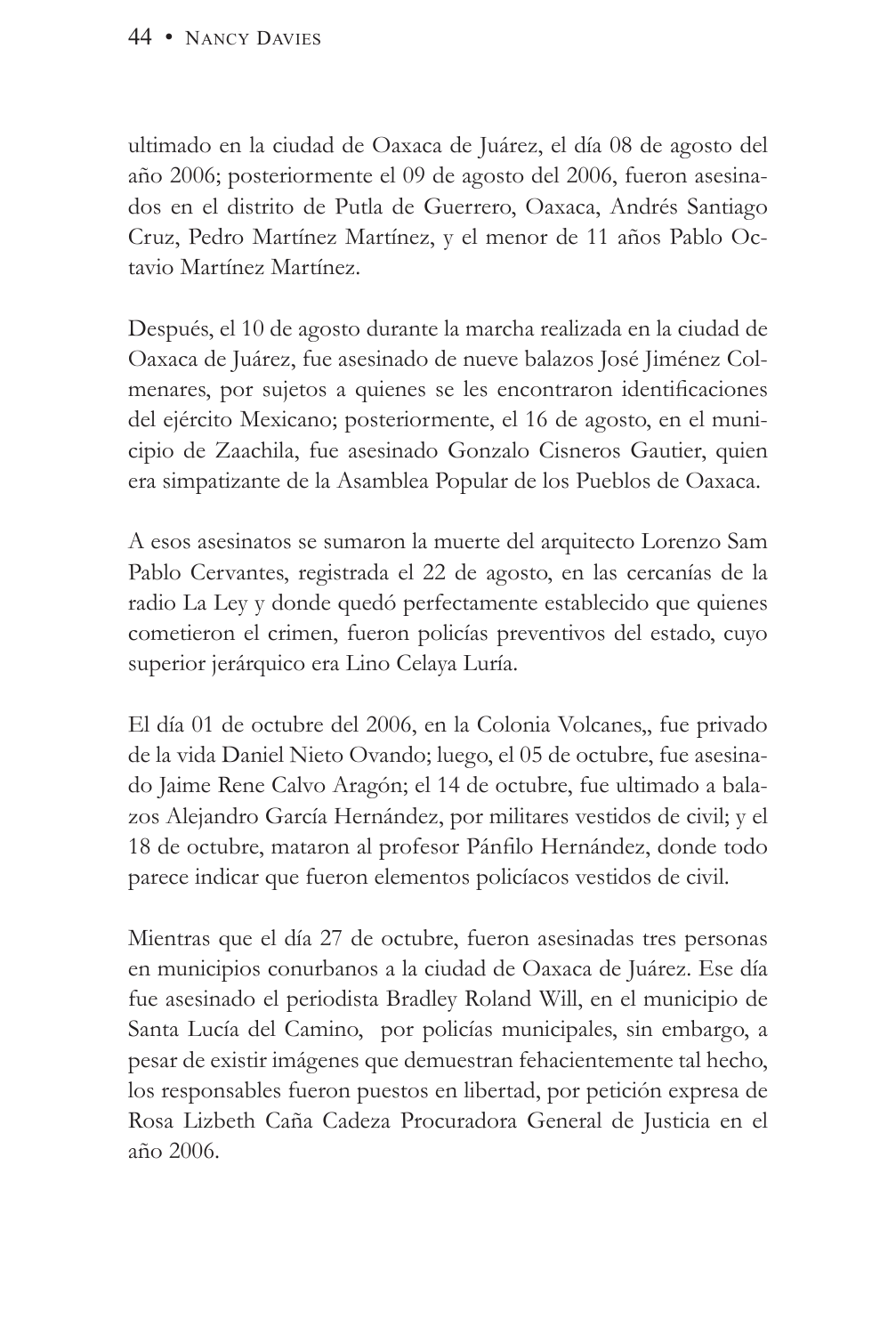ultimado en la ciudad de Oaxaca de Juárez, el día 08 de agosto del año 2006; posteriormente el 09 de agosto del 2006, fueron asesinados en el distrito de Putla de Guerrero, Oaxaca, Andrés Santiago Cruz, Pedro Martínez Martínez, y el menor de 11 años Pablo Octavio Martínez Martínez.

Después, el 10 de agosto durante la marcha realizada en la ciudad de Oaxaca de Juárez, fue asesinado de nueve balazos José Jiménez Colmenares, por sujetos a quienes se les encontraron identificaciones del ejército Mexicano; posteriormente, el 16 de agosto, en el municipio de Zaachila, fue asesinado Gonzalo Cisneros Gautier, quien era simpatizante de la Asamblea Popular de los Pueblos de Oaxaca.

A esos asesinatos se sumaron la muerte del arquitecto Lorenzo Sam Pablo Cervantes, registrada el 22 de agosto, en las cercanías de la radio La Ley y donde quedó perfectamente establecido que quienes cometieron el crimen, fueron policías preventivos del estado, cuyo superior jerárquico era Lino Celaya Luría.

El día 01 de octubre del 2006, en la Colonia Volcanes,, fue privado de la vida Daniel Nieto Ovando; luego, el 05 de octubre, fue asesinado Jaime Rene Calvo Aragón; el 14 de octubre, fue ultimado a balazos Alejandro García Hernández, por militares vestidos de civil; y el 18 de octubre, mataron al profesor Pánfilo Hernández, donde todo parece indicar que fueron elementos policíacos vestidos de civil.

Mientras que el día 27 de octubre, fueron asesinadas tres personas en municipios conurbanos a la ciudad de Oaxaca de Juárez. Ese día fue asesinado el periodista Bradley Roland Will, en el municipio de Santa Lucía del Camino, por policías municipales, sin embargo, a pesar de existir imágenes que demuestran fehacientemente tal hecho, los responsables fueron puestos en libertad, por petición expresa de Rosa Lizbeth Caña Cadeza Procuradora General de Justicia en el año 2006.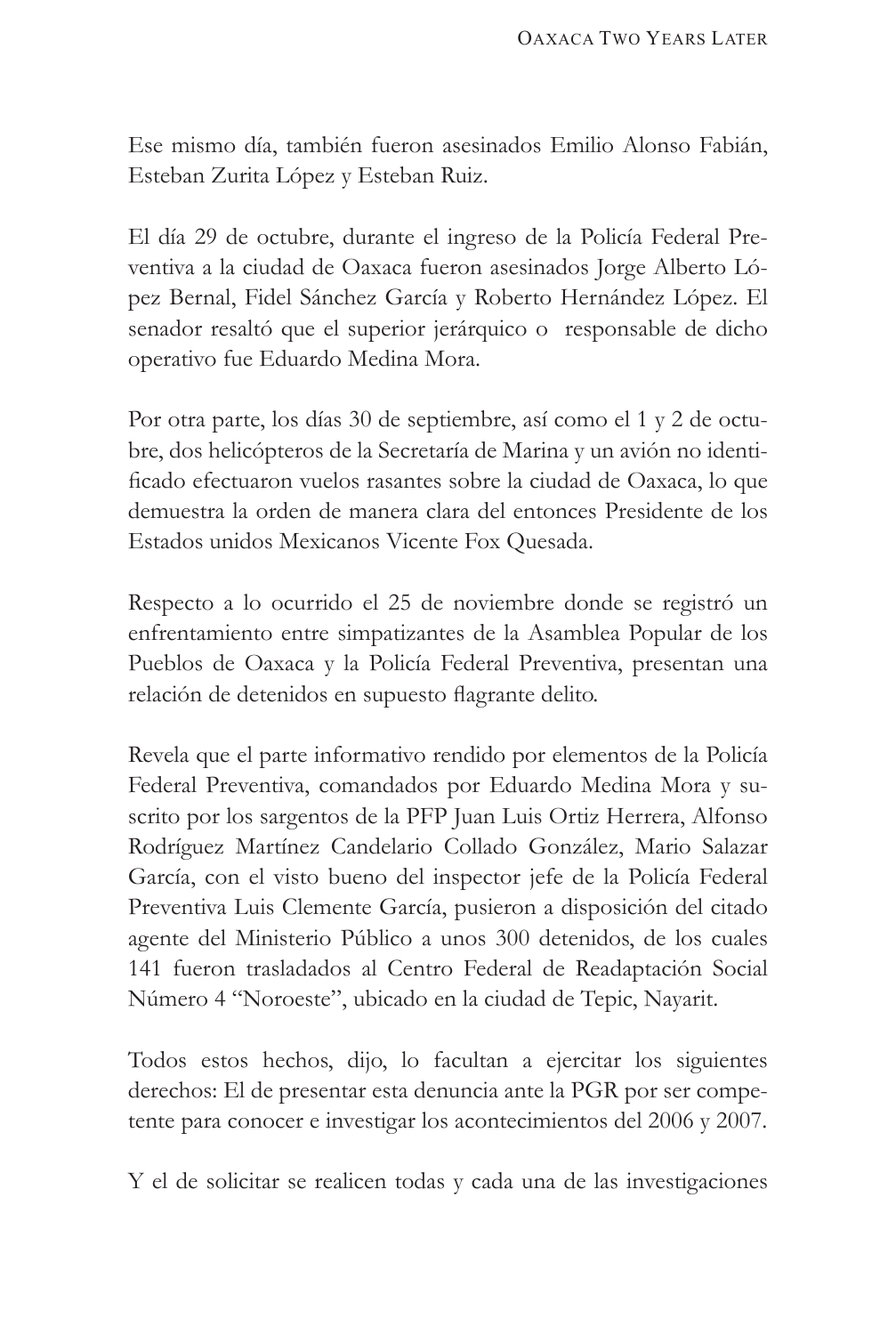Ese mismo día, también fueron asesinados Emilio Alonso Fabián, Esteban Zurita López y Esteban Ruiz.

El día 29 de octubre, durante el ingreso de la Policía Federal Preventiva a la ciudad de Oaxaca fueron asesinados Jorge Alberto López Bernal, Fidel Sánchez García y Roberto Hernández López. El senador resaltó que el superior jerárquico o  responsable de dicho operativo fue Eduardo Medina Mora.

Por otra parte, los días 30 de septiembre, así como el 1 y 2 de octubre, dos helicópteros de la Secretaría de Marina y un avión no identificado efectuaron vuelos rasantes sobre la ciudad de Oaxaca, lo que demuestra la orden de manera clara del entonces Presidente de los Estados unidos Mexicanos Vicente Fox Quesada.

Respecto a lo ocurrido el 25 de noviembre donde se registró un enfrentamiento entre simpatizantes de la Asamblea Popular de los Pueblos de Oaxaca y la Policía Federal Preventiva, presentan una relación de detenidos en supuesto flagrante delito.

Revela que el parte informativo rendido por elementos de la Policía Federal Preventiva, comandados por Eduardo Medina Mora y suscrito por los sargentos de la PFP Juan Luis Ortiz Herrera, Alfonso Rodríguez Martínez Candelario Collado González, Mario Salazar García, con el visto bueno del inspector jefe de la Policía Federal Preventiva Luis Clemente García, pusieron a disposición del citado agente del Ministerio Público a unos 300 detenidos, de los cuales 141 fueron trasladados al Centro Federal de Readaptación Social Número 4 "Noroeste", ubicado en la ciudad de Tepic, Nayarit.

Todos estos hechos, dijo, lo facultan a ejercitar los siguientes derechos: El de presentar esta denuncia ante la PGR por ser competente para conocer e investigar los acontecimientos del 2006 y 2007.

Y el de solicitar se realicen todas y cada una de las investigaciones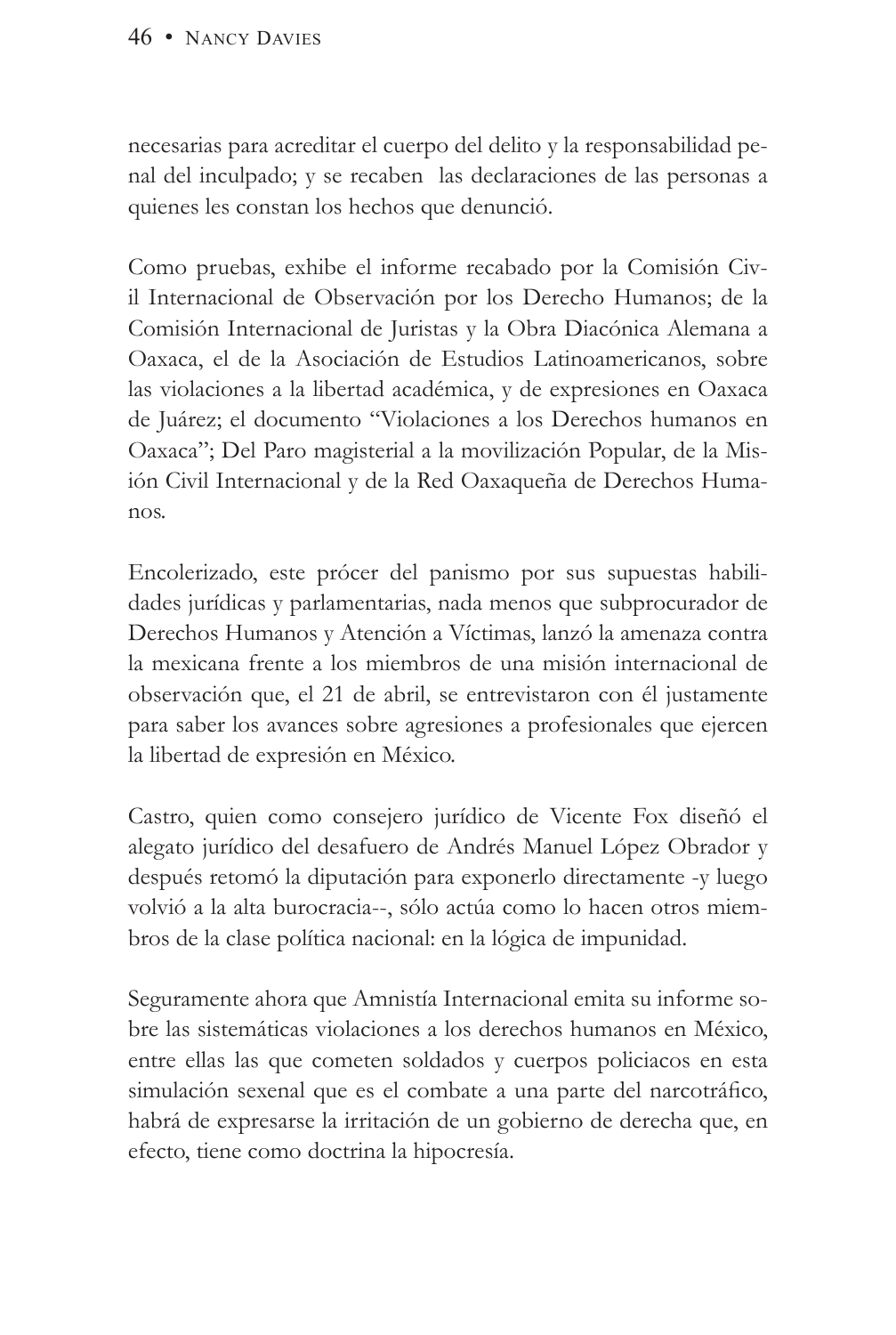necesarias para acreditar el cuerpo del delito y la responsabilidad penal del inculpado; y se recaben las declaraciones de las personas a quienes les constan los hechos que denunció.

Como pruebas, exhibe el informe recabado por la Comisión Civil Internacional de Observación por los Derecho Humanos; de la Comisión Internacional de Juristas y la Obra Diacónica Alemana a Oaxaca, el de la Asociación de Estudios Latinoamericanos, sobre las violaciones a la libertad académica, y de expresiones en Oaxaca de Juárez; el documento "Violaciones a los Derechos humanos en Oaxaca"; Del Paro magisterial a la movilización Popular, de la Misión Civil Internacional y de la Red Oaxaqueña de Derechos Humanos.

Encolerizado, este prócer del panismo por sus supuestas habilidades jurídicas y parlamentarias, nada menos que subprocurador de Derechos Humanos y Atención a Víctimas, lanzó la amenaza contra la mexicana frente a los miembros de una misión internacional de observación que, el 21 de abril, se entrevistaron con él justamente para saber los avances sobre agresiones a profesionales que ejercen la libertad de expresión en México.

Castro, quien como consejero jurídico de Vicente Fox diseñó el alegato jurídico del desafuero de Andrés Manuel López Obrador y después retomó la diputación para exponerlo directamente -y luego volvió a la alta burocracia--, sólo actúa como lo hacen otros miembros de la clase política nacional: en la lógica de impunidad.

Seguramente ahora que Amnistía Internacional emita su informe sobre las sistemáticas violaciones a los derechos humanos en México, entre ellas las que cometen soldados y cuerpos policiacos en esta simulación sexenal que es el combate a una parte del narcotráfico, habrá de expresarse la irritación de un gobierno de derecha que, en efecto, tiene como doctrina la hipocresía.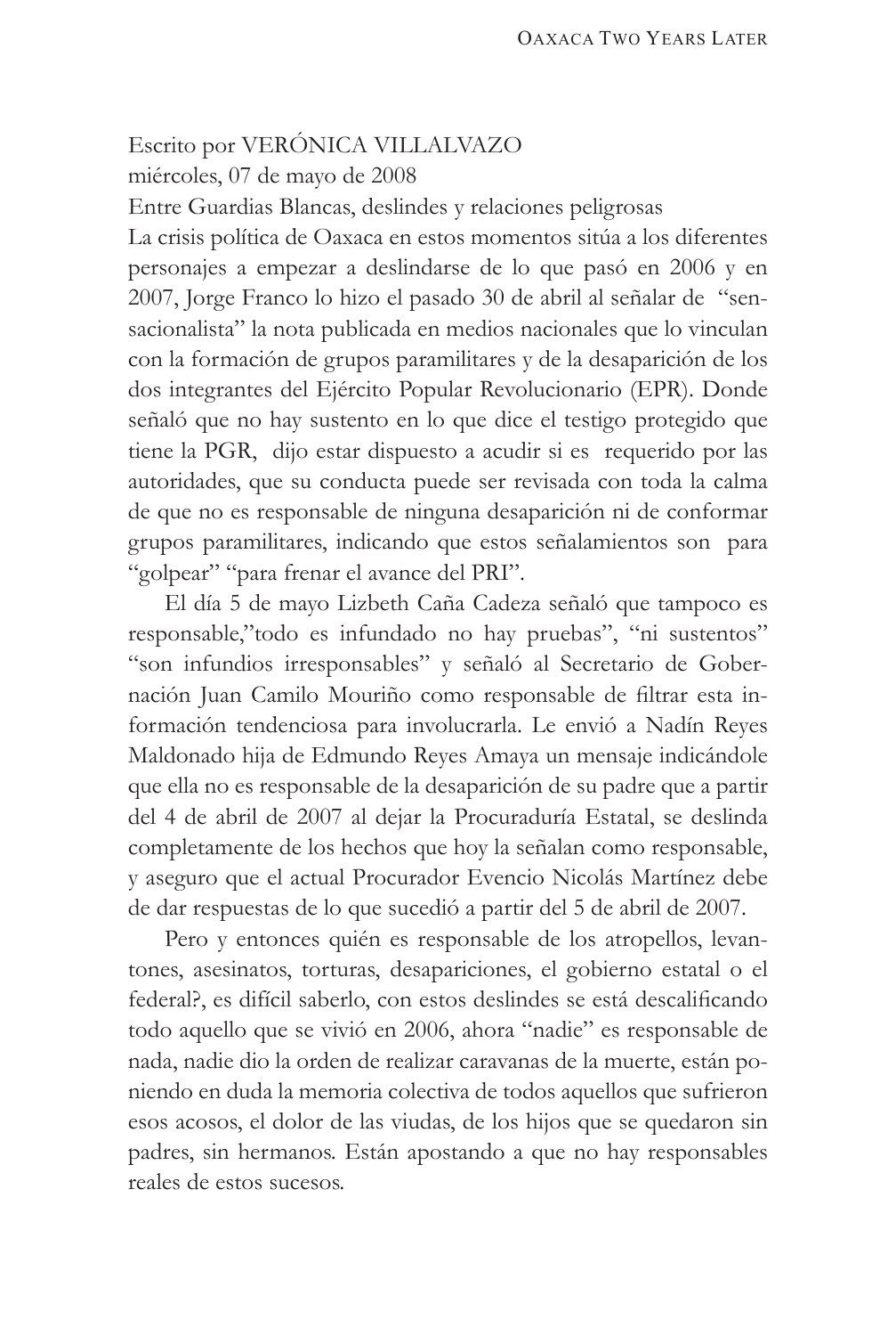Escrito por VERÓNICA VILLALVAZO
miércoles, 07 de mayo de 2008
Entre Guardias Blancas, deslindes y relaciones peligrosas

La crisis política de Oaxaca en estos momentos sitúa a los diferentes personajes a empezar a deslindarse de lo que pasó en 2006 y en 2007, Jorge Franco lo hizo el pasado 30 de abril al señalar de "sensacionalista" la nota publicada en medios nacionales que lo vinculan con la formación de grupos paramilitares y de la desaparición de los dos integrantes del Ejército Popular Revolucionario (EPR). Donde señaló que no hay sustento en lo que dice el testigo protegido que tiene la PGR, dijo estar dispuesto a acudir si es requerido por las autoridades, que su conducta puede ser revisada con toda la calma de que no es responsable de ninguna desaparición ni de conformar grupos paramilitares, indicando que estos señalamientos son para "golpear" "para frenar el avance del PRI".

El día 5 de mayo Lizbeth Caña Cadeza señaló que tampoco es responsable,"todo es infundado no hay pruebas", "ni sustentos" "son infundios irresponsables" y señaló al Secretario de Gobernación Juan Camilo Mouriño como responsable de filtrar esta información tendenciosa para involucrarla. Le envió a Nadín Reyes Maldonado hija de Edmundo Reyes Amaya un mensaje indicándole que ella no es responsable de la desaparición de su padre que a partir del 4 de abril de 2007 al dejar la Procuraduría Estatal, se deslinda completamente de los hechos que hoy la señalan como responsable, y aseguro que el actual Procurador Evencio Nicolás Martínez debe de dar respuestas de lo que sucedió a partir del 5 de abril de 2007.

Pero y entonces quién es responsable de los atropellos, levantones, asesinatos, torturas, desapariciones, el gobierno estatal o el federal?, es difícil saberlo, con estos deslindes se está descalificando todo aquello que se vivió en 2006, ahora "nadie" es responsable de nada, nadie dio la orden de realizar caravanas de la muerte, están poniendo en duda la memoria colectiva de todos aquellos que sufrieron esos acosos, el dolor de las viudas, de los hijos que se quedaron sin padres, sin hermanos. Están apostando a que no hay responsables reales de estos sucesos.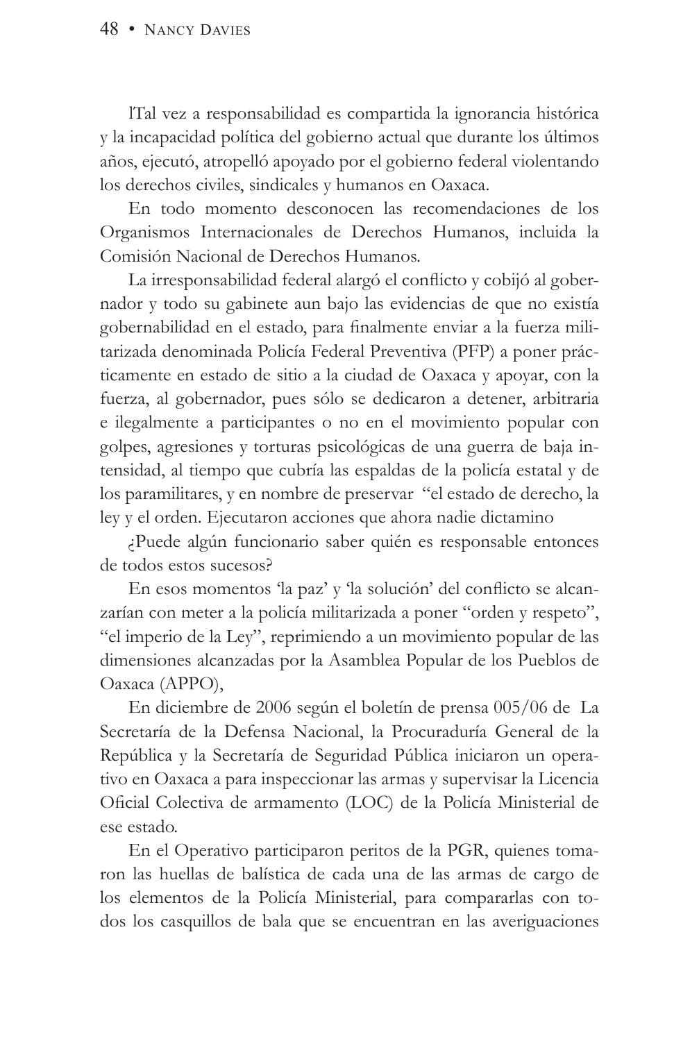lTal vez a responsabilidad es compartida la ignorancia histórica y la incapacidad política del gobierno actual que durante los últimos años, ejecutó, atropelló apoyado por el gobierno federal violentando los derechos civiles, sindicales y humanos en Oaxaca.

En todo momento desconocen las recomendaciones de los Organismos Internacionales de Derechos Humanos, incluida la Comisión Nacional de Derechos Humanos.

La irresponsabilidad federal alargó el conflicto y cobijó al gobernador y todo su gabinete aun bajo las evidencias de que no existía gobernabilidad en el estado, para finalmente enviar a la fuerza militarizada denominada Policía Federal Preventiva (PFP) a poner prácticamente en estado de sitio a la ciudad de Oaxaca y apoyar, con la fuerza, al gobernador, pues sólo se dedicaron a detener, arbitraria e ilegalmente a participantes o no en el movimiento popular con golpes, agresiones y torturas psicológicas de una guerra de baja intensidad, al tiempo que cubría las espaldas de la policía estatal y de los paramilitares, y en nombre de preservar "el estado de derecho, la ley y el orden. Ejecutaron acciones que ahora nadie dictamino

¿Puede algún funcionario saber quién es responsable entonces de todos estos sucesos?

En esos momentos 'la paz' y 'la solución' del conflicto se alcanzarían con meter a la policía militarizada a poner "orden y respeto", "el imperio de la Ley", reprimiendo a un movimiento popular de las dimensiones alcanzadas por la Asamblea Popular de los Pueblos de Oaxaca (APPO),

En diciembre de 2006 según el boletín de prensa 005/06 de La Secretaría de la Defensa Nacional, la Procuraduría General de la República y la Secretaría de Seguridad Pública iniciaron un operativo en Oaxaca a para inspeccionar las armas y supervisar la Licencia Oficial Colectiva de armamento (LOC) de la Policía Ministerial de ese estado.

En el Operativo participaron peritos de la PGR, quienes tomaron las huellas de balística de cada una de las armas de cargo de los elementos de la Policía Ministerial, para compararlas con todos los casquillos de bala que se encuentran en las averiguaciones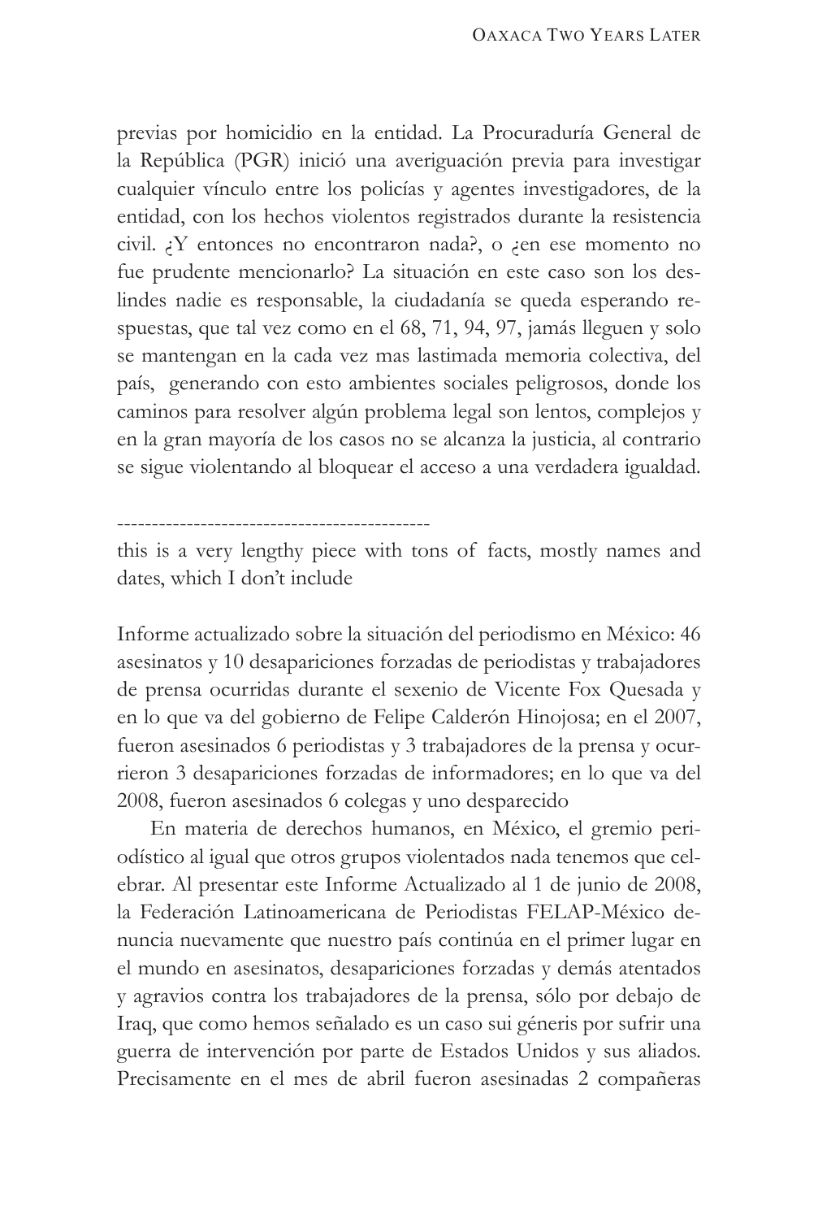previas por homicidio en la entidad. La Procuraduría General de la República (PGR) inició una averiguación previa para investigar cualquier vínculo entre los policías y agentes investigadores, de la entidad, con los hechos violentos registrados durante la resistencia civil. ¿Y entonces no encontraron nada?, o ¿en ese momento no fue prudente mencionarlo? La situación en este caso son los deslindes nadie es responsable, la ciudadanía se queda esperando respuestas, que tal vez como en el 68, 71, 94, 97, jamás lleguen y solo se mantengan en la cada vez mas lastimada memoria colectiva, del país, generando con esto ambientes sociales peligrosos, donde los caminos para resolver algún problema legal son lentos, complejos y en la gran mayoría de los casos no se alcanza la justicia, al contrario se sigue violentando al bloquear el acceso a una verdadera igualdad.

---

this is a very lengthy piece with tons of facts, mostly names and dates, which I don't include

Informe actualizado sobre la situación del periodismo en México: 46 asesinatos y 10 desapariciones forzadas de periodistas y trabajadores de prensa ocurridas durante el sexenio de Vicente Fox Quesada y en lo que va del gobierno de Felipe Calderón Hinojosa; en el 2007, fueron asesinados 6 periodistas y 3 trabajadores de la prensa y ocurrieron 3 desapariciones forzadas de informadores; en lo que va del 2008, fueron asesinados 6 colegas y uno desparecido

En materia de derechos humanos, en México, el gremio periodístico al igual que otros grupos violentados nada tenemos que celebrar. Al presentar este Informe Actualizado al 1 de junio de 2008, la Federación Latinoamericana de Periodistas FELAP-México denuncia nuevamente que nuestro país continúa en el primer lugar en el mundo en asesinatos, desapariciones forzadas y demás atentados y agravios contra los trabajadores de la prensa, sólo por debajo de Iraq, que como hemos señalado es un caso sui géneris por sufrir una guerra de intervención por parte de Estados Unidos y sus aliados. Precisamente en el mes de abril fueron asesinadas 2 compañeras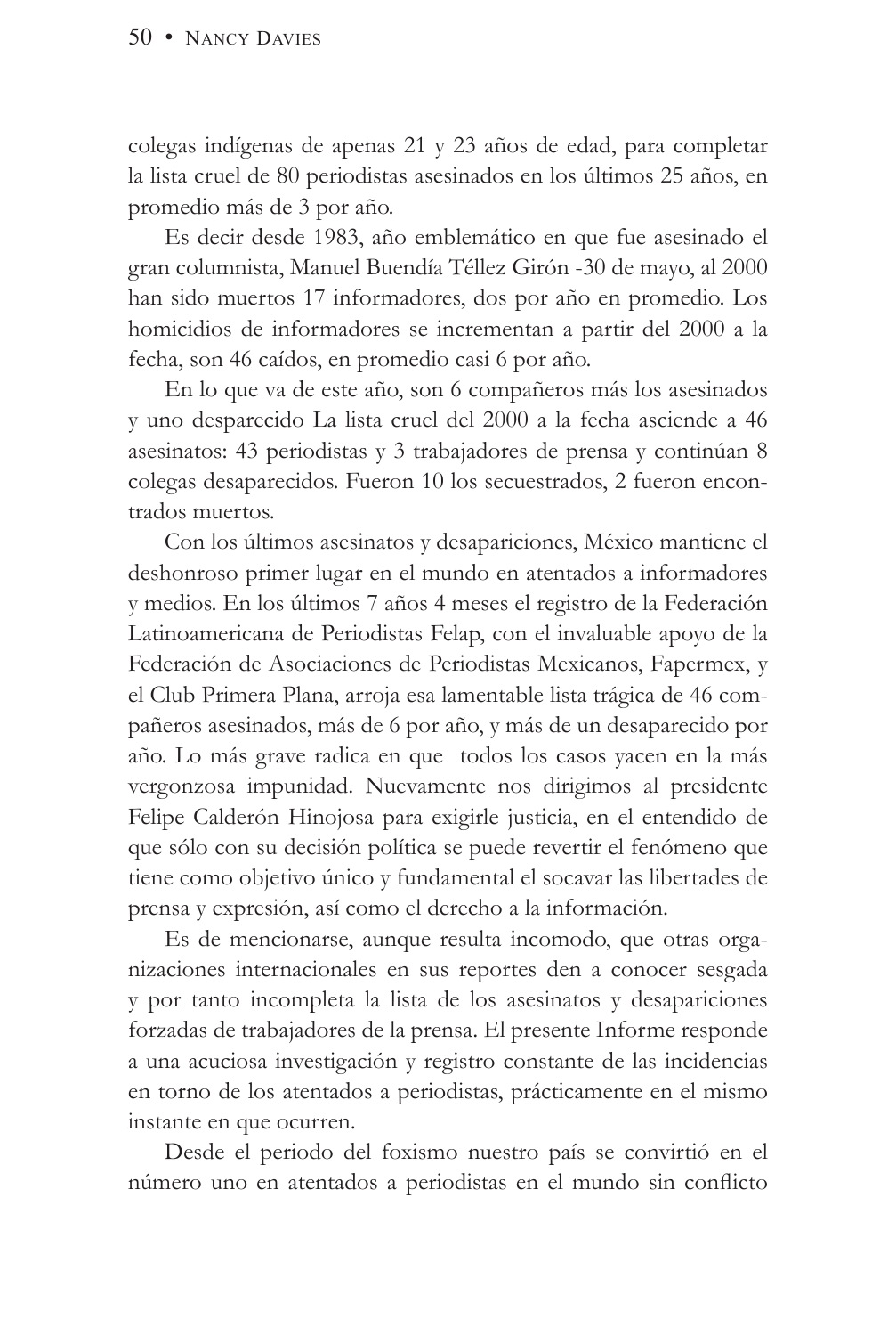colegas indígenas de apenas 21 y 23 años de edad, para completar la lista cruel de 80 periodistas asesinados en los últimos 25 años, en promedio más de 3 por año.

Es decir desde 1983, año emblemático en que fue asesinado el gran columnista, Manuel Buendía Téllez Girón -30 de mayo, al 2000 han sido muertos 17 informadores, dos por año en promedio. Los homicidios de informadores se incrementan a partir del 2000 a la fecha, son 46 caídos, en promedio casi 6 por año.

En lo que va de este año, son 6 compañeros más los asesinados y uno desparecido La lista cruel del 2000 a la fecha asciende a 46 asesinatos: 43 periodistas y 3 trabajadores de prensa y continúan 8 colegas desaparecidos. Fueron 10 los secuestrados, 2 fueron encontrados muertos.

Con los últimos asesinatos y desapariciones, México mantiene el deshonroso primer lugar en el mundo en atentados a informadores y medios. En los últimos 7 años 4 meses el registro de la Federación Latinoamericana de Periodistas Felap, con el invaluable apoyo de la Federación de Asociaciones de Periodistas Mexicanos, Fapermex, y el Club Primera Plana, arroja esa lamentable lista trágica de 46 compañeros asesinados, más de 6 por año, y más de un desaparecido por año. Lo más grave radica en que todos los casos yacen en la más vergonzosa impunidad. Nuevamente nos dirigimos al presidente Felipe Calderón Hinojosa para exigirle justicia, en el entendido de que sólo con su decisión política se puede revertir el fenómeno que tiene como objetivo único y fundamental el socavar las libertades de prensa y expresión, así como el derecho a la información.

Es de mencionarse, aunque resulta incomodo, que otras organizaciones internacionales en sus reportes den a conocer sesgada y por tanto incompleta la lista de los asesinatos y desapariciones forzadas de trabajadores de la prensa. El presente Informe responde a una acuciosa investigación y registro constante de las incidencias en torno de los atentados a periodistas, prácticamente en el mismo instante en que ocurren.

Desde el periodo del foxismo nuestro país se convirtió en el número uno en atentados a periodistas en el mundo sin conflicto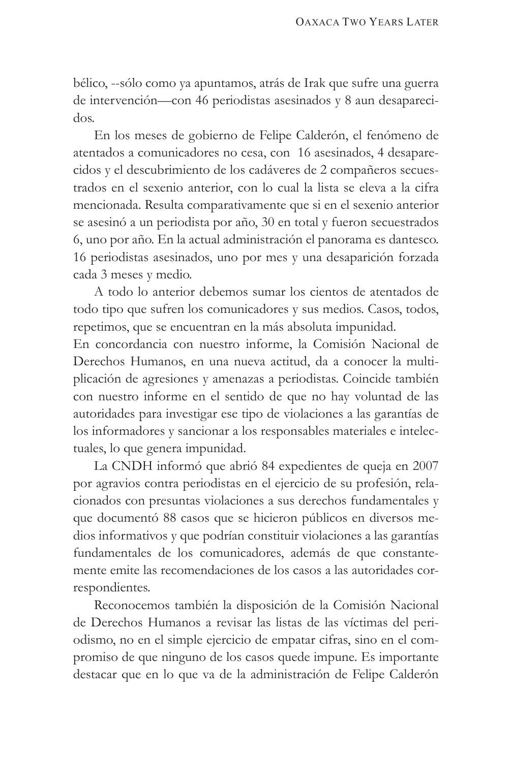bélico, --sólo como ya apuntamos, atrás de Irak que sufre una guerra de intervención—con 46 periodistas asesinados y 8 aun desaparecidos.

En los meses de gobierno de Felipe Calderón, el fenómeno de atentados a comunicadores no cesa, con 16 asesinados, 4 desaparecidos y el descubrimiento de los cadáveres de 2 compañeros secuestrados en el sexenio anterior, con lo cual la lista se eleva a la cifra mencionada. Resulta comparativamente que si en el sexenio anterior se asesinó a un periodista por año, 30 en total y fueron secuestrados 6, uno por año. En la actual administración el panorama es dantesco. 16 periodistas asesinados, uno por mes y una desaparición forzada cada 3 meses y medio.

A todo lo anterior debemos sumar los cientos de atentados de todo tipo que sufren los comunicadores y sus medios. Casos, todos, repetimos, que se encuentran en la más absoluta impunidad.

En concordancia con nuestro informe, la Comisión Nacional de Derechos Humanos, en una nueva actitud, da a conocer la multiplicación de agresiones y amenazas a periodistas. Coincide también con nuestro informe en el sentido de que no hay voluntad de las autoridades para investigar ese tipo de violaciones a las garantías de los informadores y sancionar a los responsables materiales e intelectuales, lo que genera impunidad.

La CNDH informó que abrió 84 expedientes de queja en 2007 por agravios contra periodistas en el ejercicio de su profesión, relacionados con presuntas violaciones a sus derechos fundamentales y que documentó 88 casos que se hicieron públicos en diversos medios informativos y que podrían constituir violaciones a las garantías fundamentales de los comunicadores, además de que constantemente emite las recomendaciones de los casos a las autoridades correspondientes.

Reconocemos también la disposición de la Comisión Nacional de Derechos Humanos a revisar las listas de las víctimas del periodismo, no en el simple ejercicio de empatar cifras, sino en el compromiso de que ninguno de los casos quede impune. Es importante destacar que en lo que va de la administración de Felipe Calderón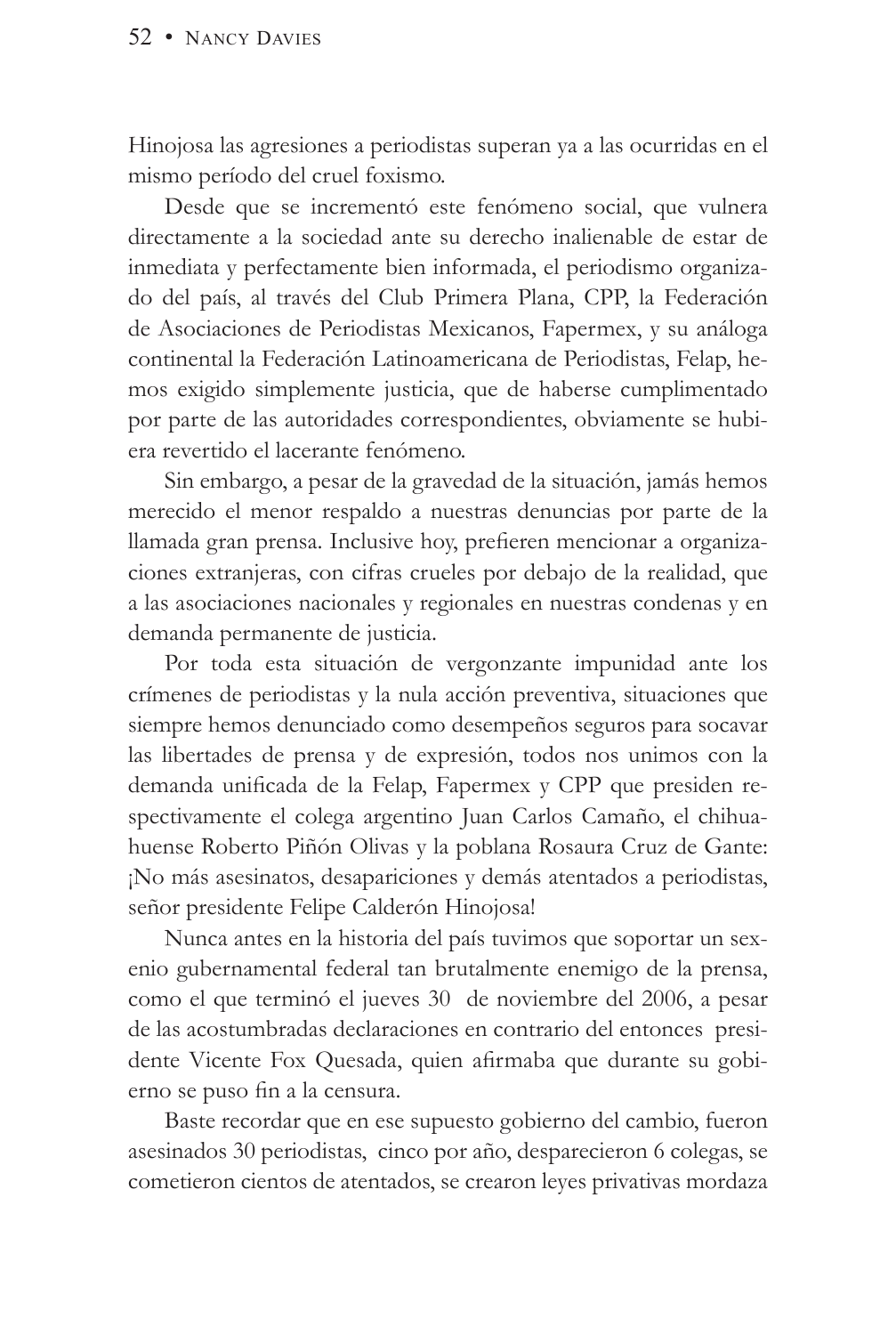Hinojosa las agresiones a periodistas superan ya a las ocurridas en el mismo período del cruel foxismo.

Desde que se incrementó este fenómeno social, que vulnera directamente a la sociedad ante su derecho inalienable de estar de inmediata y perfectamente bien informada, el periodismo organizado del país, al través del Club Primera Plana, CPP, la Federación de Asociaciones de Periodistas Mexicanos, Fapermex, y su análoga continental la Federación Latinoamericana de Periodistas, Felap, hemos exigido simplemente justicia, que de haberse cumplimentado por parte de las autoridades correspondientes, obviamente se hubiera revertido el lacerante fenómeno.

Sin embargo, a pesar de la gravedad de la situación, jamás hemos merecido el menor respaldo a nuestras denuncias por parte de la llamada gran prensa. Inclusive hoy, prefieren mencionar a organizaciones extranjeras, con cifras crueles por debajo de la realidad, que a las asociaciones nacionales y regionales en nuestras condenas y en demanda permanente de justicia.

Por toda esta situación de vergonzante impunidad ante los crímenes de periodistas y la nula acción preventiva, situaciones que siempre hemos denunciado como desempeños seguros para socavar las libertades de prensa y de expresión, todos nos unimos con la demanda unificada de la Felap, Fapermex y CPP que presiden respectivamente el colega argentino Juan Carlos Camaño, el chihuahuense Roberto Piñón Olivas y la poblana Rosaura Cruz de Gante: ¡No más asesinatos, desapariciones y demás atentados a periodistas, señor presidente Felipe Calderón Hinojosa!

Nunca antes en la historia del país tuvimos que soportar un sexenio gubernamental federal tan brutalmente enemigo de la prensa, como el que terminó el jueves 30 de noviembre del 2006, a pesar de las acostumbradas declaraciones en contrario del entonces presidente Vicente Fox Quesada, quien afirmaba que durante su gobierno se puso fin a la censura.

Baste recordar que en ese supuesto gobierno del cambio, fueron asesinados 30 periodistas, cinco por año, desparecieron 6 colegas, se cometieron cientos de atentados, se crearon leyes privativas mordaza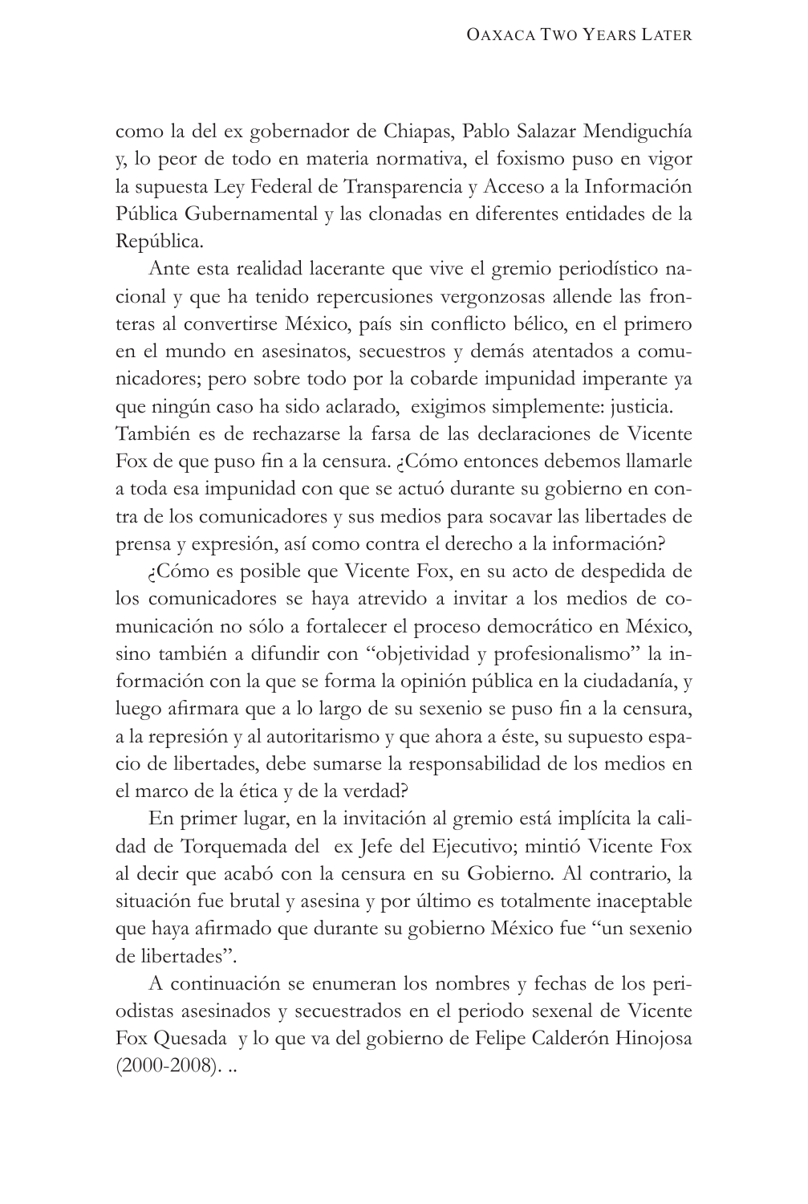como la del ex gobernador de Chiapas, Pablo Salazar Mendiguchía y, lo peor de todo en materia normativa, el foxismo puso en vigor la supuesta Ley Federal de Transparencia y Acceso a la Información Pública Gubernamental y las clonadas en diferentes entidades de la República.

Ante esta realidad lacerante que vive el gremio periodístico nacional y que ha tenido repercusiones vergonzosas allende las fronteras al convertirse México, país sin conflicto bélico, en el primero en el mundo en asesinatos, secuestros y demás atentados a comunicadores; pero sobre todo por la cobarde impunidad imperante ya que ningún caso ha sido aclarado, exigimos simplemente: justicia. También es de rechazarse la farsa de las declaraciones de Vicente Fox de que puso fin a la censura. ¿Cómo entonces debemos llamarle a toda esa impunidad con que se actuó durante su gobierno en contra de los comunicadores y sus medios para socavar las libertades de prensa y expresión, así como contra el derecho a la información?

¿Cómo es posible que Vicente Fox, en su acto de despedida de los comunicadores se haya atrevido a invitar a los medios de comunicación no sólo a fortalecer el proceso democrático en México, sino también a difundir con "objetividad y profesionalismo" la información con la que se forma la opinión pública en la ciudadanía, y luego afirmara que a lo largo de su sexenio se puso fin a la censura, a la represión y al autoritarismo y que ahora a éste, su supuesto espacio de libertades, debe sumarse la responsabilidad de los medios en el marco de la ética y de la verdad?

En primer lugar, en la invitación al gremio está implícita la calidad de Torquemada del ex Jefe del Ejecutivo; mintió Vicente Fox al decir que acabó con la censura en su Gobierno. Al contrario, la situación fue brutal y asesina y por último es totalmente inaceptable que haya afirmado que durante su gobierno México fue "un sexenio de libertades".

A continuación se enumeran los nombres y fechas de los periodistas asesinados y secuestrados en el periodo sexenal de Vicente Fox Quesada y lo que va del gobierno de Felipe Calderón Hinojosa (2000-2008). ..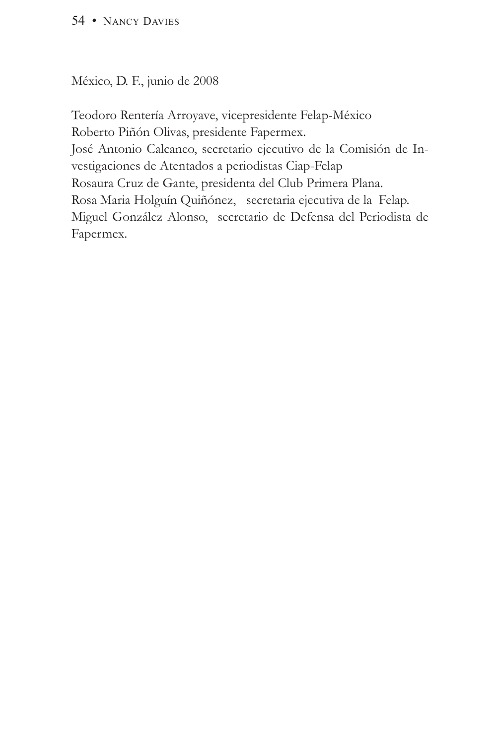México, D. F., junio de 2008

Teodoro Rentería Arroyave, vicepresidente Felap-México
Roberto Piñón Olivas, presidente Fapermex.
José Antonio Calcaneo, secretario ejecutivo de la Comisión de Investigaciones de Atentados a periodistas Ciap-Felap
Rosaura Cruz de Gante, presidenta del Club Primera Plana.
Rosa Maria Holguín Quiñónez, secretaria ejecutiva de la Felap.
Miguel González Alonso, secretario de Defensa del Periodista de Fapermex.